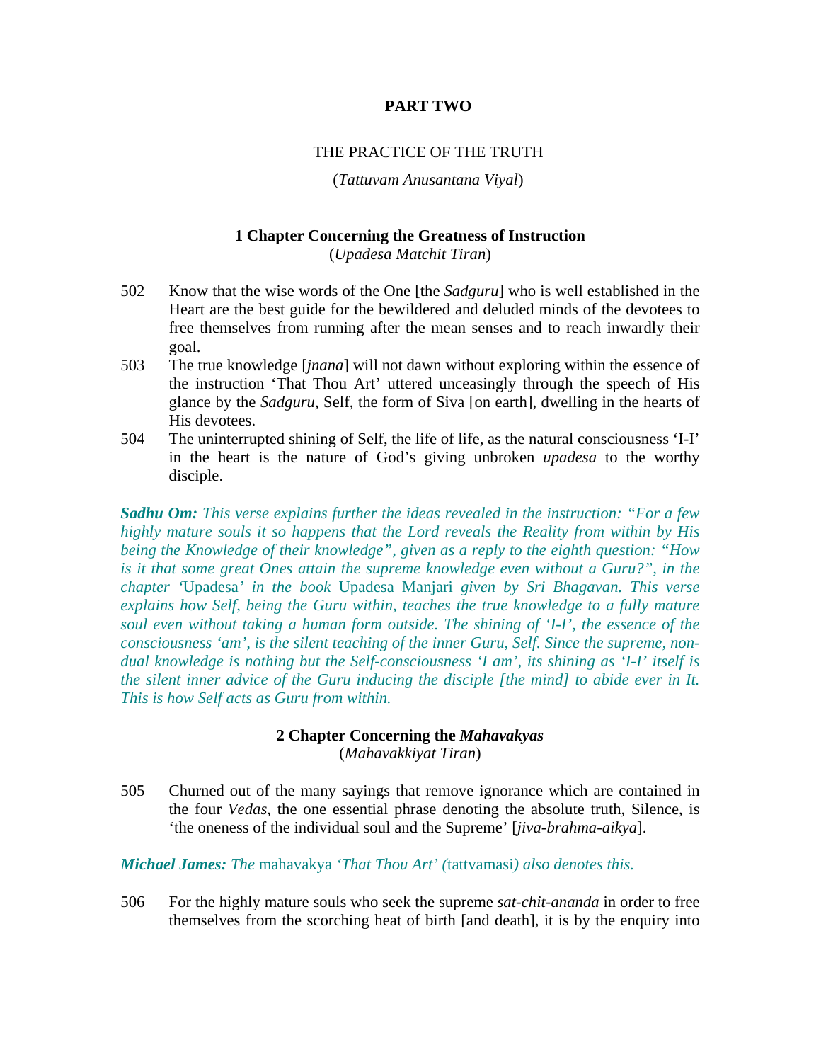# PART TWO

## THE PRACTICE OF THE TRUTH

(*Tattuvam Anusantana Viyal*)

### 1 Chapter Concerning the Greatness of Instruction

(*Upadesa Matchit Tiran*)

502 Know that the wise words of the One [the *Sadguru*] who is well established in the Heart are the best guide for the bewildered and deluded minds of the devotees to free themselves from running after the mean senses and to reach inwardly their goal.

503 The true knowledge [*jnana*] will not dawn without exploring within the essence of the instruction 'That Thou Art' uttered unceasingly through the speech of His glance by the *Sadguru*, Self, the form of Siva [on earth], dwelling in the hearts of His devotees.

504 The uninterrupted shining of Self, the life of life, as the natural consciousness 'I-I' in the heart is the nature of God's giving unbroken *upadesa* to the worthy disciple.

***Sadhu Om:*** *This verse explains further the ideas revealed in the instruction: "For a few highly mature souls it so happens that the Lord reveals the Reality from within by His being the Knowledge of their knowledge", given as a reply to the eighth question: "How is it that some great Ones attain the supreme knowledge even without a Guru?", in the chapter '*Upadesa*' in the book* Upadesa Manjari *given by Sri Bhagavan. This verse explains how Self, being the Guru within, teaches the true knowledge to a fully mature soul even without taking a human form outside. The shining of 'I-I', the essence of the consciousness 'am', is the silent teaching of the inner Guru, Self. Since the supreme, non-dual knowledge is nothing but the Self-consciousness 'I am', its shining as 'I-I' itself is the silent inner advice of the Guru inducing the disciple [the mind] to abide ever in It. This is how Self acts as Guru from within.*

### 2 Chapter Concerning the *Mahavakyas*

(*Mahavakkiyat Tiran*)

505 Churned out of the many sayings that remove ignorance which are contained in the four *Vedas*, the one essential phrase denoting the absolute truth, Silence, is 'the oneness of the individual soul and the Supreme' [*jiva-brahma-aikya*].

***Michael James:*** *The* mahavakya *'That Thou Art' (*tattvamasi*) also denotes this.*

506 For the highly mature souls who seek the supreme *sat-chit-ananda* in order to free themselves from the scorching heat of birth [and death], it is by the enquiry into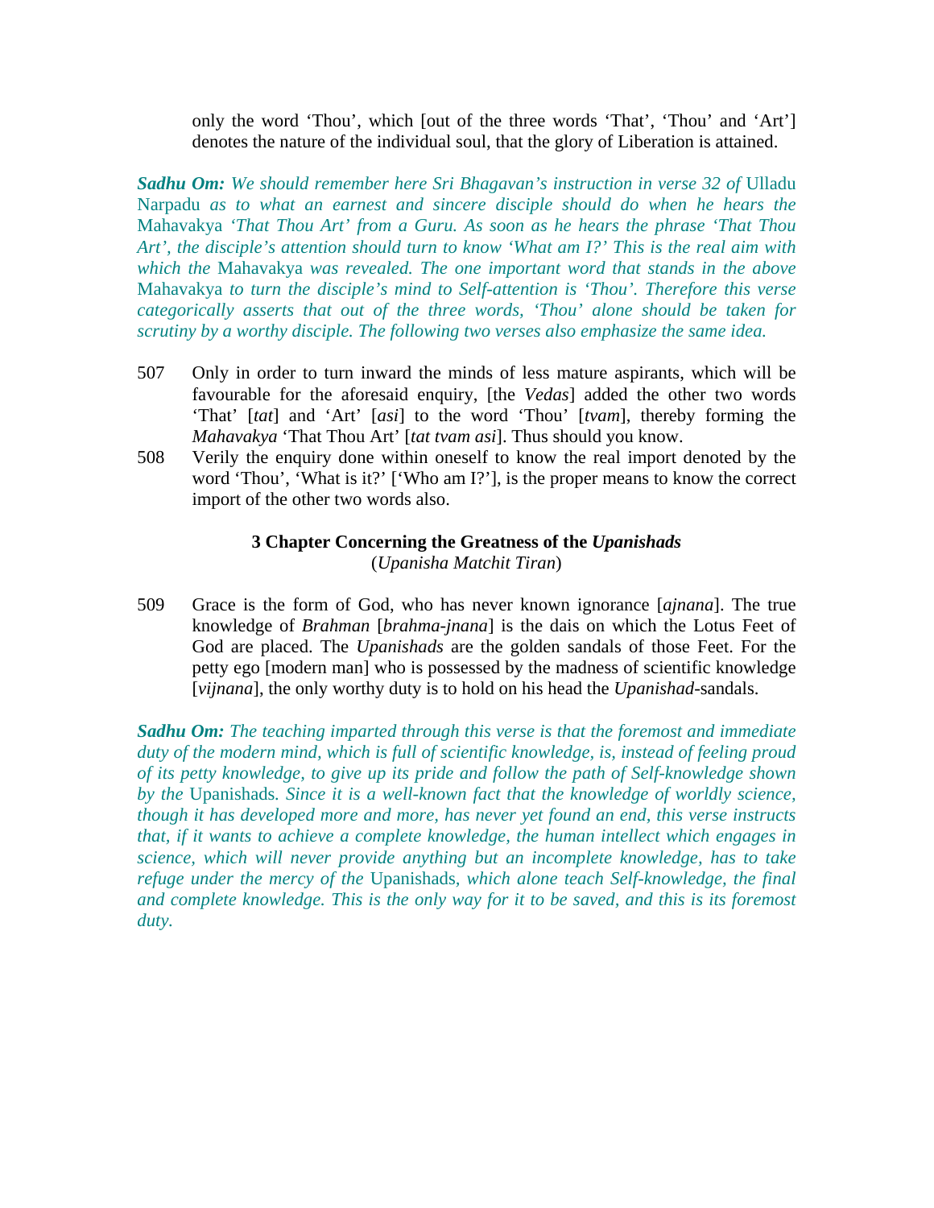only the word 'Thou', which [out of the three words 'That', 'Thou' and 'Art'] denotes the nature of the individual soul, that the glory of Liberation is attained.

***Sadhu Om:** We should remember here Sri Bhagavan's instruction in verse 32 of* Ulladu Narpadu *as to what an earnest and sincere disciple should do when he hears the* Mahavakya *'That Thou Art' from a Guru. As soon as he hears the phrase 'That Thou Art', the disciple's attention should turn to know 'What am I?' This is the real aim with which the* Mahavakya *was revealed. The one important word that stands in the above* Mahavakya *to turn the disciple's mind to Self-attention is 'Thou'. Therefore this verse categorically asserts that out of the three words, 'Thou' alone should be taken for scrutiny by a worthy disciple. The following two verses also emphasize the same idea.*

507 Only in order to turn inward the minds of less mature aspirants, which will be favourable for the aforesaid enquiry, [the *Vedas*] added the other two words 'That' [*tat*] and 'Art' [*asi*] to the word 'Thou' [*tvam*], thereby forming the *Mahavakya* 'That Thou Art' [*tat tvam asi*]. Thus should you know.

508 Verily the enquiry done within oneself to know the real import denoted by the word 'Thou', 'What is it?' ['Who am I?'], is the proper means to know the correct import of the other two words also.

### 3 Chapter Concerning the Greatness of the *Upanishads*
(*Upanisha Matchit Tiran*)

509 Grace is the form of God, who has never known ignorance [*ajnana*]. The true knowledge of *Brahman* [*brahma-jnana*] is the dais on which the Lotus Feet of God are placed. The *Upanishads* are the golden sandals of those Feet. For the petty ego [modern man] who is possessed by the madness of scientific knowledge [*vijnana*], the only worthy duty is to hold on his head the *Upanishad*-sandals.

***Sadhu Om:** The teaching imparted through this verse is that the foremost and immediate duty of the modern mind, which is full of scientific knowledge, is, instead of feeling proud of its petty knowledge, to give up its pride and follow the path of Self-knowledge shown by the* Upanishads*. Since it is a well-known fact that the knowledge of worldly science, though it has developed more and more, has never yet found an end, this verse instructs that, if it wants to achieve a complete knowledge, the human intellect which engages in science, which will never provide anything but an incomplete knowledge, has to take refuge under the mercy of the* Upanishads*, which alone teach Self-knowledge, the final and complete knowledge. This is the only way for it to be saved, and this is its foremost duty.*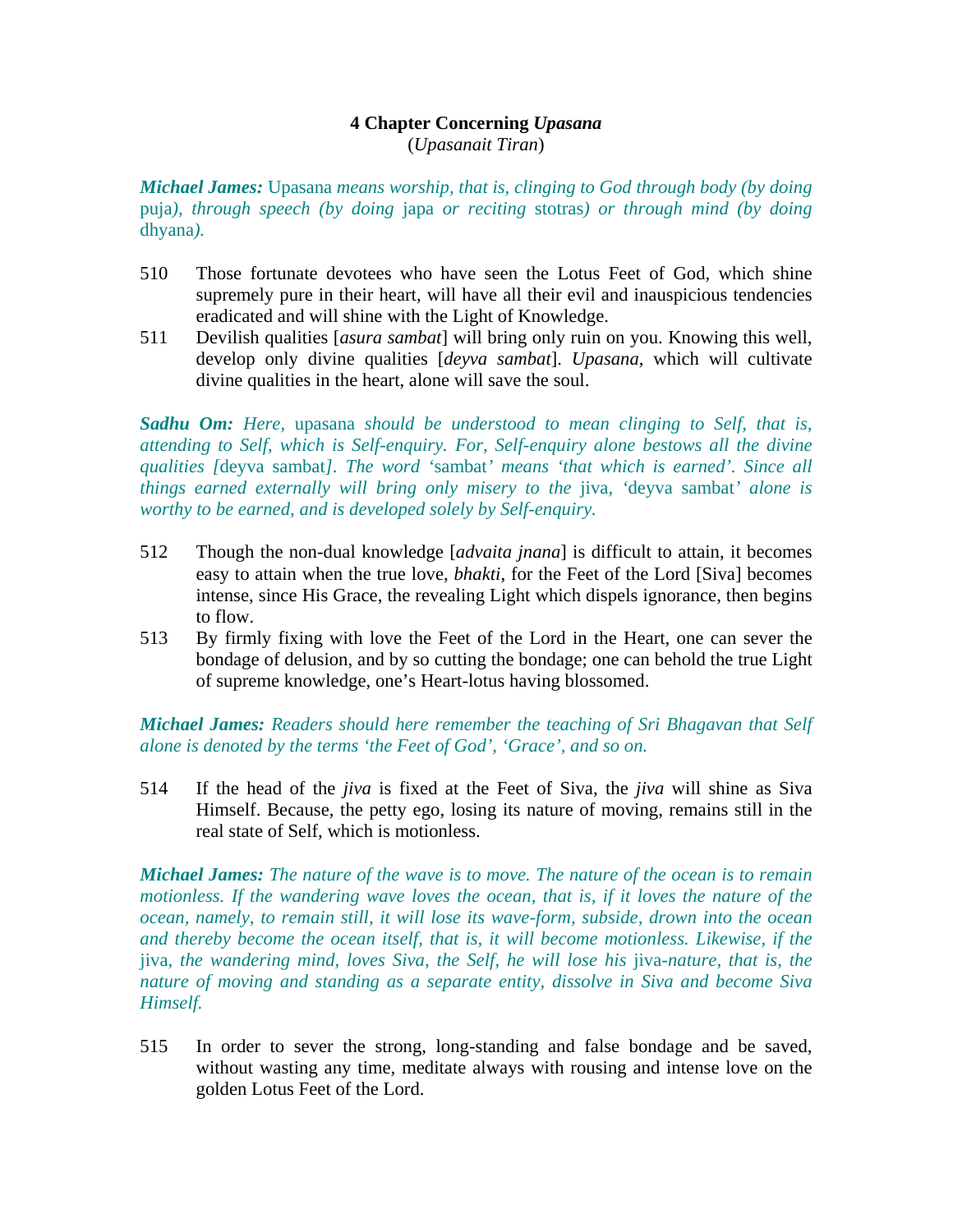### 4 Chapter Concerning *Upasana*
(*Upasanait Tiran*)

***Michael James:*** *Upasana means worship, that is, clinging to God through body (by doing* puja*), through speech (by doing* japa *or reciting* stotras*) or through mind (by doing* dhyana*).*

510 Those fortunate devotees who have seen the Lotus Feet of God, which shine supremely pure in their heart, will have all their evil and inauspicious tendencies eradicated and will shine with the Light of Knowledge.

511 Devilish qualities [*asura sambat*] will bring only ruin on you. Knowing this well, develop only divine qualities [*deyva sambat*]. *Upasana*, which will cultivate divine qualities in the heart, alone will save the soul.

***Sadhu Om:*** *Here,* upasana *should be understood to mean clinging to Self, that is, attending to Self, which is Self-enquiry. For, Self-enquiry alone bestows all the divine qualities [*deyva sambat*]. The word '*sambat*' means 'that which is earned'. Since all things earned externally will bring only misery to the* jiva*, '*deyva sambat*' alone is worthy to be earned, and is developed solely by Self-enquiry.*

512 Though the non-dual knowledge [*advaita jnana*] is difficult to attain, it becomes easy to attain when the true love, *bhakti*, for the Feet of the Lord [Siva] becomes intense, since His Grace, the revealing Light which dispels ignorance, then begins to flow.

513 By firmly fixing with love the Feet of the Lord in the Heart, one can sever the bondage of delusion, and by so cutting the bondage; one can behold the true Light of supreme knowledge, one's Heart-lotus having blossomed.

***Michael James:*** *Readers should here remember the teaching of Sri Bhagavan that Self alone is denoted by the terms 'the Feet of God', 'Grace', and so on.*

514 If the head of the *jiva* is fixed at the Feet of Siva, the *jiva* will shine as Siva Himself. Because, the petty ego, losing its nature of moving, remains still in the real state of Self, which is motionless.

***Michael James:*** *The nature of the wave is to move. The nature of the ocean is to remain motionless. If the wandering wave loves the ocean, that is, if it loves the nature of the ocean, namely, to remain still, it will lose its wave-form, subside, drown into the ocean and thereby become the ocean itself, that is, it will become motionless. Likewise, if the* jiva*, the wandering mind, loves Siva, the Self, he will lose his* jiva*-nature, that is, the nature of moving and standing as a separate entity, dissolve in Siva and become Siva Himself.*

515 In order to sever the strong, long-standing and false bondage and be saved, without wasting any time, meditate always with rousing and intense love on the golden Lotus Feet of the Lord.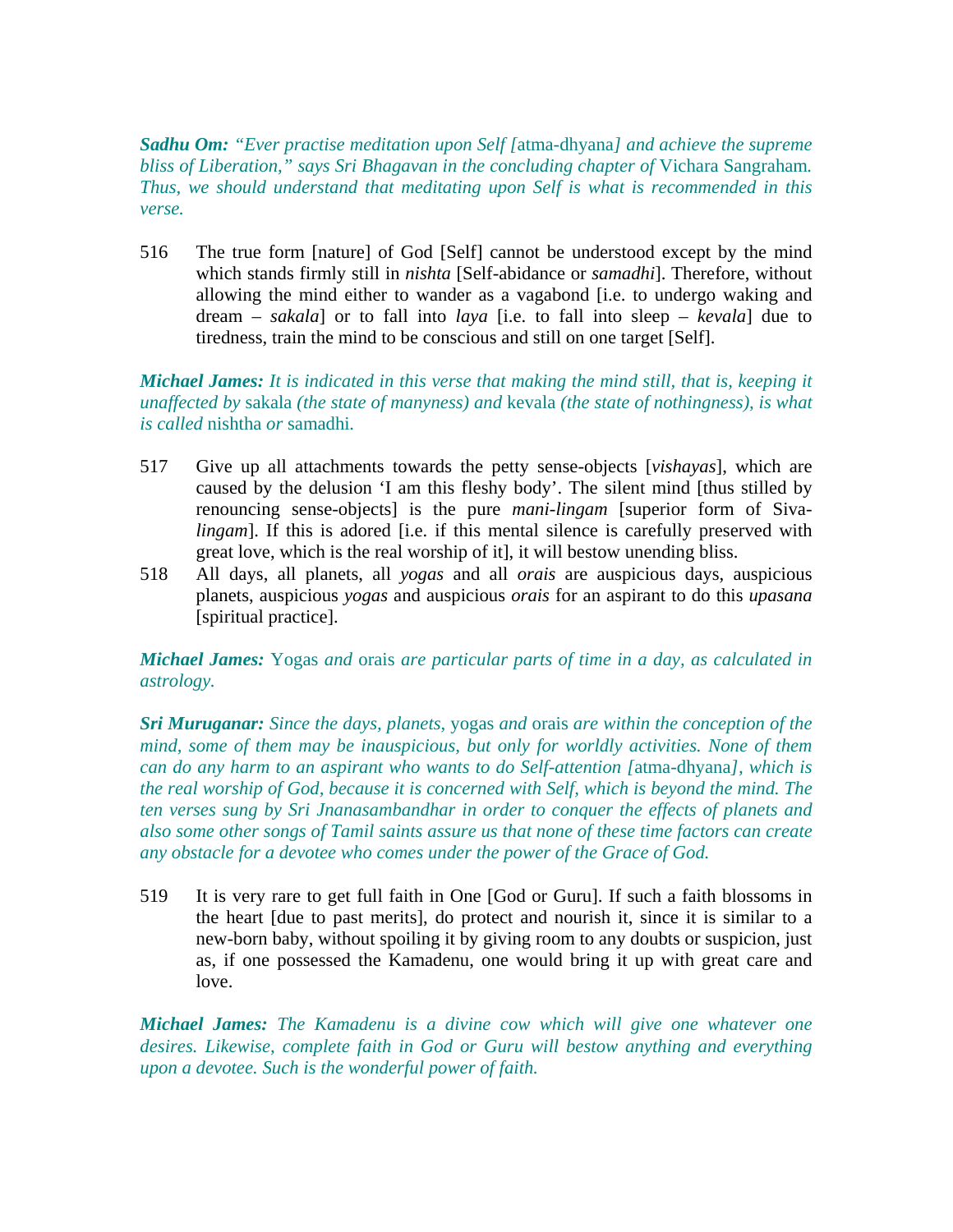***Sadhu Om:*** *"Ever practise meditation upon Self [*atma-dhyana*] and achieve the supreme bliss of Liberation," says Sri Bhagavan in the concluding chapter of* Vichara Sangraham*. Thus, we should understand that meditating upon Self is what is recommended in this verse.*

516 The true form [nature] of God [Self] cannot be understood except by the mind which stands firmly still in *nishta* [Self-abidance or *samadhi*]. Therefore, without allowing the mind either to wander as a vagabond [i.e. to undergo waking and dream – *sakala*] or to fall into *laya* [i.e. to fall into sleep – *kevala*] due to tiredness, train the mind to be conscious and still on one target [Self].

***Michael James:*** *It is indicated in this verse that making the mind still, that is, keeping it unaffected by* sakala *(the state of manyness) and* kevala *(the state of nothingness), is what is called* nishtha *or* samadhi*.*

517 Give up all attachments towards the petty sense-objects [*vishayas*], which are caused by the delusion 'I am this fleshy body'. The silent mind [thus stilled by renouncing sense-objects] is the pure *mani-lingam* [superior form of Siva-*lingam*]. If this is adored [i.e. if this mental silence is carefully preserved with great love, which is the real worship of it], it will bestow unending bliss.

518 All days, all planets, all *yogas* and all *orais* are auspicious days, auspicious planets, auspicious *yogas* and auspicious *orais* for an aspirant to do this *upasana* [spiritual practice].

***Michael James:*** Yogas *and* orais *are particular parts of time in a day, as calculated in astrology.*

***Sri Muruganar:*** *Since the days, planets,* yogas *and* orais *are within the conception of the mind, some of them may be inauspicious, but only for worldly activities. None of them can do any harm to an aspirant who wants to do Self-attention [*atma-dhyana*], which is the real worship of God, because it is concerned with Self, which is beyond the mind. The ten verses sung by Sri Jnanasambandhar in order to conquer the effects of planets and also some other songs of Tamil saints assure us that none of these time factors can create any obstacle for a devotee who comes under the power of the Grace of God.*

519 It is very rare to get full faith in One [God or Guru]. If such a faith blossoms in the heart [due to past merits], do protect and nourish it, since it is similar to a new-born baby, without spoiling it by giving room to any doubts or suspicion, just as, if one possessed the Kamadenu, one would bring it up with great care and love.

***Michael James:*** *The Kamadenu is a divine cow which will give one whatever one desires. Likewise, complete faith in God or Guru will bestow anything and everything upon a devotee. Such is the wonderful power of faith.*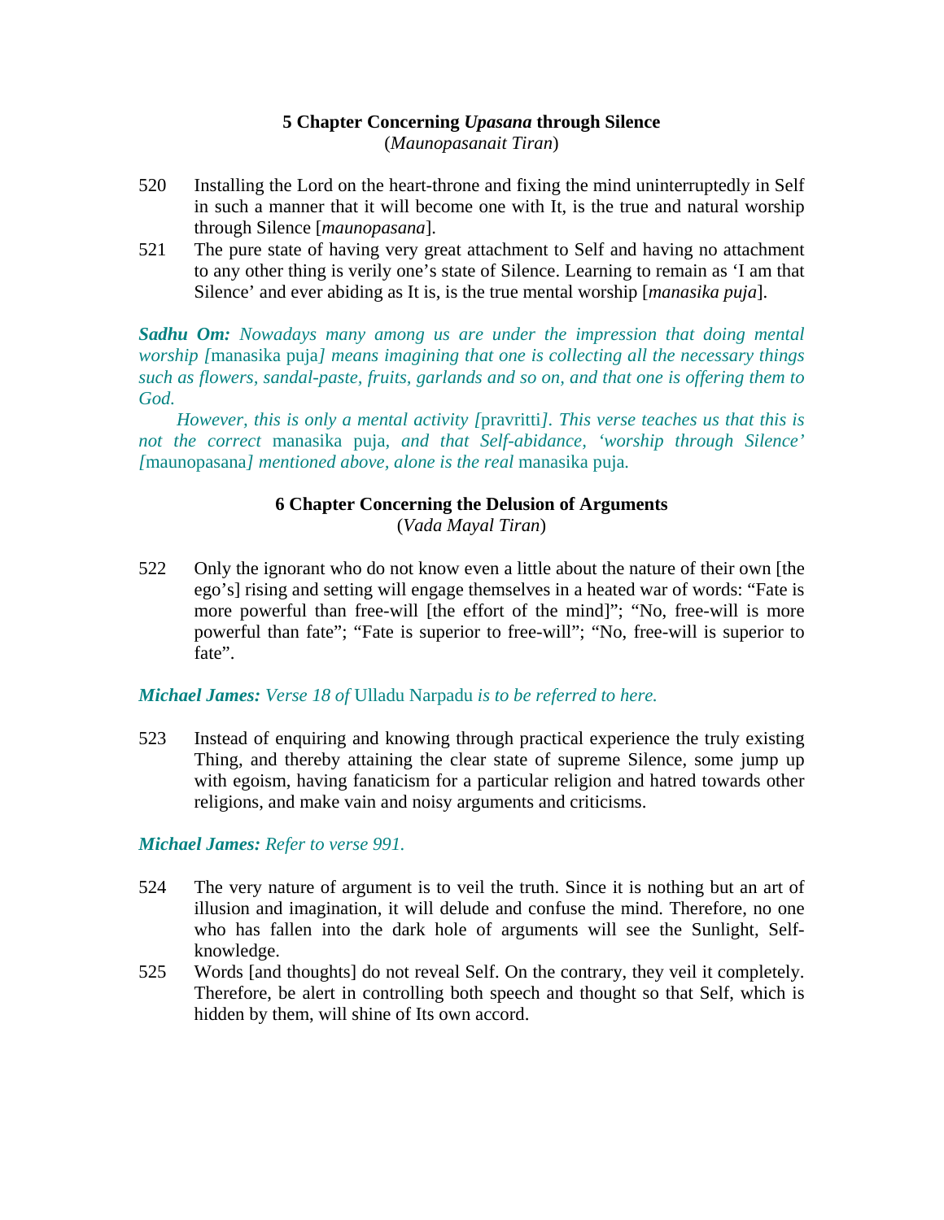### 5 Chapter Concerning *Upasana* through Silence

(*Maunopasanait Tiran*)

520 Installing the Lord on the heart-throne and fixing the mind uninterruptedly in Self in such a manner that it will become one with It, is the true and natural worship through Silence [*maunopasana*].

521 The pure state of having very great attachment to Self and having no attachment to any other thing is verily one's state of Silence. Learning to remain as 'I am that Silence' and ever abiding as It is, is the true mental worship [*manasika puja*].

***Sadhu Om:*** *Nowadays many among us are under the impression that doing mental worship [*manasika puja*] means imagining that one is collecting all the necessary things such as flowers, sandal-paste, fruits, garlands and so on, and that one is offering them to God.*

*However, this is only a mental activity [*pravritti*]. This verse teaches us that this is not the correct* manasika puja*, and that Self-abidance, 'worship through Silence' [*maunopasana*] mentioned above, alone is the real* manasika puja*.*

### 6 Chapter Concerning the Delusion of Arguments

(*Vada Mayal Tiran*)

522 Only the ignorant who do not know even a little about the nature of their own [the ego's] rising and setting will engage themselves in a heated war of words: "Fate is more powerful than free-will [the effort of the mind]"; "No, free-will is more powerful than fate"; "Fate is superior to free-will"; "No, free-will is superior to fate".

***Michael James:*** *Verse 18 of* Ulladu Narpadu *is to be referred to here.*

523 Instead of enquiring and knowing through practical experience the truly existing Thing, and thereby attaining the clear state of supreme Silence, some jump up with egoism, having fanaticism for a particular religion and hatred towards other religions, and make vain and noisy arguments and criticisms.

***Michael James:*** *Refer to verse 991.*

524 The very nature of argument is to veil the truth. Since it is nothing but an art of illusion and imagination, it will delude and confuse the mind. Therefore, no one who has fallen into the dark hole of arguments will see the Sunlight, Self-knowledge.

525 Words [and thoughts] do not reveal Self. On the contrary, they veil it completely. Therefore, be alert in controlling both speech and thought so that Self, which is hidden by them, will shine of Its own accord.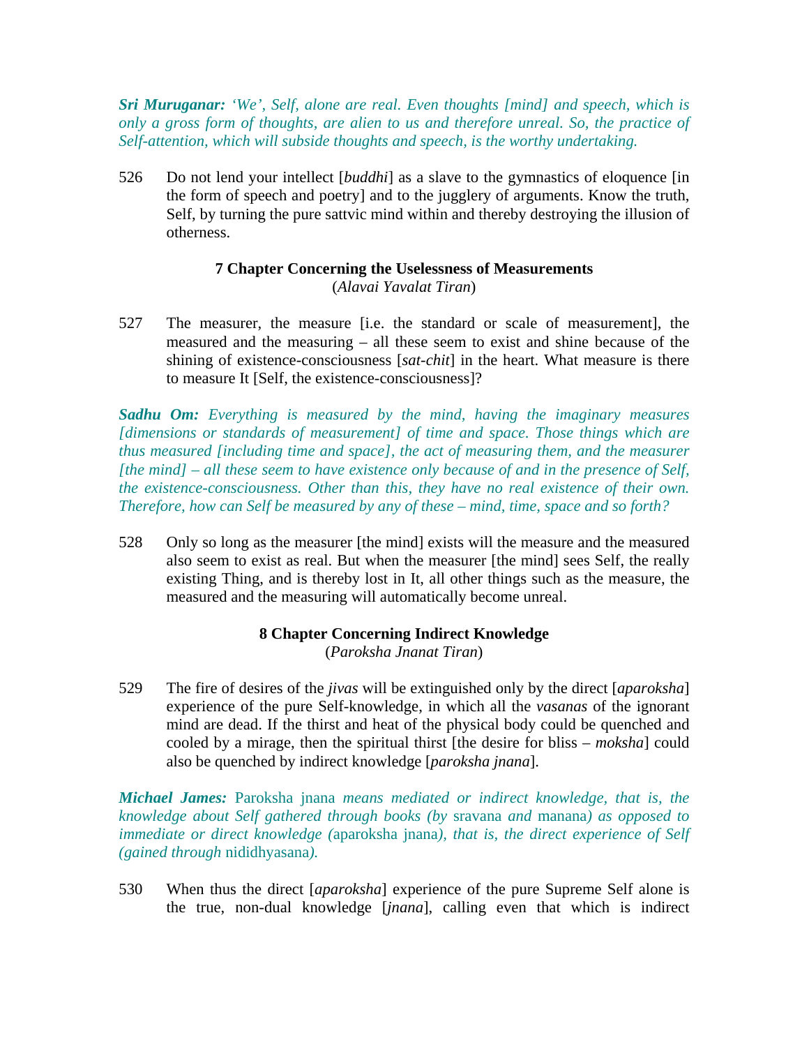***Sri Muruganar:*** *'We', Self, alone are real. Even thoughts [mind] and speech, which is only a gross form of thoughts, are alien to us and therefore unreal. So, the practice of Self-attention, which will subside thoughts and speech, is the worthy undertaking.*

526 Do not lend your intellect [*buddhi*] as a slave to the gymnastics of eloquence [in the form of speech and poetry] and to the jugglery of arguments. Know the truth, Self, by turning the pure sattvic mind within and thereby destroying the illusion of otherness.

### 7 Chapter Concerning the Uselessness of Measurements
(*Alavai Yavalat Tiran*)

527 The measurer, the measure [i.e. the standard or scale of measurement], the measured and the measuring – all these seem to exist and shine because of the shining of existence-consciousness [*sat-chit*] in the heart. What measure is there to measure It [Self, the existence-consciousness]?

***Sadhu Om:*** *Everything is measured by the mind, having the imaginary measures [dimensions or standards of measurement] of time and space. Those things which are thus measured [including time and space], the act of measuring them, and the measurer [the mind] – all these seem to have existence only because of and in the presence of Self, the existence-consciousness. Other than this, they have no real existence of their own. Therefore, how can Self be measured by any of these – mind, time, space and so forth?*

528 Only so long as the measurer [the mind] exists will the measure and the measured also seem to exist as real. But when the measurer [the mind] sees Self, the really existing Thing, and is thereby lost in It, all other things such as the measure, the measured and the measuring will automatically become unreal.

### 8 Chapter Concerning Indirect Knowledge
(*Paroksha Jnanat Tiran*)

529 The fire of desires of the *jivas* will be extinguished only by the direct [*aparoksha*] experience of the pure Self-knowledge, in which all the *vasanas* of the ignorant mind are dead. If the thirst and heat of the physical body could be quenched and cooled by a mirage, then the spiritual thirst [the desire for bliss – *moksha*] could also be quenched by indirect knowledge [*paroksha jnana*].

***Michael James:*** Paroksha jnana *means mediated or indirect knowledge, that is, the knowledge about Self gathered through books (by* sravana *and* manana*) as opposed to immediate or direct knowledge (*aparoksha jnana*), that is, the direct experience of Self (gained through* nididhyasana*).*

530 When thus the direct [*aparoksha*] experience of the pure Supreme Self alone is the true, non-dual knowledge [*jnana*], calling even that which is indirect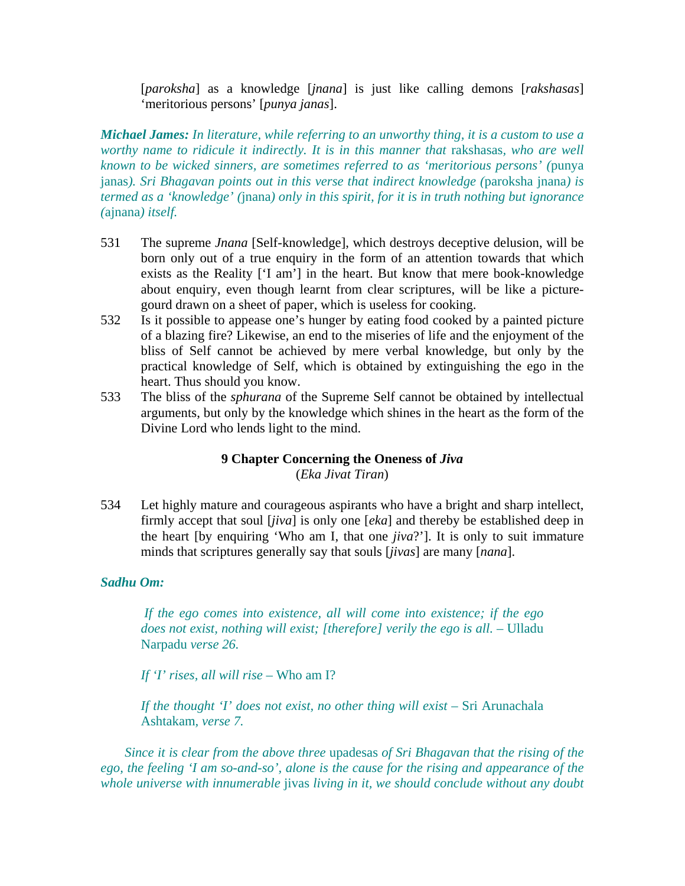[*paroksha*] as a knowledge [*jnana*] is just like calling demons [*rakshasas*] 'meritorious persons' [*punya janas*].

***Michael James:*** *In literature, while referring to an unworthy thing, it is a custom to use a worthy name to ridicule it indirectly. It is in this manner that* rakshasas*, who are well known to be wicked sinners, are sometimes referred to as 'meritorious persons' (*punya janas*). Sri Bhagavan points out in this verse that indirect knowledge (*paroksha jnana*) is termed as a 'knowledge' (*jnana*) only in this spirit, for it is in truth nothing but ignorance (*ajnana*) itself.*

531 The supreme *Jnana* [Self-knowledge], which destroys deceptive delusion, will be born only out of a true enquiry in the form of an attention towards that which exists as the Reality ['I am'] in the heart. But know that mere book-knowledge about enquiry, even though learnt from clear scriptures, will be like a picture-gourd drawn on a sheet of paper, which is useless for cooking.

532 Is it possible to appease one's hunger by eating food cooked by a painted picture of a blazing fire? Likewise, an end to the miseries of life and the enjoyment of the bliss of Self cannot be achieved by mere verbal knowledge, but only by the practical knowledge of Self, which is obtained by extinguishing the ego in the heart. Thus should you know.

533 The bliss of the *sphurana* of the Supreme Self cannot be obtained by intellectual arguments, but only by the knowledge which shines in the heart as the form of the Divine Lord who lends light to the mind.

## 9 Chapter Concerning the Oneness of *Jiva*

(*Eka Jivat Tiran*)

534 Let highly mature and courageous aspirants who have a bright and sharp intellect, firmly accept that soul [*jiva*] is only one [*eka*] and thereby be established deep in the heart [by enquiring 'Who am I, that one *jiva*?']. It is only to suit immature minds that scriptures generally say that souls [*jivas*] are many [*nana*].

***Sadhu Om:***

> *If the ego comes into existence, all will come into existence; if the ego does not exist, nothing will exist; [therefore] verily the ego is all.* – Ulladu Narpadu *verse 26.*
>
> *If 'I' rises, all will rise* – Who am I?
>
> *If the thought 'I' does not exist, no other thing will exist* – Sri Arunachala Ashtakam, *verse 7.*

*Since it is clear from the above three* upadesas *of Sri Bhagavan that the rising of the ego, the feeling 'I am so-and-so', alone is the cause for the rising and appearance of the whole universe with innumerable* jivas *living in it, we should conclude without any doubt*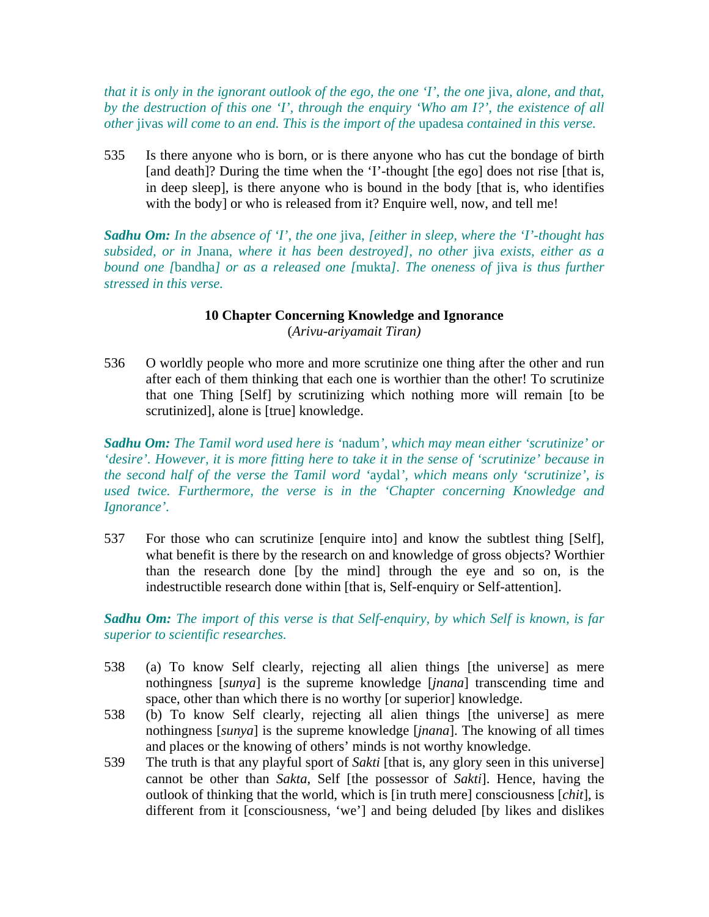*that it is only in the ignorant outlook of the ego, the one 'I', the one* jiva*, alone, and that, by the destruction of this one 'I', through the enquiry 'Who am I?', the existence of all other* jivas *will come to an end. This is the import of the* upadesa *contained in this verse.*

535 Is there anyone who is born, or is there anyone who has cut the bondage of birth [and death]? During the time when the 'I'-thought [the ego] does not rise [that is, in deep sleep], is there anyone who is bound in the body [that is, who identifies with the body] or who is released from it? Enquire well, now, and tell me!

***Sadhu Om:*** *In the absence of 'I', the one* jiva*, [either in sleep, where the 'I'-thought has subsided, or in* Jnana*, where it has been destroyed], no other* jiva *exists, either as a bound one [*bandha*] or as a released one [*mukta*]. The oneness of* jiva *is thus further stressed in this verse.*

### 10 Chapter Concerning Knowledge and Ignorance

(*Arivu-ariyamait Tiran)*

536 O worldly people who more and more scrutinize one thing after the other and run after each of them thinking that each one is worthier than the other! To scrutinize that one Thing [Self] by scrutinizing which nothing more will remain [to be scrutinized], alone is [true] knowledge.

***Sadhu Om:*** *The Tamil word used here is '*nadum*', which may mean either 'scrutinize' or 'desire'. However, it is more fitting here to take it in the sense of 'scrutinize' because in the second half of the verse the Tamil word '*aydal*', which means only 'scrutinize', is used twice. Furthermore, the verse is in the 'Chapter concerning Knowledge and Ignorance'.*

537 For those who can scrutinize [enquire into] and know the subtlest thing [Self], what benefit is there by the research on and knowledge of gross objects? Worthier than the research done [by the mind] through the eye and so on, is the indestructible research done within [that is, Self-enquiry or Self-attention].

***Sadhu Om:*** *The import of this verse is that Self-enquiry, by which Self is known, is far superior to scientific researches.*

538 (a) To know Self clearly, rejecting all alien things [the universe] as mere nothingness [*sunya*] is the supreme knowledge [*jnana*] transcending time and space, other than which there is no worthy [or superior] knowledge.

538 (b) To know Self clearly, rejecting all alien things [the universe] as mere nothingness [*sunya*] is the supreme knowledge [*jnana*]. The knowing of all times and places or the knowing of others' minds is not worthy knowledge.

539 The truth is that any playful sport of *Sakti* [that is, any glory seen in this universe] cannot be other than *Sakta*, Self [the possessor of *Sakti*]. Hence, having the outlook of thinking that the world, which is [in truth mere] consciousness [*chit*], is different from it [consciousness, 'we'] and being deluded [by likes and dislikes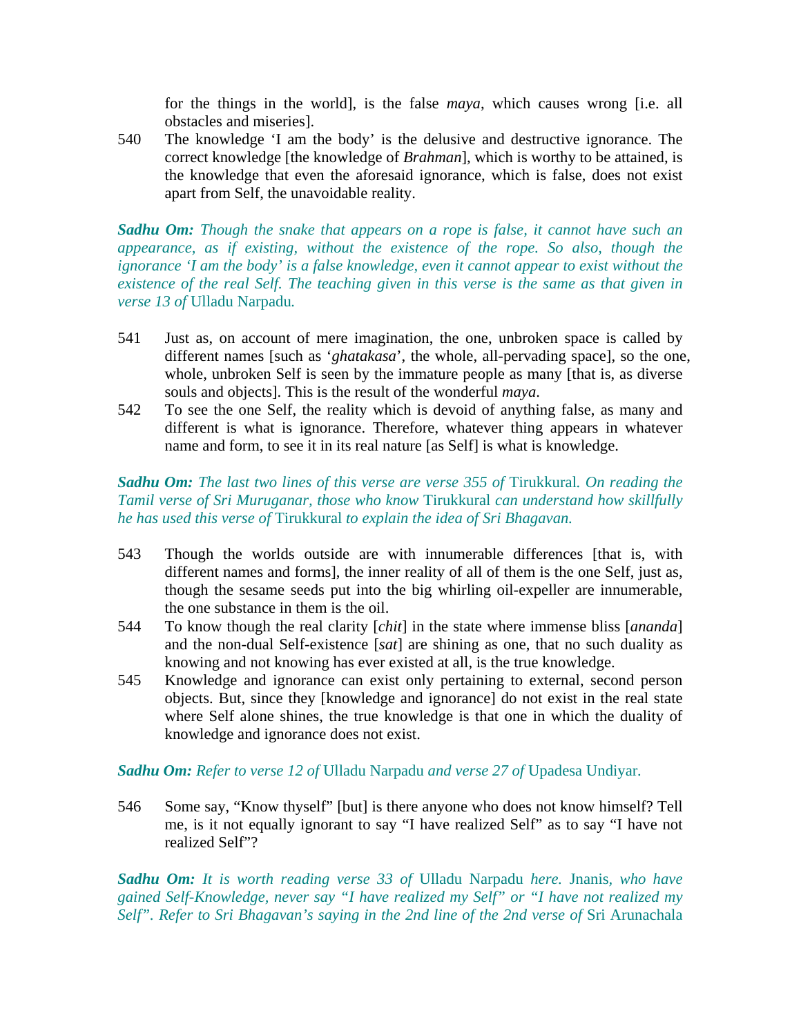for the things in the world], is the false *maya*, which causes wrong [i.e. all obstacles and miseries].

540 The knowledge 'I am the body' is the delusive and destructive ignorance. The correct knowledge [the knowledge of *Brahman*], which is worthy to be attained, is the knowledge that even the aforesaid ignorance, which is false, does not exist apart from Self, the unavoidable reality.

***Sadhu Om:*** *Though the snake that appears on a rope is false, it cannot have such an appearance, as if existing, without the existence of the rope. So also, though the ignorance 'I am the body' is a false knowledge, even it cannot appear to exist without the existence of the real Self. The teaching given in this verse is the same as that given in verse 13 of* Ulladu Narpadu*.*

541 Just as, on account of mere imagination, the one, unbroken space is called by different names [such as '*ghatakasa*', the whole, all-pervading space], so the one, whole, unbroken Self is seen by the immature people as many [that is, as diverse souls and objects]. This is the result of the wonderful *maya*.

542 To see the one Self, the reality which is devoid of anything false, as many and different is what is ignorance. Therefore, whatever thing appears in whatever name and form, to see it in its real nature [as Self] is what is knowledge.

***Sadhu Om:*** *The last two lines of this verse are verse 355 of* Tirukkural*. On reading the Tamil verse of Sri Muruganar, those who know* Tirukkural *can understand how skillfully he has used this verse of* Tirukkural *to explain the idea of Sri Bhagavan.*

543 Though the worlds outside are with innumerable differences [that is, with different names and forms], the inner reality of all of them is the one Self, just as, though the sesame seeds put into the big whirling oil-expeller are innumerable, the one substance in them is the oil.

544 To know though the real clarity [*chit*] in the state where immense bliss [*ananda*] and the non-dual Self-existence [*sat*] are shining as one, that no such duality as knowing and not knowing has ever existed at all, is the true knowledge.

545 Knowledge and ignorance can exist only pertaining to external, second person objects. But, since they [knowledge and ignorance] do not exist in the real state where Self alone shines, the true knowledge is that one in which the duality of knowledge and ignorance does not exist.

***Sadhu Om:*** *Refer to verse 12 of* Ulladu Narpadu *and verse 27 of* Upadesa Undiyar*.*

546 Some say, "Know thyself" [but] is there anyone who does not know himself? Tell me, is it not equally ignorant to say "I have realized Self" as to say "I have not realized Self"?

***Sadhu Om:*** *It is worth reading verse 33 of* Ulladu Narpadu *here.* Jnanis*, who have gained Self-Knowledge, never say "I have realized my Self" or "I have not realized my Self". Refer to Sri Bhagavan's saying in the 2nd line of the 2nd verse of* Sri Arunachala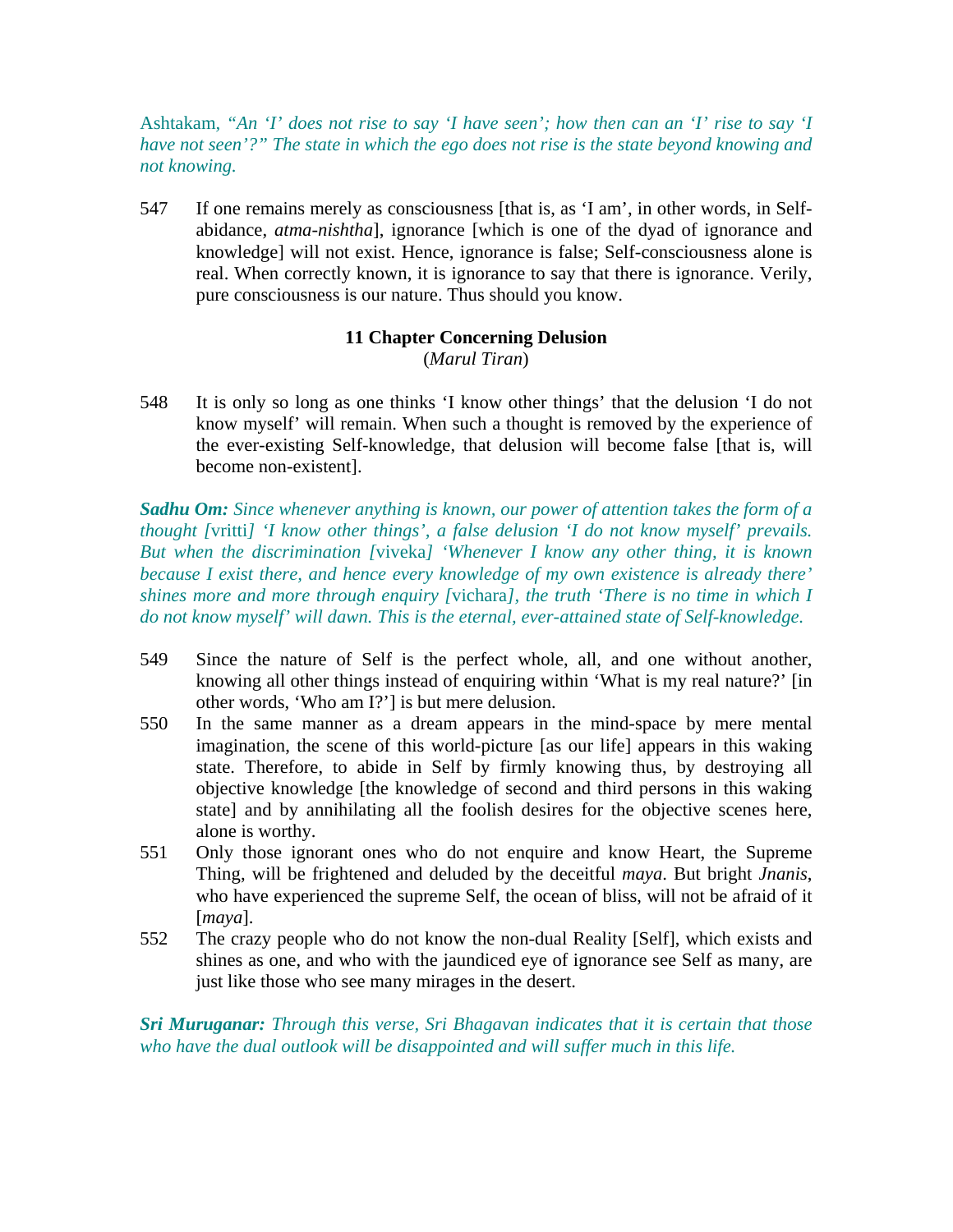*Ashtakam, "An 'I' does not rise to say 'I have seen'; how then can an 'I' rise to say 'I have not seen'?" The state in which the ego does not rise is the state beyond knowing and not knowing.*

547 If one remains merely as consciousness [that is, as 'I am', in other words, in Self-abidance, *atma-nishtha*], ignorance [which is one of the dyad of ignorance and knowledge] will not exist. Hence, ignorance is false; Self-consciousness alone is real. When correctly known, it is ignorance to say that there is ignorance. Verily, pure consciousness is our nature. Thus should you know.

## 11 Chapter Concerning Delusion

(*Marul Tiran*)

548 It is only so long as one thinks 'I know other things' that the delusion 'I do not know myself' will remain. When such a thought is removed by the experience of the ever-existing Self-knowledge, that delusion will become false [that is, will become non-existent].

***Sadhu Om:*** *Since whenever anything is known, our power of attention takes the form of a thought [*vritti*] 'I know other things', a false delusion 'I do not know myself' prevails. But when the discrimination [*viveka*] 'Whenever I know any other thing, it is known because I exist there, and hence every knowledge of my own existence is already there' shines more and more through enquiry [*vichara*], the truth 'There is no time in which I do not know myself' will dawn. This is the eternal, ever-attained state of Self-knowledge.*

549 Since the nature of Self is the perfect whole, all, and one without another, knowing all other things instead of enquiring within 'What is my real nature?' [in other words, 'Who am I?'] is but mere delusion.

550 In the same manner as a dream appears in the mind-space by mere mental imagination, the scene of this world-picture [as our life] appears in this waking state. Therefore, to abide in Self by firmly knowing thus, by destroying all objective knowledge [the knowledge of second and third persons in this waking state] and by annihilating all the foolish desires for the objective scenes here, alone is worthy.

551 Only those ignorant ones who do not enquire and know Heart, the Supreme Thing, will be frightened and deluded by the deceitful *maya*. But bright *Jnanis*, who have experienced the supreme Self, the ocean of bliss, will not be afraid of it [*maya*].

552 The crazy people who do not know the non-dual Reality [Self], which exists and shines as one, and who with the jaundiced eye of ignorance see Self as many, are just like those who see many mirages in the desert.

***Sri Muruganar:*** *Through this verse, Sri Bhagavan indicates that it is certain that those who have the dual outlook will be disappointed and will suffer much in this life.*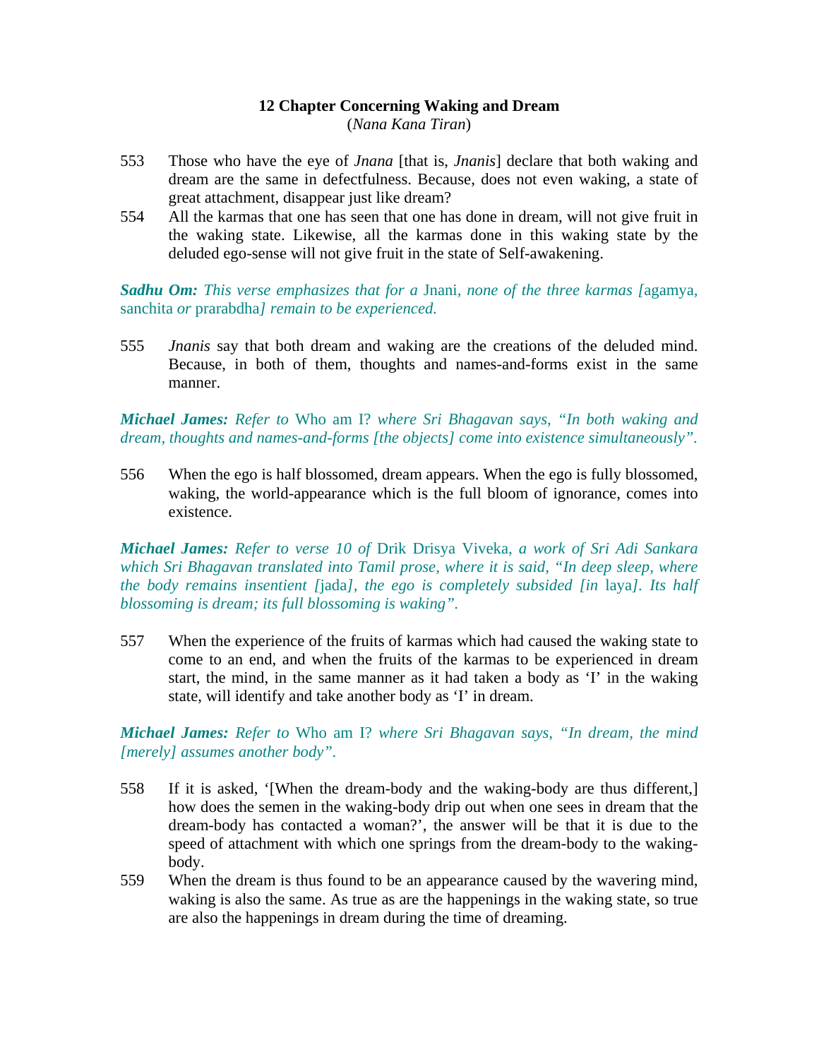### 12 Chapter Concerning Waking and Dream
(*Nana Kana Tiran*)

553 Those who have the eye of *Jnana* [that is, *Jnanis*] declare that both waking and dream are the same in defectfulness. Because, does not even waking, a state of great attachment, disappear just like dream?

554 All the karmas that one has seen that one has done in dream, will not give fruit in the waking state. Likewise, all the karmas done in this waking state by the deluded ego-sense will not give fruit in the state of Self-awakening.

***Sadhu Om:*** *This verse emphasizes that for a* Jnani*, none of the three karmas [*agamya, sanchita *or* prarabdha*] remain to be experienced.*

555 *Jnanis* say that both dream and waking are the creations of the deluded mind. Because, in both of them, thoughts and names-and-forms exist in the same manner.

***Michael James:*** *Refer to* Who am I? *where Sri Bhagavan says, "In both waking and dream, thoughts and names-and-forms [the objects] come into existence simultaneously".*

556 When the ego is half blossomed, dream appears. When the ego is fully blossomed, waking, the world-appearance which is the full bloom of ignorance, comes into existence.

***Michael James:*** *Refer to verse 10 of* Drik Drisya Viveka*, a work of Sri Adi Sankara which Sri Bhagavan translated into Tamil prose, where it is said, "In deep sleep, where the body remains insentient [*jada*], the ego is completely subsided [in* laya*]. Its half blossoming is dream; its full blossoming is waking".*

557 When the experience of the fruits of karmas which had caused the waking state to come to an end, and when the fruits of the karmas to be experienced in dream start, the mind, in the same manner as it had taken a body as 'I' in the waking state, will identify and take another body as 'I' in dream.

***Michael James:*** *Refer to* Who am I? *where Sri Bhagavan says, "In dream, the mind [merely] assumes another body".*

558 If it is asked, '[When the dream-body and the waking-body are thus different,] how does the semen in the waking-body drip out when one sees in dream that the dream-body has contacted a woman?', the answer will be that it is due to the speed of attachment with which one springs from the dream-body to the waking-body.

559 When the dream is thus found to be an appearance caused by the wavering mind, waking is also the same. As true as are the happenings in the waking state, so true are also the happenings in dream during the time of dreaming.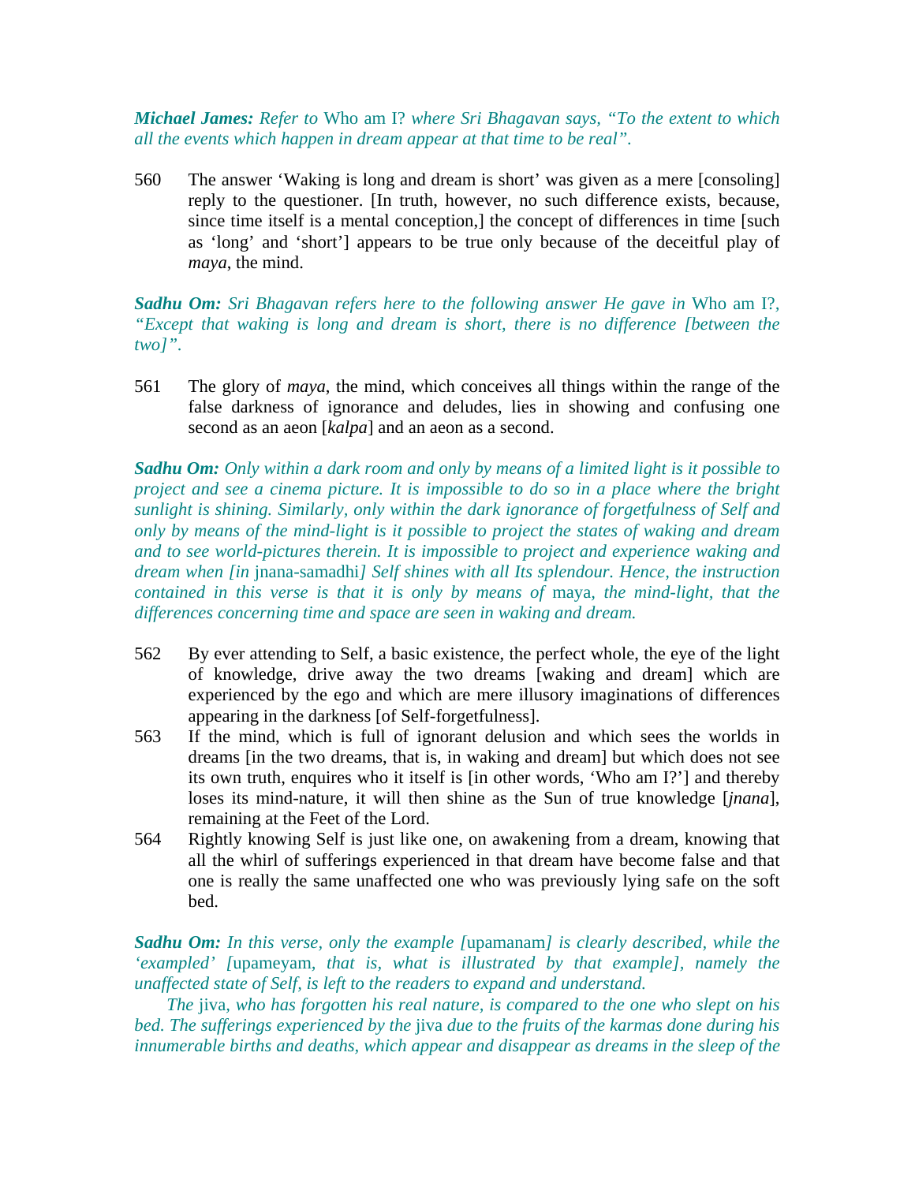***Michael James:** Refer to* Who am I? *where Sri Bhagavan says, "To the extent to which all the events which happen in dream appear at that time to be real".*

560 The answer 'Waking is long and dream is short' was given as a mere [consoling] reply to the questioner. [In truth, however, no such difference exists, because, since time itself is a mental conception,] the concept of differences in time [such as 'long' and 'short'] appears to be true only because of the deceitful play of *maya*, the mind.

***Sadhu Om:** Sri Bhagavan refers here to the following answer He gave in* Who am I?*, "Except that waking is long and dream is short, there is no difference [between the two]".*

561 The glory of *maya*, the mind, which conceives all things within the range of the false darkness of ignorance and deludes, lies in showing and confusing one second as an aeon [*kalpa*] and an aeon as a second.

***Sadhu Om:** Only within a dark room and only by means of a limited light is it possible to project and see a cinema picture. It is impossible to do so in a place where the bright sunlight is shining. Similarly, only within the dark ignorance of forgetfulness of Self and only by means of the mind-light is it possible to project the states of waking and dream and to see world-pictures therein. It is impossible to project and experience waking and dream when [in* jnana-samadhi*] Self shines with all Its splendour. Hence, the instruction contained in this verse is that it is only by means of* maya*, the mind-light, that the differences concerning time and space are seen in waking and dream.*

562 By ever attending to Self, a basic existence, the perfect whole, the eye of the light of knowledge, drive away the two dreams [waking and dream] which are experienced by the ego and which are mere illusory imaginations of differences appearing in the darkness [of Self-forgetfulness].

563 If the mind, which is full of ignorant delusion and which sees the worlds in dreams [in the two dreams, that is, in waking and dream] but which does not see its own truth, enquires who it itself is [in other words, 'Who am I?'] and thereby loses its mind-nature, it will then shine as the Sun of true knowledge [*jnana*], remaining at the Feet of the Lord.

564 Rightly knowing Self is just like one, on awakening from a dream, knowing that all the whirl of sufferings experienced in that dream have become false and that one is really the same unaffected one who was previously lying safe on the soft bed.

***Sadhu Om:** In this verse, only the example [*upamanam*] is clearly described, while the 'exampled' [*upameyam*, that is, what is illustrated by that example], namely the unaffected state of Self, is left to the readers to expand and understand.*

*The* jiva*, who has forgotten his real nature, is compared to the one who slept on his bed. The sufferings experienced by the* jiva *due to the fruits of the karmas done during his innumerable births and deaths, which appear and disappear as dreams in the sleep of the*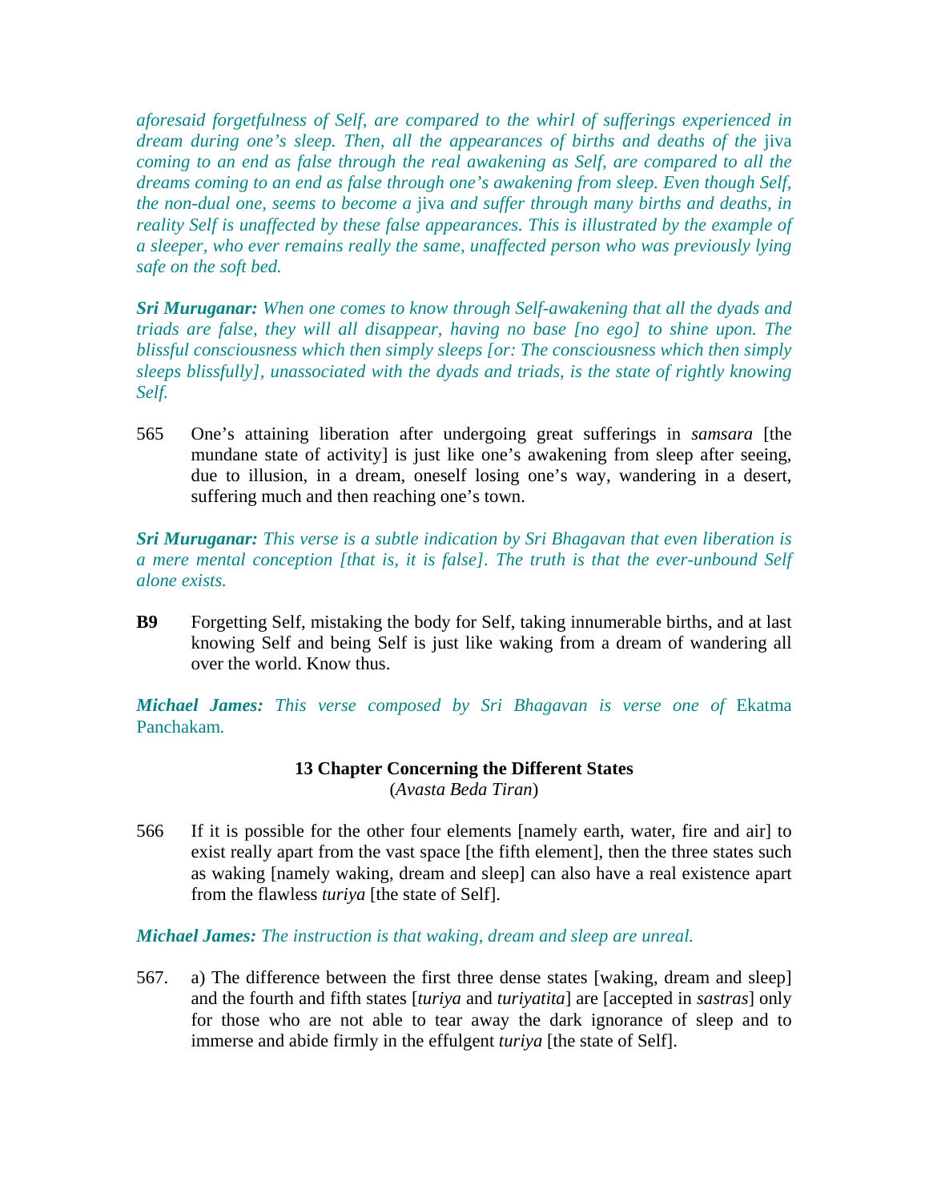*aforesaid forgetfulness of Self, are compared to the whirl of sufferings experienced in dream during one's sleep. Then, all the appearances of births and deaths of the* jiva *coming to an end as false through the real awakening as Self, are compared to all the dreams coming to an end as false through one's awakening from sleep. Even though Self, the non-dual one, seems to become a* jiva *and suffer through many births and deaths, in reality Self is unaffected by these false appearances. This is illustrated by the example of a sleeper, who ever remains really the same, unaffected person who was previously lying safe on the soft bed.*

***Sri Muruganar:*** *When one comes to know through Self-awakening that all the dyads and triads are false, they will all disappear, having no base [no ego] to shine upon. The blissful consciousness which then simply sleeps [or: The consciousness which then simply sleeps blissfully], unassociated with the dyads and triads, is the state of rightly knowing Self.*

565 One's attaining liberation after undergoing great sufferings in *samsara* [the mundane state of activity] is just like one's awakening from sleep after seeing, due to illusion, in a dream, oneself losing one's way, wandering in a desert, suffering much and then reaching one's town.

***Sri Muruganar:*** *This verse is a subtle indication by Sri Bhagavan that even liberation is a mere mental conception [that is, it is false]. The truth is that the ever-unbound Self alone exists.*

**B9** Forgetting Self, mistaking the body for Self, taking innumerable births, and at last knowing Self and being Self is just like waking from a dream of wandering all over the world. Know thus.

***Michael James:*** *This verse composed by Sri Bhagavan is verse one of* Ekatma Panchakam*.*

### 13 Chapter Concerning the Different States
(*Avasta Beda Tiran*)

566 If it is possible for the other four elements [namely earth, water, fire and air] to exist really apart from the vast space [the fifth element], then the three states such as waking [namely waking, dream and sleep] can also have a real existence apart from the flawless *turiya* [the state of Self].

***Michael James:*** *The instruction is that waking, dream and sleep are unreal.*

567. a) The difference between the first three dense states [waking, dream and sleep] and the fourth and fifth states [*turiya* and *turiyatita*] are [accepted in *sastras*] only for those who are not able to tear away the dark ignorance of sleep and to immerse and abide firmly in the effulgent *turiya* [the state of Self].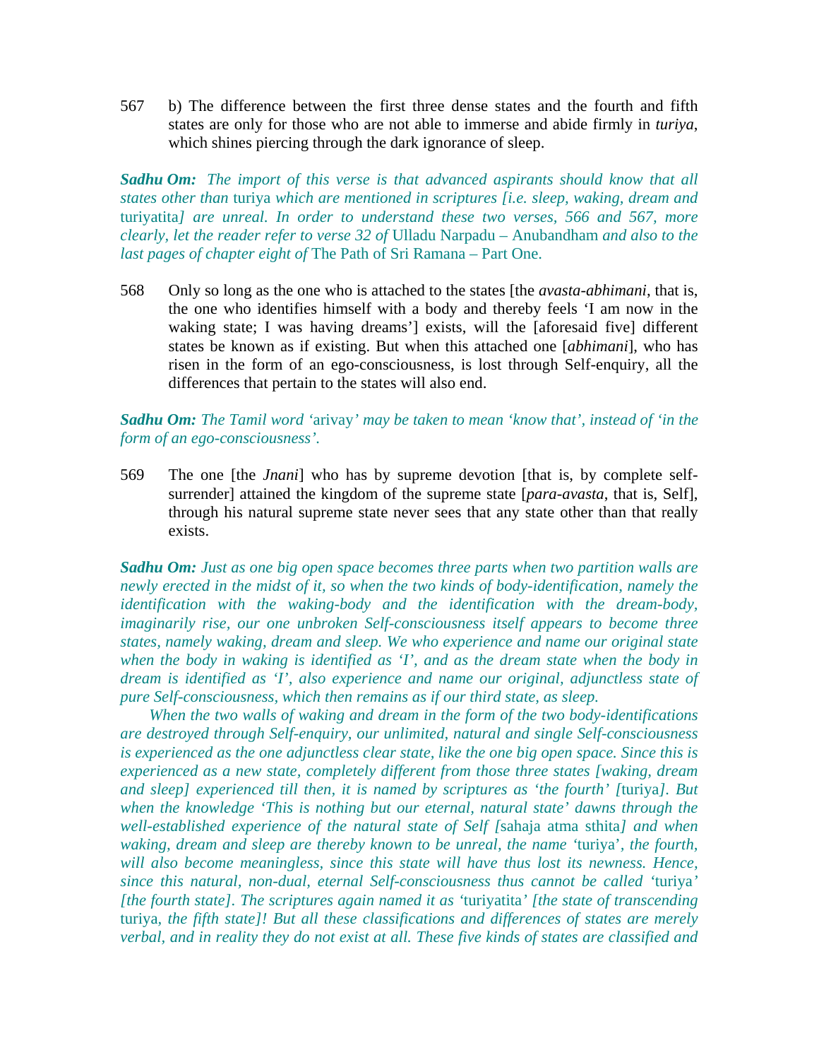567 b) The difference between the first three dense states and the fourth and fifth states are only for those who are not able to immerse and abide firmly in *turiya*, which shines piercing through the dark ignorance of sleep.

***Sadhu Om:*** *The import of this verse is that advanced aspirants should know that all states other than* turiya *which are mentioned in scriptures [i.e. sleep, waking, dream and* turiyatita*] are unreal. In order to understand these two verses, 566 and 567, more clearly, let the reader refer to verse 32 of* Ulladu Narpadu – Anubandham *and also to the last pages of chapter eight of* The Path of Sri Ramana – Part One.

568 Only so long as the one who is attached to the states [the *avasta-abhimani*, that is, the one who identifies himself with a body and thereby feels 'I am now in the waking state; I was having dreams'] exists, will the [aforesaid five] different states be known as if existing. But when this attached one [*abhimani*], who has risen in the form of an ego-consciousness, is lost through Self-enquiry, all the differences that pertain to the states will also end.

***Sadhu Om:*** *The Tamil word* 'arivay' *may be taken to mean 'know that', instead of 'in the form of an ego-consciousness'.*

569 The one [the *Jnani*] who has by supreme devotion [that is, by complete self-surrender] attained the kingdom of the supreme state [*para-avasta*, that is, Self], through his natural supreme state never sees that any state other than that really exists.

***Sadhu Om:*** *Just as one big open space becomes three parts when two partition walls are newly erected in the midst of it, so when the two kinds of body-identification, namely the identification with the waking-body and the identification with the dream-body, imaginarily rise, our one unbroken Self-consciousness itself appears to become three states, namely waking, dream and sleep. We who experience and name our original state when the body in waking is identified as 'I', and as the dream state when the body in dream is identified as 'I', also experience and name our original, adjunctless state of pure Self-consciousness, which then remains as if our third state, as sleep.*

*When the two walls of waking and dream in the form of the two body-identifications are destroyed through Self-enquiry, our unlimited, natural and single Self-consciousness is experienced as the one adjunctless clear state, like the one big open space. Since this is experienced as a new state, completely different from those three states [waking, dream and sleep] experienced till then, it is named by scriptures as 'the fourth' [*turiya*]. But when the knowledge 'This is nothing but our eternal, natural state' dawns through the well-established experience of the natural state of Self [*sahaja atma sthita*] and when waking, dream and sleep are thereby known to be unreal, the name* 'turiya'*, the fourth, will also become meaningless, since this state will have thus lost its newness. Hence, since this natural, non-dual, eternal Self-consciousness thus cannot be called* 'turiya' *[the fourth state]. The scriptures again named it as* 'turiyatita' *[the state of transcending* turiya*, the fifth state]! But all these classifications and differences of states are merely verbal, and in reality they do not exist at all. These five kinds of states are classified and*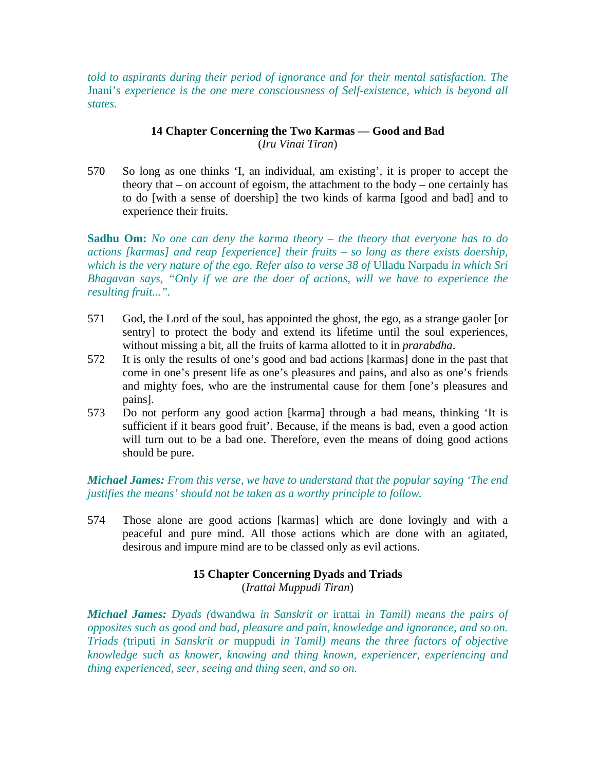*told to aspirants during their period of ignorance and for their mental satisfaction. The* Jnani's *experience is the one mere consciousness of Self-existence, which is beyond all states.*

## 14 Chapter Concerning the Two Karmas — Good and Bad

(*Iru Vinai Tiran*)

570 So long as one thinks 'I, an individual, am existing', it is proper to accept the theory that – on account of egoism, the attachment to the body – one certainly has to do [with a sense of doership] the two kinds of karma [good and bad] and to experience their fruits.

**Sadhu Om:** *No one can deny the karma theory – the theory that everyone has to do actions [karmas] and reap [experience] their fruits – so long as there exists doership, which is the very nature of the ego. Refer also to verse 38 of* Ulladu Narpadu *in which Sri Bhagavan says, "Only if we are the doer of actions, will we have to experience the resulting fruit...".*

571 God, the Lord of the soul, has appointed the ghost, the ego, as a strange gaoler [or sentry] to protect the body and extend its lifetime until the soul experiences, without missing a bit, all the fruits of karma allotted to it in *prarabdha*.

572 It is only the results of one's good and bad actions [karmas] done in the past that come in one's present life as one's pleasures and pains, and also as one's friends and mighty foes, who are the instrumental cause for them [one's pleasures and pains].

573 Do not perform any good action [karma] through a bad means, thinking 'It is sufficient if it bears good fruit'. Because, if the means is bad, even a good action will turn out to be a bad one. Therefore, even the means of doing good actions should be pure.

***Michael James:*** *From this verse, we have to understand that the popular saying 'The end justifies the means' should not be taken as a worthy principle to follow.*

574 Those alone are good actions [karmas] which are done lovingly and with a peaceful and pure mind. All those actions which are done with an agitated, desirous and impure mind are to be classed only as evil actions.

## 15 Chapter Concerning Dyads and Triads

(*Irattai Muppudi Tiran*)

***Michael James:*** *Dyads (*dwandwa *in Sanskrit or* irattai *in Tamil) means the pairs of opposites such as good and bad, pleasure and pain, knowledge and ignorance, and so on. Triads (*triputi *in Sanskrit or* muppudi *in Tamil) means the three factors of objective knowledge such as knower, knowing and thing known, experiencer, experiencing and thing experienced, seer, seeing and thing seen, and so on.*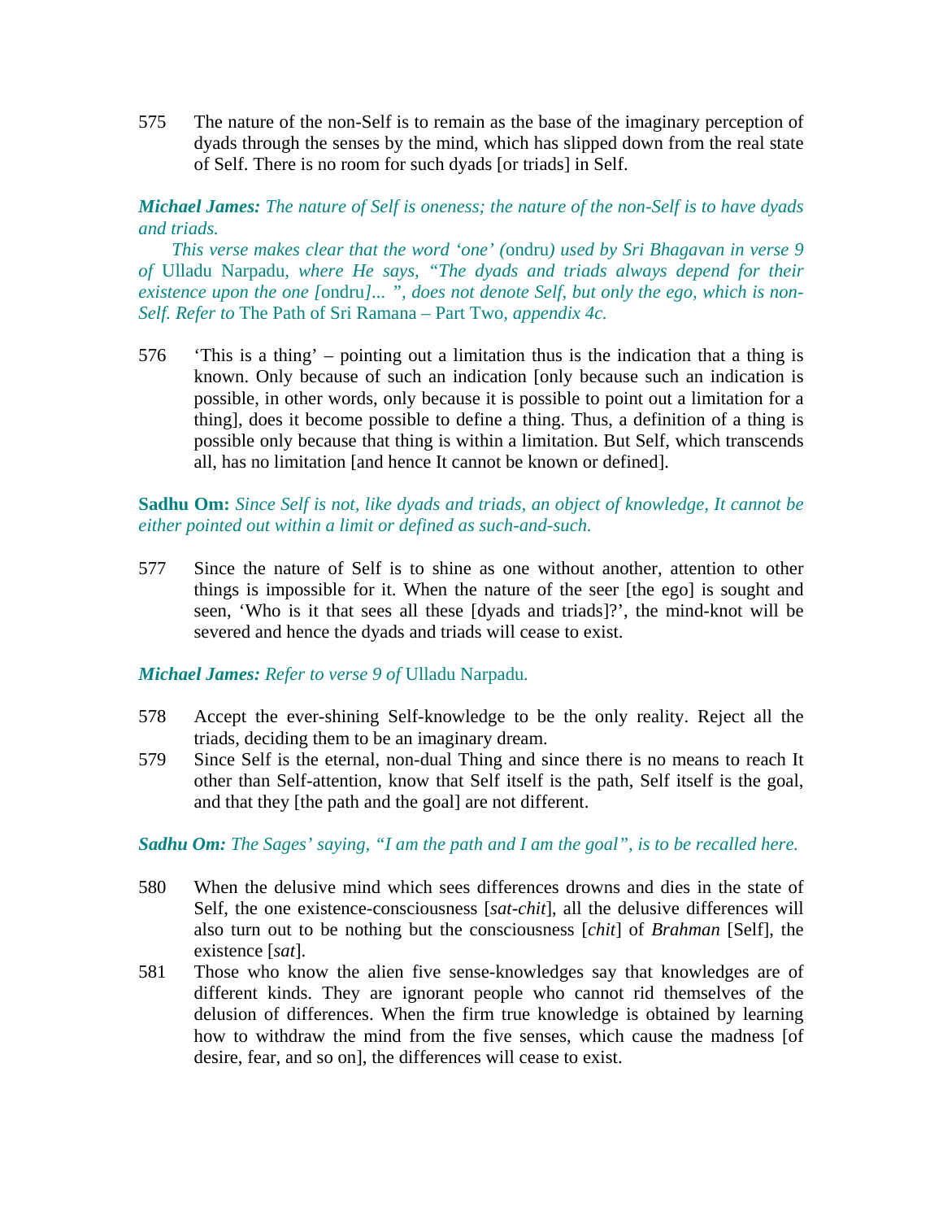575 The nature of the non-Self is to remain as the base of the imaginary perception of dyads through the senses by the mind, which has slipped down from the real state of Self. There is no room for such dyads [or triads] in Self.

***Michael James:*** *The nature of Self is oneness; the nature of the non-Self is to have dyads and triads.*

*This verse makes clear that the word 'one' (*ondru*) used by Sri Bhagavan in verse 9 of* Ulladu Narpadu*, where He says, "The dyads and triads always depend for their existence upon the one [*ondru*]... ", does not denote Self, but only the ego, which is non-Self. Refer to* The Path of Sri Ramana – Part Two*, appendix 4c.*

576 'This is a thing' – pointing out a limitation thus is the indication that a thing is known. Only because of such an indication [only because such an indication is possible, in other words, only because it is possible to point out a limitation for a thing], does it become possible to define a thing. Thus, a definition of a thing is possible only because that thing is within a limitation. But Self, which transcends all, has no limitation [and hence It cannot be known or defined].

**Sadhu Om:** *Since Self is not, like dyads and triads, an object of knowledge, It cannot be either pointed out within a limit or defined as such-and-such.*

577 Since the nature of Self is to shine as one without another, attention to other things is impossible for it. When the nature of the seer [the ego] is sought and seen, 'Who is it that sees all these [dyads and triads]?', the mind-knot will be severed and hence the dyads and triads will cease to exist.

***Michael James:*** *Refer to verse 9 of* Ulladu Narpadu*.*

578 Accept the ever-shining Self-knowledge to be the only reality. Reject all the triads, deciding them to be an imaginary dream.

579 Since Self is the eternal, non-dual Thing and since there is no means to reach It other than Self-attention, know that Self itself is the path, Self itself is the goal, and that they [the path and the goal] are not different.

***Sadhu Om:*** *The Sages' saying, "I am the path and I am the goal", is to be recalled here.*

580 When the delusive mind which sees differences drowns and dies in the state of Self, the one existence-consciousness [*sat-chit*], all the delusive differences will also turn out to be nothing but the consciousness [*chit*] of *Brahman* [Self], the existence [*sat*].

581 Those who know the alien five sense-knowledges say that knowledges are of different kinds. They are ignorant people who cannot rid themselves of the delusion of differences. When the firm true knowledge is obtained by learning how to withdraw the mind from the five senses, which cause the madness [of desire, fear, and so on], the differences will cease to exist.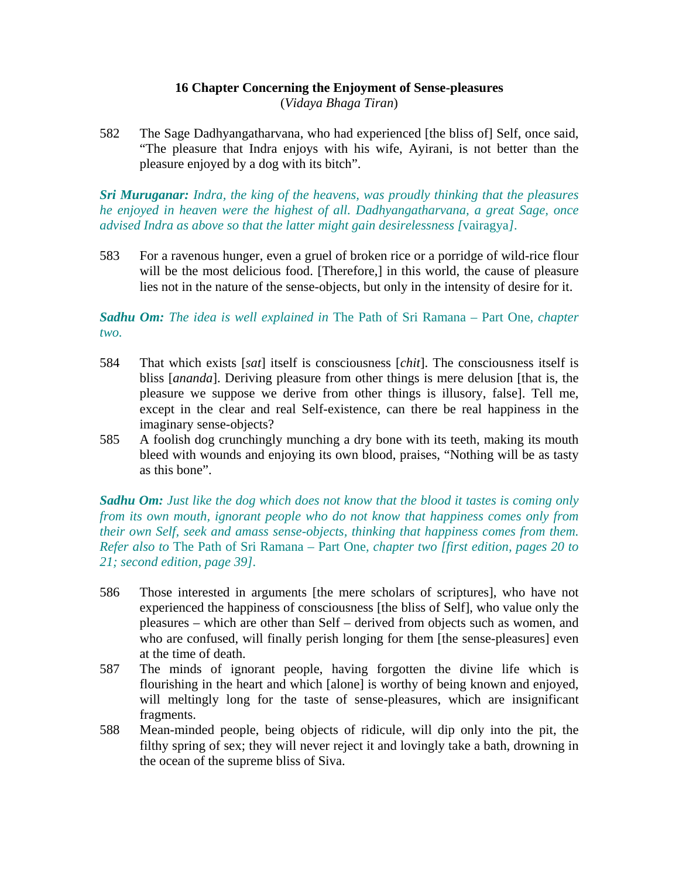### 16 Chapter Concerning the Enjoyment of Sense-pleasures
(*Vidaya Bhaga Tiran*)

582 The Sage Dadhyangatharvana, who had experienced [the bliss of] Self, once said, "The pleasure that Indra enjoys with his wife, Ayirani, is not better than the pleasure enjoyed by a dog with its bitch".

***Sri Muruganar:*** *Indra, the king of the heavens, was proudly thinking that the pleasures he enjoyed in heaven were the highest of all. Dadhyangatharvana, a great Sage, once advised Indra as above so that the latter might gain desirelessness [*vairagya*].*

583 For a ravenous hunger, even a gruel of broken rice or a porridge of wild-rice flour will be the most delicious food. [Therefore,] in this world, the cause of pleasure lies not in the nature of the sense-objects, but only in the intensity of desire for it.

***Sadhu Om:*** *The idea is well explained in* The Path of Sri Ramana – Part One, *chapter two.*

584 That which exists [*sat*] itself is consciousness [*chit*]. The consciousness itself is bliss [*ananda*]. Deriving pleasure from other things is mere delusion [that is, the pleasure we suppose we derive from other things is illusory, false]. Tell me, except in the clear and real Self-existence, can there be real happiness in the imaginary sense-objects?

585 A foolish dog crunchingly munching a dry bone with its teeth, making its mouth bleed with wounds and enjoying its own blood, praises, "Nothing will be as tasty as this bone".

***Sadhu Om:*** *Just like the dog which does not know that the blood it tastes is coming only from its own mouth, ignorant people who do not know that happiness comes only from their own Self, seek and amass sense-objects, thinking that happiness comes from them. Refer also to* The Path of Sri Ramana – Part One, *chapter two [first edition, pages 20 to 21; second edition, page 39].*

586 Those interested in arguments [the mere scholars of scriptures], who have not experienced the happiness of consciousness [the bliss of Self], who value only the pleasures – which are other than Self – derived from objects such as women, and who are confused, will finally perish longing for them [the sense-pleasures] even at the time of death.

587 The minds of ignorant people, having forgotten the divine life which is flourishing in the heart and which [alone] is worthy of being known and enjoyed, will meltingly long for the taste of sense-pleasures, which are insignificant fragments.

588 Mean-minded people, being objects of ridicule, will dip only into the pit, the filthy spring of sex; they will never reject it and lovingly take a bath, drowning in the ocean of the supreme bliss of Siva.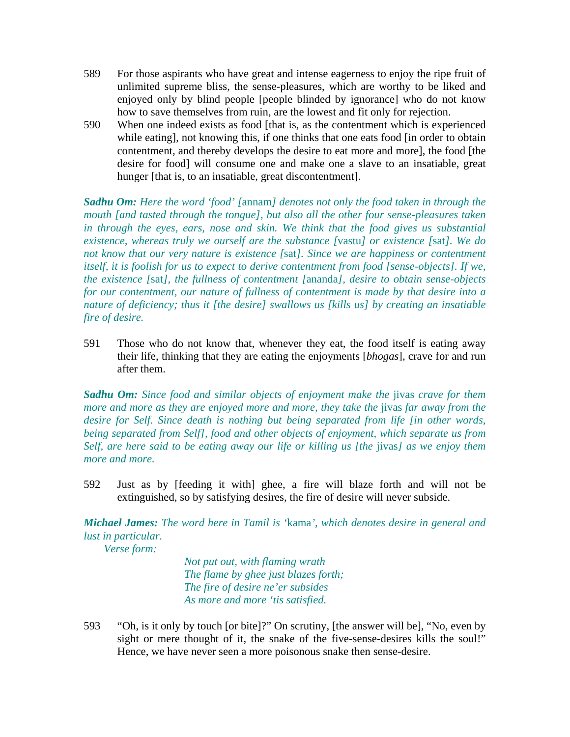589 For those aspirants who have great and intense eagerness to enjoy the ripe fruit of unlimited supreme bliss, the sense-pleasures, which are worthy to be liked and enjoyed only by blind people [people blinded by ignorance] who do not know how to save themselves from ruin, are the lowest and fit only for rejection.

590 When one indeed exists as food [that is, as the contentment which is experienced while eating], not knowing this, if one thinks that one eats food [in order to obtain contentment, and thereby develops the desire to eat more and more], the food [the desire for food] will consume one and make one a slave to an insatiable, great hunger [that is, to an insatiable, great discontentment].

***Sadhu Om:*** *Here the word 'food' [*annam*] denotes not only the food taken in through the mouth [and tasted through the tongue], but also all the other four sense-pleasures taken in through the eyes, ears, nose and skin. We think that the food gives us substantial existence, whereas truly we ourself are the substance [*vastu*] or existence [*sat*]. We do not know that our very nature is existence [*sat*]. Since we are happiness or contentment itself, it is foolish for us to expect to derive contentment from food [sense-objects]. If we, the existence [*sat*], the fullness of contentment [*ananda*], desire to obtain sense-objects for our contentment, our nature of fullness of contentment is made by that desire into a nature of deficiency; thus it [the desire] swallows us [kills us] by creating an insatiable fire of desire.*

591 Those who do not know that, whenever they eat, the food itself is eating away their life, thinking that they are eating the enjoyments [*bhogas*], crave for and run after them.

***Sadhu Om:*** *Since food and similar objects of enjoyment make the* jivas *crave for them more and more as they are enjoyed more and more, they take the* jivas *far away from the desire for Self. Since death is nothing but being separated from life [in other words, being separated from Self], food and other objects of enjoyment, which separate us from Self, are here said to be eating away our life or killing us [the* jivas*] as we enjoy them more and more.*

592 Just as by [feeding it with] ghee, a fire will blaze forth and will not be extinguished, so by satisfying desires, the fire of desire will never subside.

***Michael James:*** *The word here in Tamil is '*kama*', which denotes desire in general and lust in particular.*

*Verse form:*

*Not put out, with flaming wrath*
*The flame by ghee just blazes forth;*
*The fire of desire ne'er subsides*
*As more and more 'tis satisfied.*

593 "Oh, is it only by touch [or bite]?" On scrutiny, [the answer will be], "No, even by sight or mere thought of it, the snake of the five-sense-desires kills the soul!" Hence, we have never seen a more poisonous snake then sense-desire.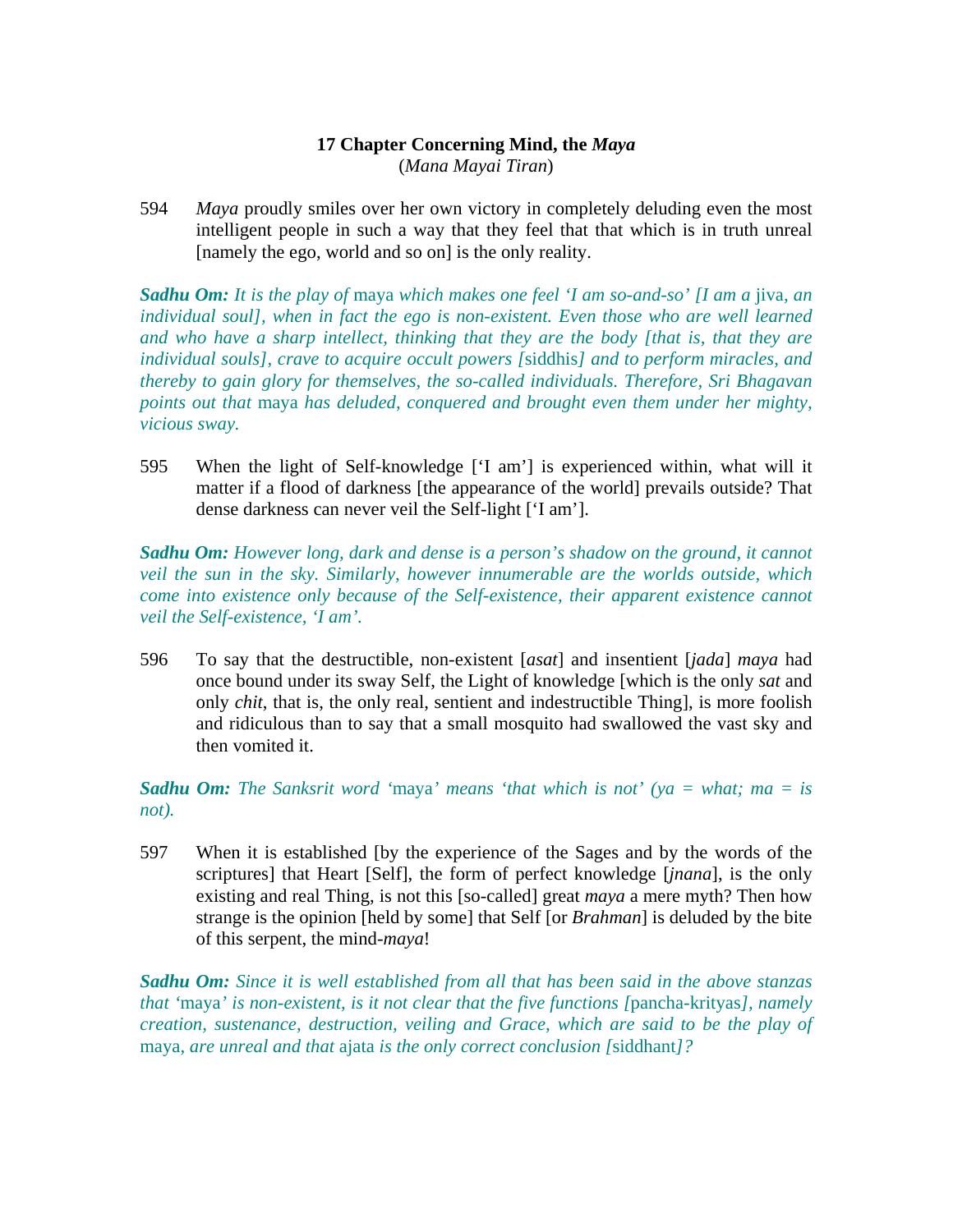## 17 Chapter Concerning Mind, the *Maya*

(*Mana Mayai Tiran*)

594 *Maya* proudly smiles over her own victory in completely deluding even the most intelligent people in such a way that they feel that that which is in truth unreal [namely the ego, world and so on] is the only reality.

***Sadhu Om:*** *It is the play of* maya *which makes one feel 'I am so-and-so' [I am a* jiva*, an individual soul], when in fact the ego is non-existent. Even those who are well learned and who have a sharp intellect, thinking that they are the body [that is, that they are individual souls], crave to acquire occult powers [*siddhis*] and to perform miracles, and thereby to gain glory for themselves, the so-called individuals. Therefore, Sri Bhagavan points out that* maya *has deluded, conquered and brought even them under her mighty, vicious sway.*

595 When the light of Self-knowledge ['I am'] is experienced within, what will it matter if a flood of darkness [the appearance of the world] prevails outside? That dense darkness can never veil the Self-light ['I am'].

***Sadhu Om:*** *However long, dark and dense is a person's shadow on the ground, it cannot veil the sun in the sky. Similarly, however innumerable are the worlds outside, which come into existence only because of the Self-existence, their apparent existence cannot veil the Self-existence, 'I am'.*

596 To say that the destructible, non-existent [*asat*] and insentient [*jada*] *maya* had once bound under its sway Self, the Light of knowledge [which is the only *sat* and only *chit*, that is, the only real, sentient and indestructible Thing], is more foolish and ridiculous than to say that a small mosquito had swallowed the vast sky and then vomited it.

***Sadhu Om:*** *The Sanksrit word '*maya*' means 'that which is not' (ya = what; ma = is not).*

597 When it is established [by the experience of the Sages and by the words of the scriptures] that Heart [Self], the form of perfect knowledge [*jnana*], is the only existing and real Thing, is not this [so-called] great *maya* a mere myth? Then how strange is the opinion [held by some] that Self [or *Brahman*] is deluded by the bite of this serpent, the mind-*maya*!

***Sadhu Om:*** *Since it is well established from all that has been said in the above stanzas that '*maya*' is non-existent, is it not clear that the five functions [*pancha-krityas*], namely creation, sustenance, destruction, veiling and Grace, which are said to be the play of* maya*, are unreal and that* ajata *is the only correct conclusion [*siddhant*]?*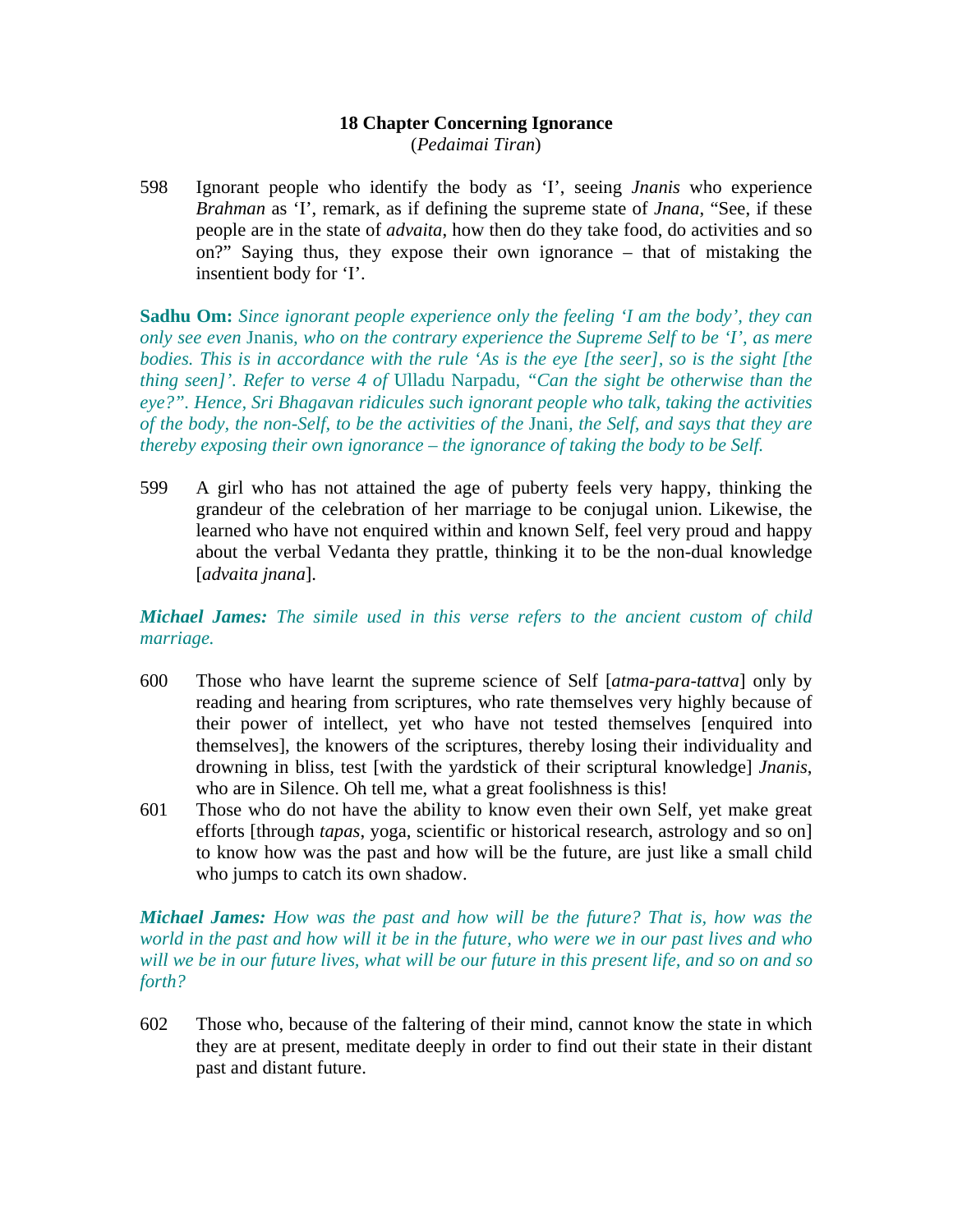## 18 Chapter Concerning Ignorance
(*Pedaimai Tiran*)

598 Ignorant people who identify the body as 'I', seeing *Jnanis* who experience *Brahman* as 'I', remark, as if defining the supreme state of *Jnana*, "See, if these people are in the state of *advaita*, how then do they take food, do activities and so on?" Saying thus, they expose their own ignorance – that of mistaking the insentient body for 'I'.

**Sadhu Om:** *Since ignorant people experience only the feeling 'I am the body', they can only see even* Jnanis*, who on the contrary experience the Supreme Self to be 'I', as mere bodies. This is in accordance with the rule 'As is the eye [the seer], so is the sight [the thing seen]'. Refer to verse 4 of* Ulladu Narpadu*, "Can the sight be otherwise than the eye?". Hence, Sri Bhagavan ridicules such ignorant people who talk, taking the activities of the body, the non-Self, to be the activities of the* Jnani*, the Self, and says that they are thereby exposing their own ignorance – the ignorance of taking the body to be Self.*

599 A girl who has not attained the age of puberty feels very happy, thinking the grandeur of the celebration of her marriage to be conjugal union. Likewise, the learned who have not enquired within and known Self, feel very proud and happy about the verbal Vedanta they prattle, thinking it to be the non-dual knowledge [*advaita jnana*].

***Michael James:*** *The simile used in this verse refers to the ancient custom of child marriage.*

600 Those who have learnt the supreme science of Self [*atma-para-tattva*] only by reading and hearing from scriptures, who rate themselves very highly because of their power of intellect, yet who have not tested themselves [enquired into themselves], the knowers of the scriptures, thereby losing their individuality and drowning in bliss, test [with the yardstick of their scriptural knowledge] *Jnanis*, who are in Silence. Oh tell me, what a great foolishness is this!

601 Those who do not have the ability to know even their own Self, yet make great efforts [through *tapas*, yoga, scientific or historical research, astrology and so on] to know how was the past and how will be the future, are just like a small child who jumps to catch its own shadow.

***Michael James:*** *How was the past and how will be the future? That is, how was the world in the past and how will it be in the future, who were we in our past lives and who will we be in our future lives, what will be our future in this present life, and so on and so forth?*

602 Those who, because of the faltering of their mind, cannot know the state in which they are at present, meditate deeply in order to find out their state in their distant past and distant future.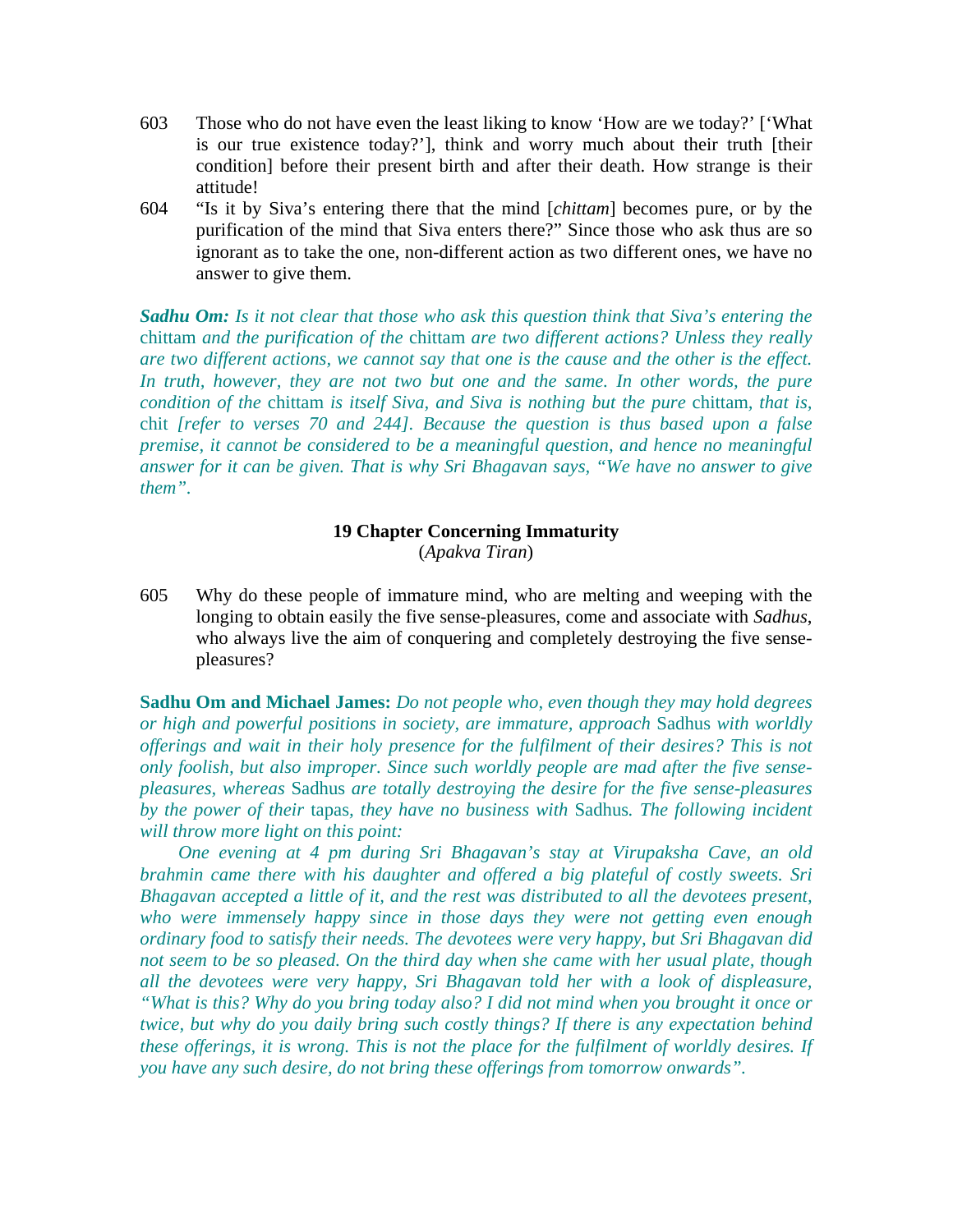603 Those who do not have even the least liking to know 'How are we today?' ['What is our true existence today?'], think and worry much about their truth [their condition] before their present birth and after their death. How strange is their attitude!

604 "Is it by Siva's entering there that the mind [*chittam*] becomes pure, or by the purification of the mind that Siva enters there?" Since those who ask thus are so ignorant as to take the one, non-different action as two different ones, we have no answer to give them.

***Sadhu Om:*** *Is it not clear that those who ask this question think that Siva's entering the* chittam *and the purification of the* chittam *are two different actions? Unless they really are two different actions, we cannot say that one is the cause and the other is the effect. In truth, however, they are not two but one and the same. In other words, the pure condition of the* chittam *is itself Siva, and Siva is nothing but the pure* chittam*, that is,* chit *[refer to verses 70 and 244]. Because the question is thus based upon a false premise, it cannot be considered to be a meaningful question, and hence no meaningful answer for it can be given. That is why Sri Bhagavan says, "We have no answer to give them".*

## 19 Chapter Concerning Immaturity

(*Apakva Tiran*)

605 Why do these people of immature mind, who are melting and weeping with the longing to obtain easily the five sense-pleasures, come and associate with *Sadhus*, who always live the aim of conquering and completely destroying the five sense-pleasures?

**Sadhu Om and Michael James:** *Do not people who, even though they may hold degrees or high and powerful positions in society, are immature, approach* Sadhus *with worldly offerings and wait in their holy presence for the fulfilment of their desires? This is not only foolish, but also improper. Since such worldly people are mad after the five sense-pleasures, whereas* Sadhus *are totally destroying the desire for the five sense-pleasures by the power of their* tapas*, they have no business with* Sadhus*. The following incident will throw more light on this point:*

*One evening at 4 pm during Sri Bhagavan's stay at Virupaksha Cave, an old brahmin came there with his daughter and offered a big plateful of costly sweets. Sri Bhagavan accepted a little of it, and the rest was distributed to all the devotees present, who were immensely happy since in those days they were not getting even enough ordinary food to satisfy their needs. The devotees were very happy, but Sri Bhagavan did not seem to be so pleased. On the third day when she came with her usual plate, though all the devotees were very happy, Sri Bhagavan told her with a look of displeasure, "What is this? Why do you bring today also? I did not mind when you brought it once or twice, but why do you daily bring such costly things? If there is any expectation behind these offerings, it is wrong. This is not the place for the fulfilment of worldly desires. If you have any such desire, do not bring these offerings from tomorrow onwards".*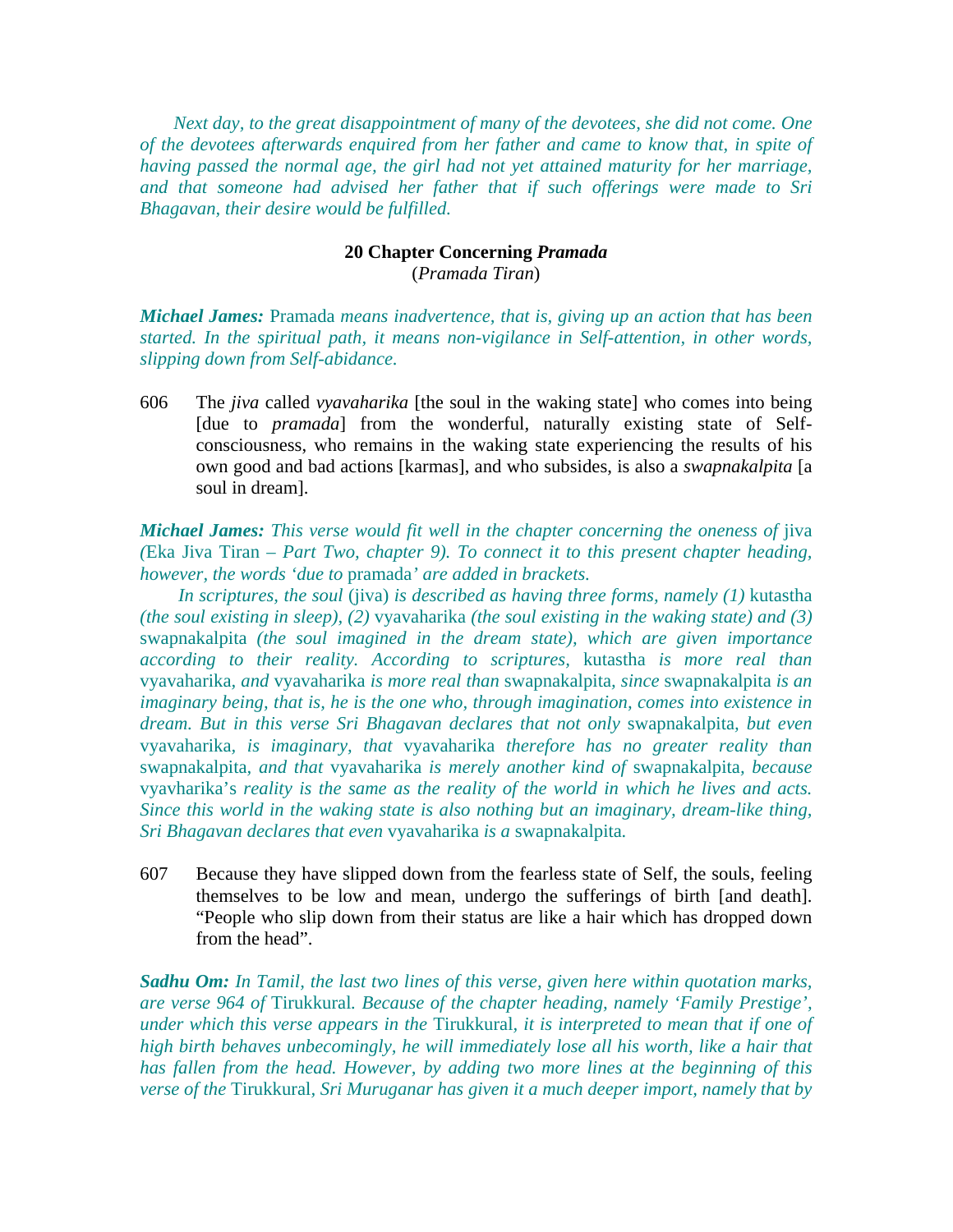*Next day, to the great disappointment of many of the devotees, she did not come. One of the devotees afterwards enquired from her father and came to know that, in spite of having passed the normal age, the girl had not yet attained maturity for her marriage, and that someone had advised her father that if such offerings were made to Sri Bhagavan, their desire would be fulfilled.*

## 20 Chapter Concerning *Pramada*

(*Pramada Tiran*)

***Michael James:*** Pramada *means inadvertence, that is, giving up an action that has been started. In the spiritual path, it means non-vigilance in Self-attention, in other words, slipping down from Self-abidance.*

606 The *jiva* called *vyavaharika* [the soul in the waking state] who comes into being [due to *pramada*] from the wonderful, naturally existing state of Self-consciousness, who remains in the waking state experiencing the results of his own good and bad actions [karmas], and who subsides, is also a *swapnakalpita* [a soul in dream].

***Michael James:*** *This verse would fit well in the chapter concerning the oneness of* jiva *(*Eka Jiva Tiran *– Part Two, chapter 9). To connect it to this present chapter heading, however, the words 'due to* pramada*' are added in brackets.*

*In scriptures, the soul* (jiva) *is described as having three forms, namely (1)* kutastha *(the soul existing in sleep), (2)* vyavaharika *(the soul existing in the waking state) and (3)* swapnakalpita *(the soul imagined in the dream state), which are given importance according to their reality. According to scriptures,* kutastha *is more real than* vyavaharika*, and* vyavaharika *is more real than* swapnakalpita*, since* swapnakalpita *is an imaginary being, that is, he is the one who, through imagination, comes into existence in dream. But in this verse Sri Bhagavan declares that not only* swapnakalpita*, but even* vyavaharika*, is imaginary, that* vyavaharika *therefore has no greater reality than* swapnakalpita*, and that* vyavaharika *is merely another kind of* swapnakalpita*, because* vyavharika's *reality is the same as the reality of the world in which he lives and acts. Since this world in the waking state is also nothing but an imaginary, dream-like thing, Sri Bhagavan declares that even* vyavaharika *is a* swapnakalpita*.*

607 Because they have slipped down from the fearless state of Self, the souls, feeling themselves to be low and mean, undergo the sufferings of birth [and death]. "People who slip down from their status are like a hair which has dropped down from the head".

***Sadhu Om:*** *In Tamil, the last two lines of this verse, given here within quotation marks, are verse 964 of* Tirukkural*. Because of the chapter heading, namely 'Family Prestige', under which this verse appears in the* Tirukkural*, it is interpreted to mean that if one of high birth behaves unbecomingly, he will immediately lose all his worth, like a hair that has fallen from the head. However, by adding two more lines at the beginning of this verse of the* Tirukkural*, Sri Muruganar has given it a much deeper import, namely that by*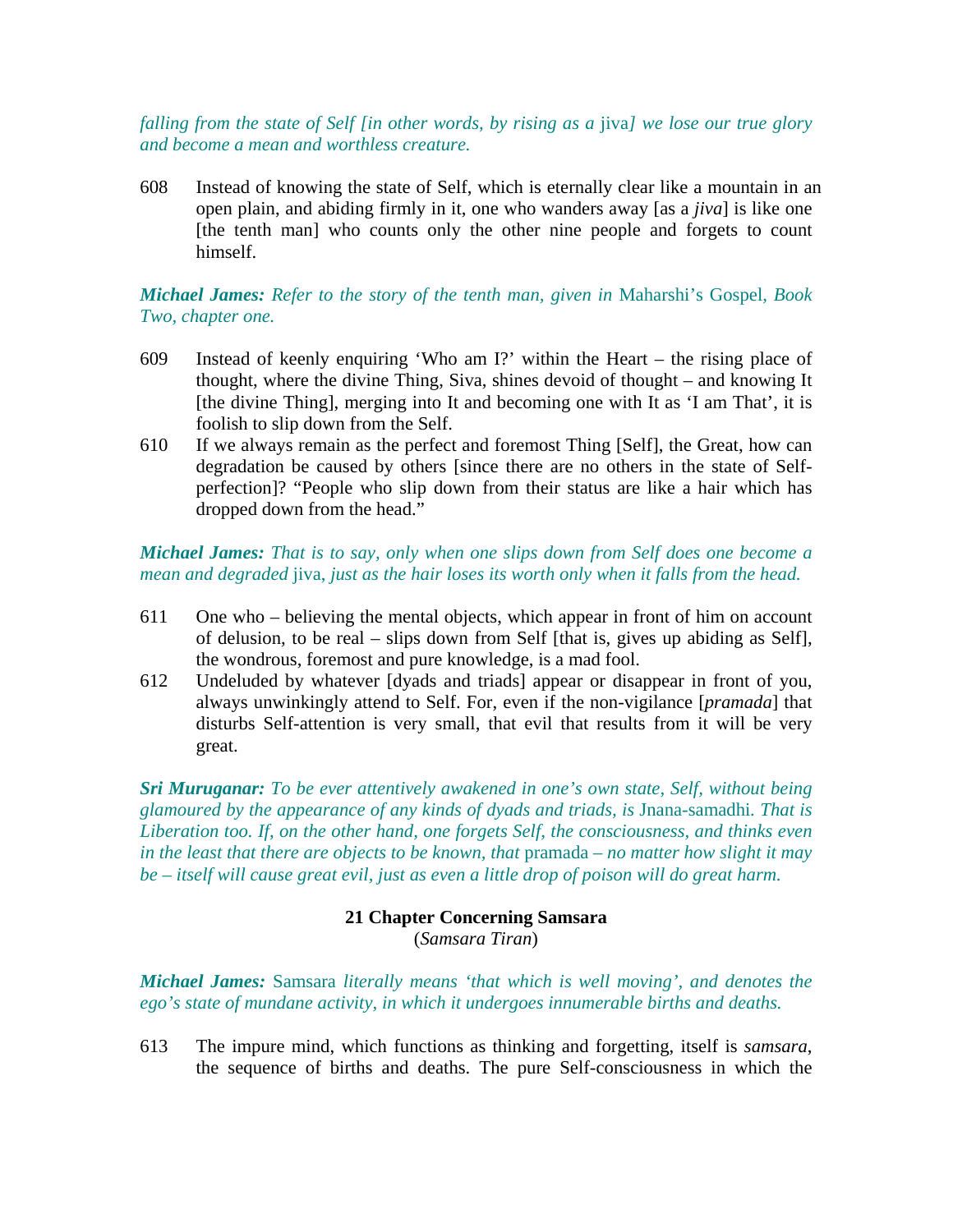*falling from the state of Self [in other words, by rising as a* jiva*] we lose our true glory and become a mean and worthless creature.*

608 Instead of knowing the state of Self, which is eternally clear like a mountain in an open plain, and abiding firmly in it, one who wanders away [as a *jiva*] is like one [the tenth man] who counts only the other nine people and forgets to count himself.

***Michael James:*** *Refer to the story of the tenth man, given in* Maharshi's Gospel*, Book Two, chapter one.*

609 Instead of keenly enquiring 'Who am I?' within the Heart – the rising place of thought, where the divine Thing, Siva, shines devoid of thought – and knowing It [the divine Thing], merging into It and becoming one with It as 'I am That', it is foolish to slip down from the Self.

610 If we always remain as the perfect and foremost Thing [Self], the Great, how can degradation be caused by others [since there are no others in the state of Self-perfection]? "People who slip down from their status are like a hair which has dropped down from the head."

***Michael James:*** *That is to say, only when one slips down from Self does one become a mean and degraded* jiva*, just as the hair loses its worth only when it falls from the head.*

611 One who – believing the mental objects, which appear in front of him on account of delusion, to be real – slips down from Self [that is, gives up abiding as Self], the wondrous, foremost and pure knowledge, is a mad fool.

612 Undeluded by whatever [dyads and triads] appear or disappear in front of you, always unwinkingly attend to Self. For, even if the non-vigilance [*pramada*] that disturbs Self-attention is very small, that evil that results from it will be very great.

***Sri Muruganar:*** *To be ever attentively awakened in one's own state, Self, without being glamoured by the appearance of any kinds of dyads and triads, is* Jnana-samadhi*. That is Liberation too. If, on the other hand, one forgets Self, the consciousness, and thinks even in the least that there are objects to be known, that* pramada *– no matter how slight it may be – itself will cause great evil, just as even a little drop of poison will do great harm.*

## 21 Chapter Concerning Samsara

(*Samsara Tiran*)

***Michael James:*** Samsara *literally means 'that which is well moving', and denotes the ego's state of mundane activity, in which it undergoes innumerable births and deaths.*

613 The impure mind, which functions as thinking and forgetting, itself is *samsara*, the sequence of births and deaths. The pure Self-consciousness in which the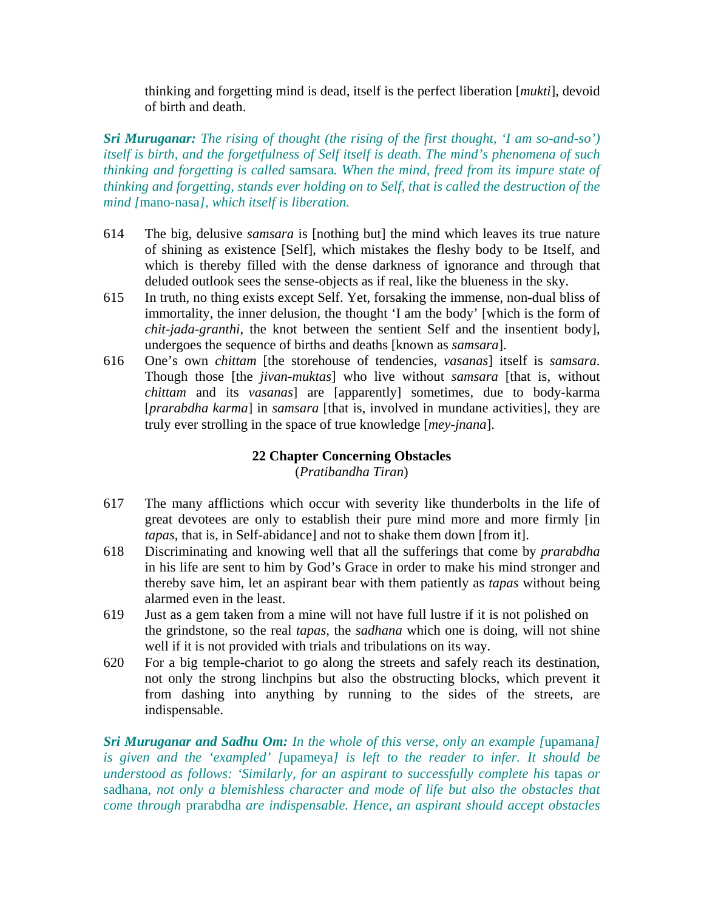thinking and forgetting mind is dead, itself is the perfect liberation [*mukti*], devoid of birth and death.

***Sri Muruganar:*** *The rising of thought (the rising of the first thought, 'I am so-and-so') itself is birth, and the forgetfulness of Self itself is death. The mind's phenomena of such thinking and forgetting is called* samsara*. When the mind, freed from its impure state of thinking and forgetting, stands ever holding on to Self, that is called the destruction of the mind [*mano-nasa*], which itself is liberation.*

614 The big, delusive *samsara* is [nothing but] the mind which leaves its true nature of shining as existence [Self], which mistakes the fleshy body to be Itself, and which is thereby filled with the dense darkness of ignorance and through that deluded outlook sees the sense-objects as if real, like the blueness in the sky.

615 In truth, no thing exists except Self. Yet, forsaking the immense, non-dual bliss of immortality, the inner delusion, the thought 'I am the body' [which is the form of *chit-jada-granthi*, the knot between the sentient Self and the insentient body], undergoes the sequence of births and deaths [known as *samsara*].

616 One's own *chittam* [the storehouse of tendencies, *vasanas*] itself is *samsara*. Though those [the *jivan-muktas*] who live without *samsara* [that is, without *chittam* and its *vasanas*] are [apparently] sometimes, due to body-karma [*prarabdha karma*] in *samsara* [that is, involved in mundane activities], they are truly ever strolling in the space of true knowledge [*mey-jnana*].

## 22 Chapter Concerning Obstacles

(*Pratibandha Tiran*)

617 The many afflictions which occur with severity like thunderbolts in the life of great devotees are only to establish their pure mind more and more firmly [in *tapas*, that is, in Self-abidance] and not to shake them down [from it].

618 Discriminating and knowing well that all the sufferings that come by *prarabdha* in his life are sent to him by God's Grace in order to make his mind stronger and thereby save him, let an aspirant bear with them patiently as *tapas* without being alarmed even in the least.

619 Just as a gem taken from a mine will not have full lustre if it is not polished on the grindstone, so the real *tapas*, the *sadhana* which one is doing, will not shine well if it is not provided with trials and tribulations on its way.

620 For a big temple-chariot to go along the streets and safely reach its destination, not only the strong linchpins but also the obstructing blocks, which prevent it from dashing into anything by running to the sides of the streets, are indispensable.

***Sri Muruganar and Sadhu Om:*** *In the whole of this verse, only an example [*upamana*] is given and the 'exampled' [*upameya*] is left to the reader to infer. It should be understood as follows: 'Similarly, for an aspirant to successfully complete his* tapas *or* sadhana*, not only a blemishless character and mode of life but also the obstacles that come through* prarabdha *are indispensable. Hence, an aspirant should accept obstacles*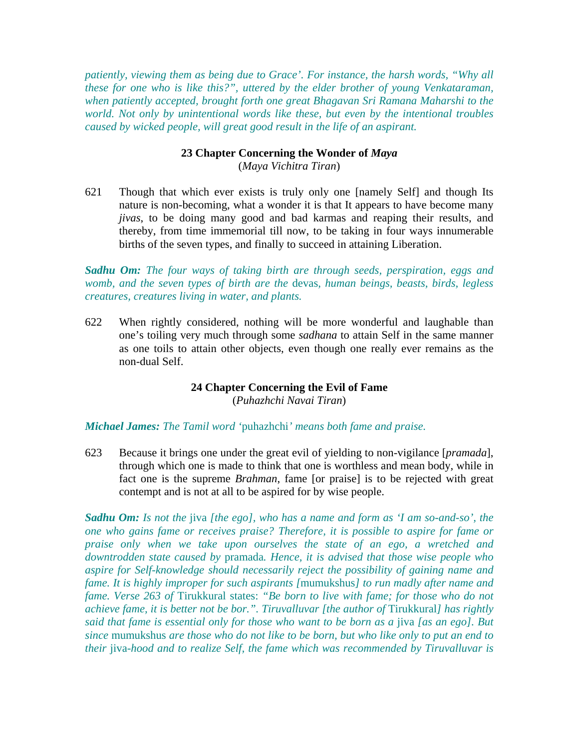*patiently, viewing them as being due to Grace'. For instance, the harsh words, "Why all these for one who is like this?", uttered by the elder brother of young Venkataraman, when patiently accepted, brought forth one great Bhagavan Sri Ramana Maharshi to the world. Not only by unintentional words like these, but even by the intentional troubles caused by wicked people, will great good result in the life of an aspirant.*

### 23 Chapter Concerning the Wonder of *Maya*
(*Maya Vichitra Tiran*)

621 Though that which ever exists is truly only one [namely Self] and though Its nature is non-becoming, what a wonder it is that It appears to have become many *jivas*, to be doing many good and bad karmas and reaping their results, and thereby, from time immemorial till now, to be taking in four ways innumerable births of the seven types, and finally to succeed in attaining Liberation.

***Sadhu Om:*** *The four ways of taking birth are through seeds, perspiration, eggs and womb, and the seven types of birth are the* devas, *human beings, beasts, birds, legless creatures, creatures living in water, and plants.*

622 When rightly considered, nothing will be more wonderful and laughable than one's toiling very much through some *sadhana* to attain Self in the same manner as one toils to attain other objects, even though one really ever remains as the non-dual Self.

### 24 Chapter Concerning the Evil of Fame
(*Puhazhchi Navai Tiran*)

***Michael James:*** *The Tamil word '*puhazhchi*' means both fame and praise.*

623 Because it brings one under the great evil of yielding to non-vigilance [*pramada*], through which one is made to think that one is worthless and mean body, while in fact one is the supreme *Brahman*, fame [or praise] is to be rejected with great contempt and is not at all to be aspired for by wise people.

***Sadhu Om:*** *Is not the* jiva *[the ego], who has a name and form as 'I am so-and-so', the one who gains fame or receives praise? Therefore, it is possible to aspire for fame or praise only when we take upon ourselves the state of an ego, a wretched and downtrodden state caused by* pramada*. Hence, it is advised that those wise people who aspire for Self-knowledge should necessarily reject the possibility of gaining name and fame. It is highly improper for such aspirants [*mumukshus*] to run madly after name and fame. Verse 263 of* Tirukkural states: *"Be born to live with fame; for those who do not achieve fame, it is better not be bor.". Tiruvalluvar [the author of* Tirukkural*] has rightly said that fame is essential only for those who want to be born as a* jiva *[as an ego]. But since* mumukshus *are those who do not like to be born, but who like only to put an end to their* jiva*-hood and to realize Self, the fame which was recommended by Tiruvalluvar is*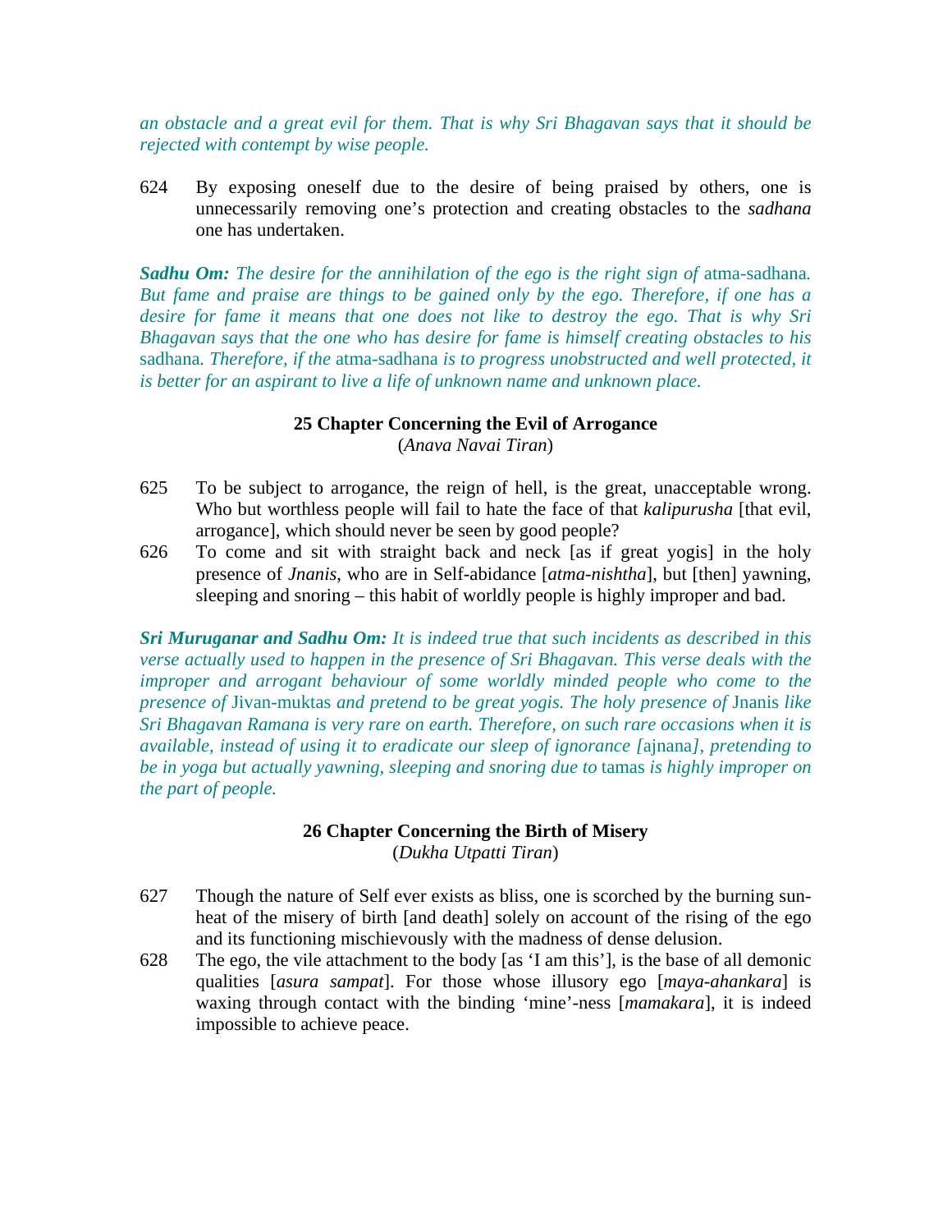*an obstacle and a great evil for them. That is why Sri Bhagavan says that it should be rejected with contempt by wise people.*

624 By exposing oneself due to the desire of being praised by others, one is unnecessarily removing one's protection and creating obstacles to the *sadhana* one has undertaken.

***Sadhu Om:*** *The desire for the annihilation of the ego is the right sign of* atma-sadhana*. But fame and praise are things to be gained only by the ego. Therefore, if one has a desire for fame it means that one does not like to destroy the ego. That is why Sri Bhagavan says that the one who has desire for fame is himself creating obstacles to his* sadhana*. Therefore, if the* atma-sadhana *is to progress unobstructed and well protected, it is better for an aspirant to live a life of unknown name and unknown place.*

### 25 Chapter Concerning the Evil of Arrogance
(*Anava Navai Tiran*)

625 To be subject to arrogance, the reign of hell, is the great, unacceptable wrong. Who but worthless people will fail to hate the face of that *kalipurusha* [that evil, arrogance], which should never be seen by good people?

626 To come and sit with straight back and neck [as if great yogis] in the holy presence of *Jnanis*, who are in Self-abidance [*atma-nishtha*], but [then] yawning, sleeping and snoring – this habit of worldly people is highly improper and bad.

***Sri Muruganar and Sadhu Om:*** *It is indeed true that such incidents as described in this verse actually used to happen in the presence of Sri Bhagavan. This verse deals with the improper and arrogant behaviour of some worldly minded people who come to the presence of* Jivan-muktas *and pretend to be great yogis. The holy presence of* Jnanis *like Sri Bhagavan Ramana is very rare on earth. Therefore, on such rare occasions when it is available, instead of using it to eradicate our sleep of ignorance [*ajnana*], pretending to be in yoga but actually yawning, sleeping and snoring due to* tamas *is highly improper on the part of people.*

### 26 Chapter Concerning the Birth of Misery
(*Dukha Utpatti Tiran*)

627 Though the nature of Self ever exists as bliss, one is scorched by the burning sun-heat of the misery of birth [and death] solely on account of the rising of the ego and its functioning mischievously with the madness of dense delusion.

628 The ego, the vile attachment to the body [as 'I am this'], is the base of all demonic qualities [*asura sampat*]. For those whose illusory ego [*maya-ahankara*] is waxing through contact with the binding 'mine'-ness [*mamakara*], it is indeed impossible to achieve peace.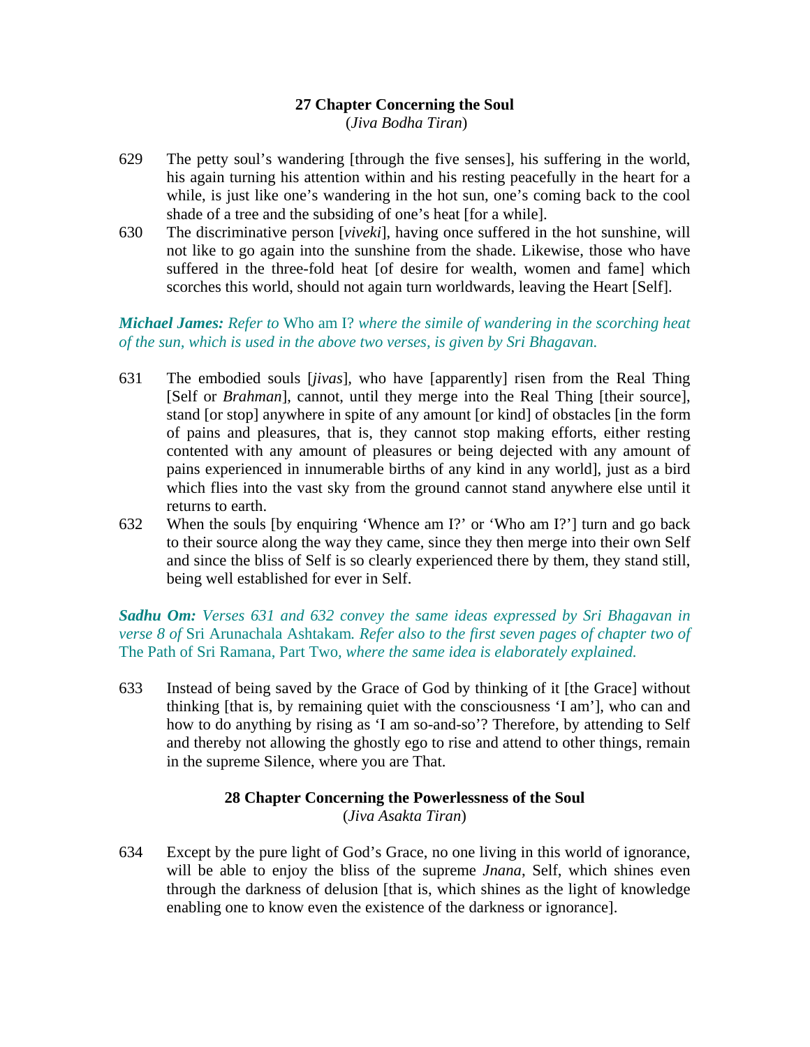## 27 Chapter Concerning the Soul
(*Jiva Bodha Tiran*)

629 The petty soul's wandering [through the five senses], his suffering in the world, his again turning his attention within and his resting peacefully in the heart for a while, is just like one's wandering in the hot sun, one's coming back to the cool shade of a tree and the subsiding of one's heat [for a while].

630 The discriminative person [*viveki*], having once suffered in the hot sunshine, will not like to go again into the sunshine from the shade. Likewise, those who have suffered in the three-fold heat [of desire for wealth, women and fame] which scorches this world, should not again turn worldwards, leaving the Heart [Self].

***Michael James:*** *Refer to* Who am I? *where the simile of wandering in the scorching heat of the sun, which is used in the above two verses, is given by Sri Bhagavan.*

631 The embodied souls [*jivas*], who have [apparently] risen from the Real Thing [Self or *Brahman*], cannot, until they merge into the Real Thing [their source], stand [or stop] anywhere in spite of any amount [or kind] of obstacles [in the form of pains and pleasures, that is, they cannot stop making efforts, either resting contented with any amount of pleasures or being dejected with any amount of pains experienced in innumerable births of any kind in any world], just as a bird which flies into the vast sky from the ground cannot stand anywhere else until it returns to earth.

632 When the souls [by enquiring 'Whence am I?' or 'Who am I?'] turn and go back to their source along the way they came, since they then merge into their own Self and since the bliss of Self is so clearly experienced there by them, they stand still, being well established for ever in Self.

***Sadhu Om:*** *Verses 631 and 632 convey the same ideas expressed by Sri Bhagavan in verse 8 of* Sri Arunachala Ashtakam*. Refer also to the first seven pages of chapter two of* The Path of Sri Ramana, Part Two*, where the same idea is elaborately explained.*

633 Instead of being saved by the Grace of God by thinking of it [the Grace] without thinking [that is, by remaining quiet with the consciousness 'I am'], who can and how to do anything by rising as 'I am so-and-so'? Therefore, by attending to Self and thereby not allowing the ghostly ego to rise and attend to other things, remain in the supreme Silence, where you are That.

## 28 Chapter Concerning the Powerlessness of the Soul
(*Jiva Asakta Tiran*)

634 Except by the pure light of God's Grace, no one living in this world of ignorance, will be able to enjoy the bliss of the supreme *Jnana*, Self, which shines even through the darkness of delusion [that is, which shines as the light of knowledge enabling one to know even the existence of the darkness or ignorance].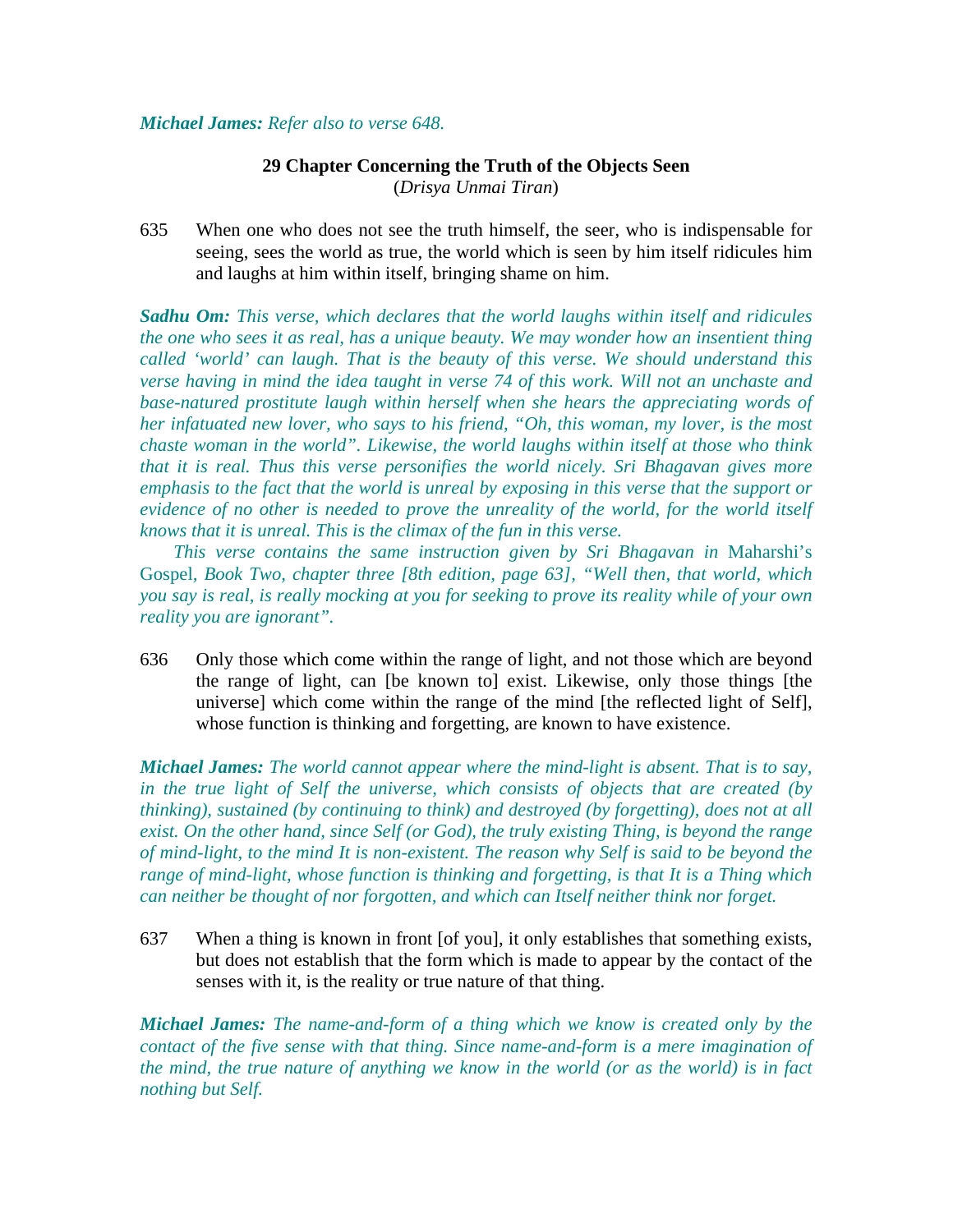***Michael James:*** *Refer also to verse 648.*

## 29 Chapter Concerning the Truth of the Objects Seen

(*Drisya Unmai Tiran*)

635 When one who does not see the truth himself, the seer, who is indispensable for seeing, sees the world as true, the world which is seen by him itself ridicules him and laughs at him within itself, bringing shame on him.

***Sadhu Om:*** *This verse, which declares that the world laughs within itself and ridicules the one who sees it as real, has a unique beauty. We may wonder how an insentient thing called 'world' can laugh. That is the beauty of this verse. We should understand this verse having in mind the idea taught in verse 74 of this work. Will not an unchaste and base-natured prostitute laugh within herself when she hears the appreciating words of her infatuated new lover, who says to his friend, "Oh, this woman, my lover, is the most chaste woman in the world". Likewise, the world laughs within itself at those who think that it is real. Thus this verse personifies the world nicely. Sri Bhagavan gives more emphasis to the fact that the world is unreal by exposing in this verse that the support or evidence of no other is needed to prove the unreality of the world, for the world itself knows that it is unreal. This is the climax of the fun in this verse.*

*This verse contains the same instruction given by Sri Bhagavan in* Maharshi's Gospel, *Book Two, chapter three [8th edition, page 63], "Well then, that world, which you say is real, is really mocking at you for seeking to prove its reality while of your own reality you are ignorant".*

636 Only those which come within the range of light, and not those which are beyond the range of light, can [be known to] exist. Likewise, only those things [the universe] which come within the range of the mind [the reflected light of Self], whose function is thinking and forgetting, are known to have existence.

***Michael James:*** *The world cannot appear where the mind-light is absent. That is to say, in the true light of Self the universe, which consists of objects that are created (by thinking), sustained (by continuing to think) and destroyed (by forgetting), does not at all exist. On the other hand, since Self (or God), the truly existing Thing, is beyond the range of mind-light, to the mind It is non-existent. The reason why Self is said to be beyond the range of mind-light, whose function is thinking and forgetting, is that It is a Thing which can neither be thought of nor forgotten, and which can Itself neither think nor forget.*

637 When a thing is known in front [of you], it only establishes that something exists, but does not establish that the form which is made to appear by the contact of the senses with it, is the reality or true nature of that thing.

***Michael James:*** *The name-and-form of a thing which we know is created only by the contact of the five sense with that thing. Since name-and-form is a mere imagination of the mind, the true nature of anything we know in the world (or as the world) is in fact nothing but Self.*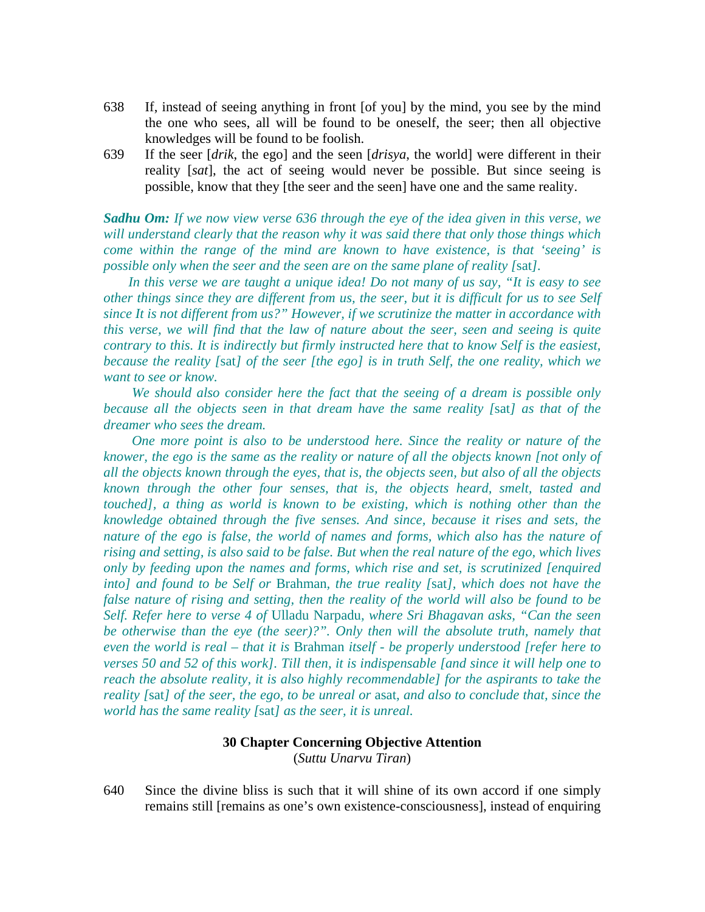638 If, instead of seeing anything in front [of you] by the mind, you see by the mind the one who sees, all will be found to be oneself, the seer; then all objective knowledges will be found to be foolish.

639 If the seer [*drik*, the ego] and the seen [*drisya*, the world] were different in their reality [*sat*], the act of seeing would never be possible. But since seeing is possible, know that they [the seer and the seen] have one and the same reality.

***Sadhu Om:*** *If we now view verse 636 through the eye of the idea given in this verse, we will understand clearly that the reason why it was said there that only those things which come within the range of the mind are known to have existence, is that 'seeing' is possible only when the seer and the seen are on the same plane of reality [*sat*].*

*In this verse we are taught a unique idea! Do not many of us say, "It is easy to see other things since they are different from us, the seer, but it is difficult for us to see Self since It is not different from us?" However, if we scrutinize the matter in accordance with this verse, we will find that the law of nature about the seer, seen and seeing is quite contrary to this. It is indirectly but firmly instructed here that to know Self is the easiest, because the reality [*sat*] of the seer [the ego] is in truth Self, the one reality, which we want to see or know.*

*We should also consider here the fact that the seeing of a dream is possible only because all the objects seen in that dream have the same reality [*sat*] as that of the dreamer who sees the dream.*

*One more point is also to be understood here. Since the reality or nature of the knower, the ego is the same as the reality or nature of all the objects known [not only of all the objects known through the eyes, that is, the objects seen, but also of all the objects known through the other four senses, that is, the objects heard, smelt, tasted and touched], a thing as world is known to be existing, which is nothing other than the knowledge obtained through the five senses. And since, because it rises and sets, the nature of the ego is false, the world of names and forms, which also has the nature of rising and setting, is also said to be false. But when the real nature of the ego, which lives only by feeding upon the names and forms, which rise and set, is scrutinized [enquired into] and found to be Self or* Brahman*, the true reality [*sat*], which does not have the false nature of rising and setting, then the reality of the world will also be found to be Self. Refer here to verse 4 of* Ulladu Narpadu*, where Sri Bhagavan asks, "Can the seen be otherwise than the eye (the seer)?". Only then will the absolute truth, namely that even the world is real – that it is* Brahman *itself - be properly understood [refer here to verses 50 and 52 of this work]. Till then, it is indispensable [and since it will help one to reach the absolute reality, it is also highly recommendable] for the aspirants to take the reality [*sat*] of the seer, the ego, to be unreal or* asat*, and also to conclude that, since the world has the same reality [*sat*] as the seer, it is unreal.*

## 30 Chapter Concerning Objective Attention
(*Suttu Unarvu Tiran*)

640 Since the divine bliss is such that it will shine of its own accord if one simply remains still [remains as one's own existence-consciousness], instead of enquiring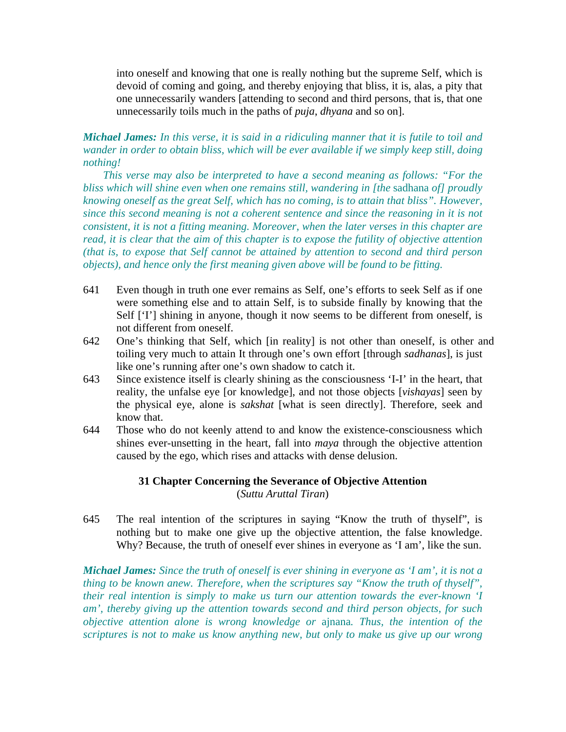into oneself and knowing that one is really nothing but the supreme Self, which is devoid of coming and going, and thereby enjoying that bliss, it is, alas, a pity that one unnecessarily wanders [attending to second and third persons, that is, that one unnecessarily toils much in the paths of *puja*, *dhyana* and so on].

***Michael James:*** *In this verse, it is said in a ridiculing manner that it is futile to toil and wander in order to obtain bliss, which will be ever available if we simply keep still, doing nothing!*

*This verse may also be interpreted to have a second meaning as follows: "For the bliss which will shine even when one remains still, wandering in [the* sadhana *of] proudly knowing oneself as the great Self, which has no coming, is to attain that bliss". However, since this second meaning is not a coherent sentence and since the reasoning in it is not consistent, it is not a fitting meaning. Moreover, when the later verses in this chapter are read, it is clear that the aim of this chapter is to expose the futility of objective attention (that is, to expose that Self cannot be attained by attention to second and third person objects), and hence only the first meaning given above will be found to be fitting.*

641 Even though in truth one ever remains as Self, one's efforts to seek Self as if one were something else and to attain Self, is to subside finally by knowing that the Self ['I'] shining in anyone, though it now seems to be different from oneself, is not different from oneself.

642 One's thinking that Self, which [in reality] is not other than oneself, is other and toiling very much to attain It through one's own effort [through *sadhanas*], is just like one's running after one's own shadow to catch it.

643 Since existence itself is clearly shining as the consciousness 'I-I' in the heart, that reality, the unfalse eye [or knowledge], and not those objects [*vishayas*] seen by the physical eye, alone is *sakshat* [what is seen directly]. Therefore, seek and know that.

644 Those who do not keenly attend to and know the existence-consciousness which shines ever-unsetting in the heart, fall into *maya* through the objective attention caused by the ego, which rises and attacks with dense delusion.

### 31 Chapter Concerning the Severance of Objective Attention
(*Suttu Aruttal Tiran*)

645 The real intention of the scriptures in saying "Know the truth of thyself", is nothing but to make one give up the objective attention, the false knowledge. Why? Because, the truth of oneself ever shines in everyone as 'I am', like the sun.

***Michael James:*** *Since the truth of oneself is ever shining in everyone as 'I am', it is not a thing to be known anew. Therefore, when the scriptures say "Know the truth of thyself", their real intention is simply to make us turn our attention towards the ever-known 'I am', thereby giving up the attention towards second and third person objects, for such objective attention alone is wrong knowledge or* ajnana*. Thus, the intention of the scriptures is not to make us know anything new, but only to make us give up our wrong*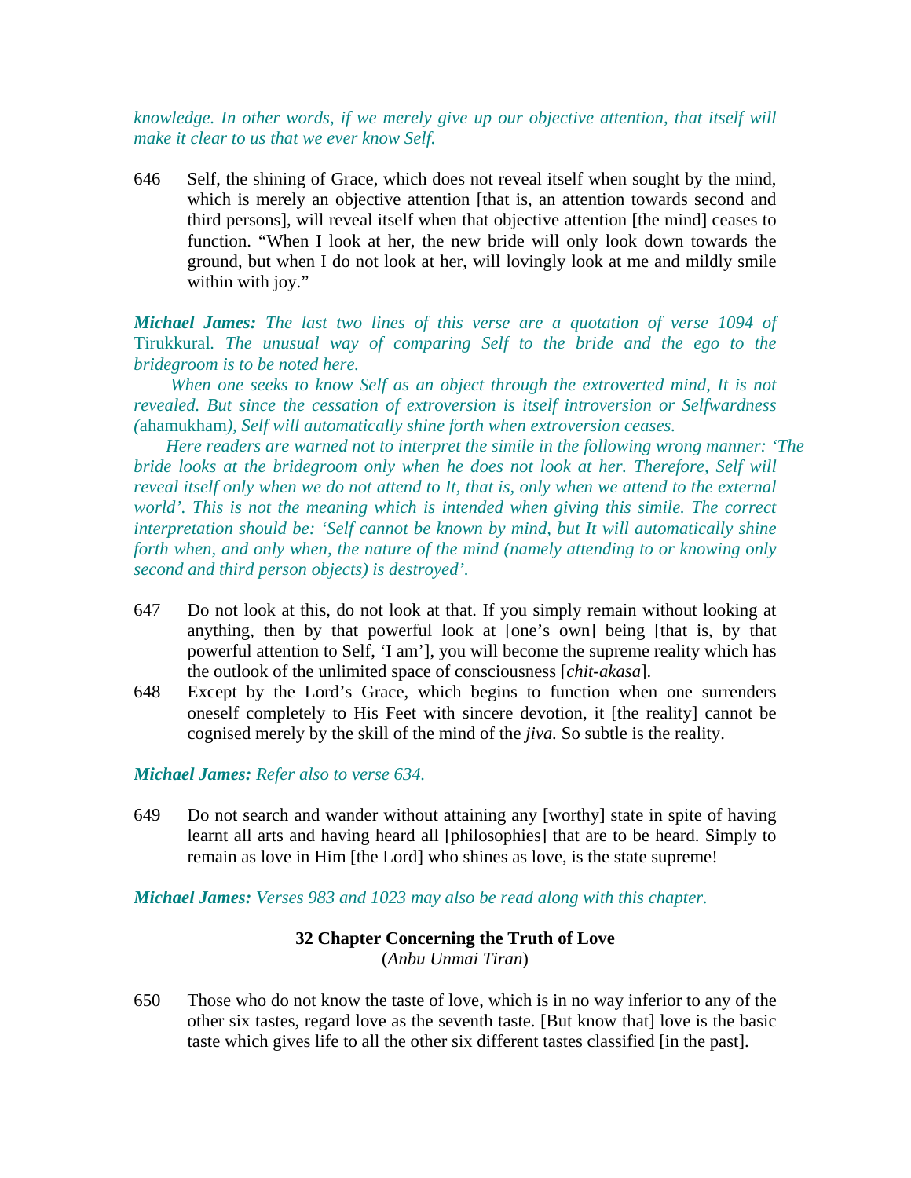*knowledge. In other words, if we merely give up our objective attention, that itself will make it clear to us that we ever know Self.*

646 Self, the shining of Grace, which does not reveal itself when sought by the mind, which is merely an objective attention [that is, an attention towards second and third persons], will reveal itself when that objective attention [the mind] ceases to function. "When I look at her, the new bride will only look down towards the ground, but when I do not look at her, will lovingly look at me and mildly smile within with joy."

***Michael James:*** *The last two lines of this verse are a quotation of verse 1094 of* Tirukkural*. The unusual way of comparing Self to the bride and the ego to the bridegroom is to be noted here.*

*When one seeks to know Self as an object through the extroverted mind, It is not revealed. But since the cessation of extroversion is itself introversion or Selfwardness (*ahamukham*), Self will automatically shine forth when extroversion ceases.*

*Here readers are warned not to interpret the simile in the following wrong manner: 'The bride looks at the bridegroom only when he does not look at her. Therefore, Self will reveal itself only when we do not attend to It, that is, only when we attend to the external world'. This is not the meaning which is intended when giving this simile. The correct interpretation should be: 'Self cannot be known by mind, but It will automatically shine forth when, and only when, the nature of the mind (namely attending to or knowing only second and third person objects) is destroyed'.*

647 Do not look at this, do not look at that. If you simply remain without looking at anything, then by that powerful look at [one's own] being [that is, by that powerful attention to Self, 'I am'], you will become the supreme reality which has the outlook of the unlimited space of consciousness [*chit-akasa*].

648 Except by the Lord's Grace, which begins to function when one surrenders oneself completely to His Feet with sincere devotion, it [the reality] cannot be cognised merely by the skill of the mind of the *jiva.* So subtle is the reality.

***Michael James:*** *Refer also to verse 634.*

649 Do not search and wander without attaining any [worthy] state in spite of having learnt all arts and having heard all [philosophies] that are to be heard. Simply to remain as love in Him [the Lord] who shines as love, is the state supreme!

***Michael James:*** *Verses 983 and 1023 may also be read along with this chapter.*

## 32 Chapter Concerning the Truth of Love

(*Anbu Unmai Tiran*)

650 Those who do not know the taste of love, which is in no way inferior to any of the other six tastes, regard love as the seventh taste. [But know that] love is the basic taste which gives life to all the other six different tastes classified [in the past].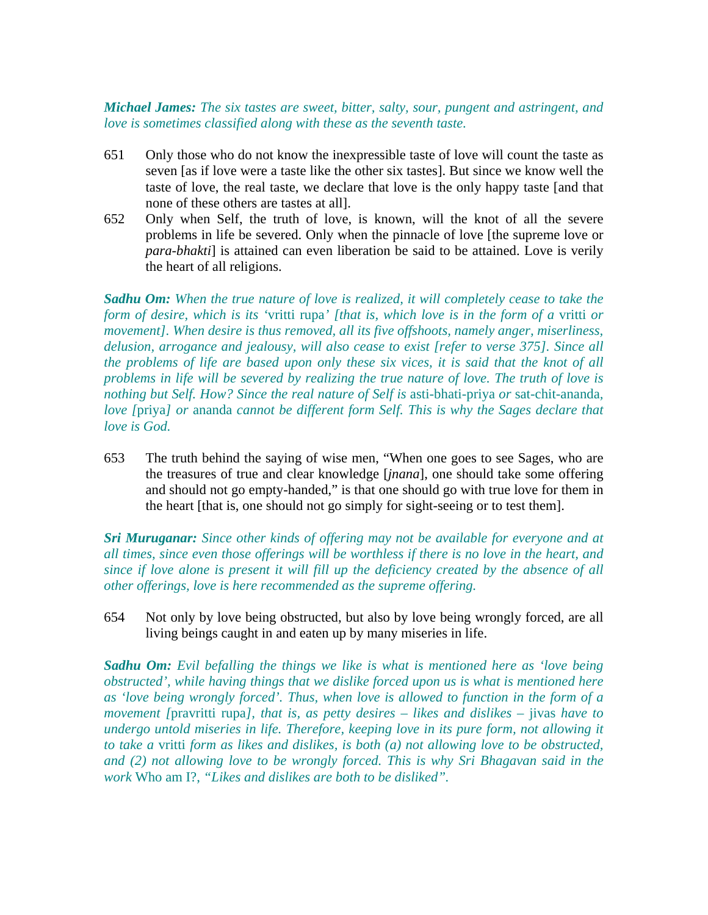***Michael James:*** *The six tastes are sweet, bitter, salty, sour, pungent and astringent, and love is sometimes classified along with these as the seventh taste.*

651 Only those who do not know the inexpressible taste of love will count the taste as seven [as if love were a taste like the other six tastes]. But since we know well the taste of love, the real taste, we declare that love is the only happy taste [and that none of these others are tastes at all].

652 Only when Self, the truth of love, is known, will the knot of all the severe problems in life be severed. Only when the pinnacle of love [the supreme love or *para-bhakti*] is attained can even liberation be said to be attained. Love is verily the heart of all religions.

***Sadhu Om:*** *When the true nature of love is realized, it will completely cease to take the form of desire, which is its '*vritti rupa*' [that is, which love is in the form of a* vritti *or movement]. When desire is thus removed, all its five offshoots, namely anger, miserliness, delusion, arrogance and jealousy, will also cease to exist [refer to verse 375]. Since all the problems of life are based upon only these six vices, it is said that the knot of all problems in life will be severed by realizing the true nature of love. The truth of love is nothing but Self. How? Since the real nature of Self is* asti-bhati-priya *or* sat-chit-ananda*, love [*priya*] or* ananda *cannot be different form Self. This is why the Sages declare that love is God.*

653 The truth behind the saying of wise men, "When one goes to see Sages, who are the treasures of true and clear knowledge [*jnana*], one should take some offering and should not go empty-handed," is that one should go with true love for them in the heart [that is, one should not go simply for sight-seeing or to test them].

***Sri Muruganar:*** *Since other kinds of offering may not be available for everyone and at all times, since even those offerings will be worthless if there is no love in the heart, and since if love alone is present it will fill up the deficiency created by the absence of all other offerings, love is here recommended as the supreme offering.*

654 Not only by love being obstructed, but also by love being wrongly forced, are all living beings caught in and eaten up by many miseries in life.

***Sadhu Om:*** *Evil befalling the things we like is what is mentioned here as 'love being obstructed', while having things that we dislike forced upon us is what is mentioned here as 'love being wrongly forced'. Thus, when love is allowed to function in the form of a movement [*pravritti rupa*], that is, as petty desires – likes and dislikes –* jivas *have to undergo untold miseries in life. Therefore, keeping love in its pure form, not allowing it to take a* vritti *form as likes and dislikes, is both (a) not allowing love to be obstructed, and (2) not allowing love to be wrongly forced. This is why Sri Bhagavan said in the work* Who am I?*, "Likes and dislikes are both to be disliked".*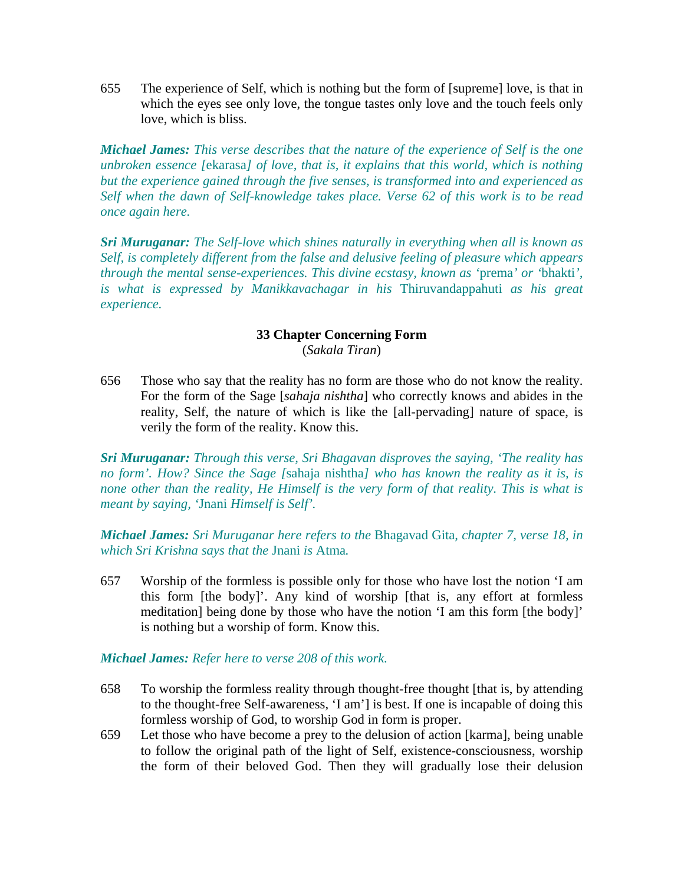655 The experience of Self, which is nothing but the form of [supreme] love, is that in which the eyes see only love, the tongue tastes only love and the touch feels only love, which is bliss.

***Michael James:*** *This verse describes that the nature of the experience of Self is the one unbroken essence [*ekarasa*] of love, that is, it explains that this world, which is nothing but the experience gained through the five senses, is transformed into and experienced as Self when the dawn of Self-knowledge takes place. Verse 62 of this work is to be read once again here.*

***Sri Muruganar:*** *The Self-love which shines naturally in everything when all is known as Self, is completely different from the false and delusive feeling of pleasure which appears through the mental sense-experiences. This divine ecstasy, known as '*prema*' or '*bhakti*', is what is expressed by Manikkavachagar in his* Thiruvandappahuti *as his great experience.*

### 33 Chapter Concerning Form

(*Sakala Tiran*)

656 Those who say that the reality has no form are those who do not know the reality. For the form of the Sage [*sahaja nishtha*] who correctly knows and abides in the reality, Self, the nature of which is like the [all-pervading] nature of space, is verily the form of the reality. Know this.

***Sri Muruganar:*** *Through this verse, Sri Bhagavan disproves the saying, 'The reality has no form'. How? Since the Sage [*sahaja nishtha*] who has known the reality as it is, is none other than the reality, He Himself is the very form of that reality. This is what is meant by saying, '*Jnani *Himself is Self'.*

***Michael James:*** *Sri Muruganar here refers to the* Bhagavad Gita*, chapter 7, verse 18, in which Sri Krishna says that the* Jnani *is* Atma*.*

657 Worship of the formless is possible only for those who have lost the notion 'I am this form [the body]'. Any kind of worship [that is, any effort at formless meditation] being done by those who have the notion 'I am this form [the body]' is nothing but a worship of form. Know this.

***Michael James:*** *Refer here to verse 208 of this work.*

658 To worship the formless reality through thought-free thought [that is, by attending to the thought-free Self-awareness, 'I am'] is best. If one is incapable of doing this formless worship of God, to worship God in form is proper.

659 Let those who have become a prey to the delusion of action [karma], being unable to follow the original path of the light of Self, existence-consciousness, worship the form of their beloved God. Then they will gradually lose their delusion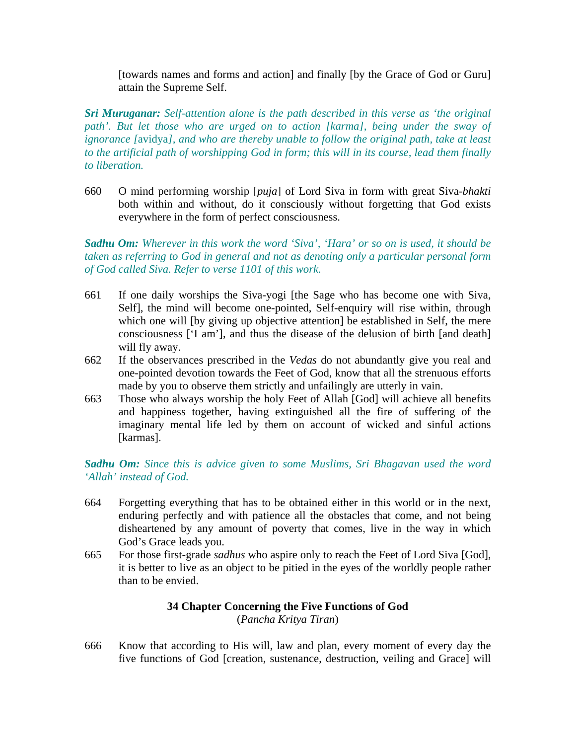[towards names and forms and action] and finally [by the Grace of God or Guru] attain the Supreme Self.

***Sri Muruganar:*** *Self-attention alone is the path described in this verse as 'the original path'. But let those who are urged on to action [karma], being under the sway of ignorance [*avidya*], and who are thereby unable to follow the original path, take at least to the artificial path of worshipping God in form; this will in its course, lead them finally to liberation.*

660 O mind performing worship [*puja*] of Lord Siva in form with great Siva-*bhakti* both within and without, do it consciously without forgetting that God exists everywhere in the form of perfect consciousness.

***Sadhu Om:*** *Wherever in this work the word 'Siva', 'Hara' or so on is used, it should be taken as referring to God in general and not as denoting only a particular personal form of God called Siva. Refer to verse 1101 of this work.*

661 If one daily worships the Siva-yogi [the Sage who has become one with Siva, Self], the mind will become one-pointed, Self-enquiry will rise within, through which one will [by giving up objective attention] be established in Self, the mere consciousness ['I am'], and thus the disease of the delusion of birth [and death] will fly away.

662 If the observances prescribed in the *Vedas* do not abundantly give you real and one-pointed devotion towards the Feet of God, know that all the strenuous efforts made by you to observe them strictly and unfailingly are utterly in vain.

663 Those who always worship the holy Feet of Allah [God] will achieve all benefits and happiness together, having extinguished all the fire of suffering of the imaginary mental life led by them on account of wicked and sinful actions [karmas].

***Sadhu Om:*** *Since this is advice given to some Muslims, Sri Bhagavan used the word 'Allah' instead of God.*

664 Forgetting everything that has to be obtained either in this world or in the next, enduring perfectly and with patience all the obstacles that come, and not being disheartened by any amount of poverty that comes, live in the way in which God's Grace leads you.

665 For those first-grade *sadhus* who aspire only to reach the Feet of Lord Siva [God], it is better to live as an object to be pitied in the eyes of the worldly people rather than to be envied.

## 34 Chapter Concerning the Five Functions of God

(*Pancha Kritya Tiran*)

666 Know that according to His will, law and plan, every moment of every day the five functions of God [creation, sustenance, destruction, veiling and Grace] will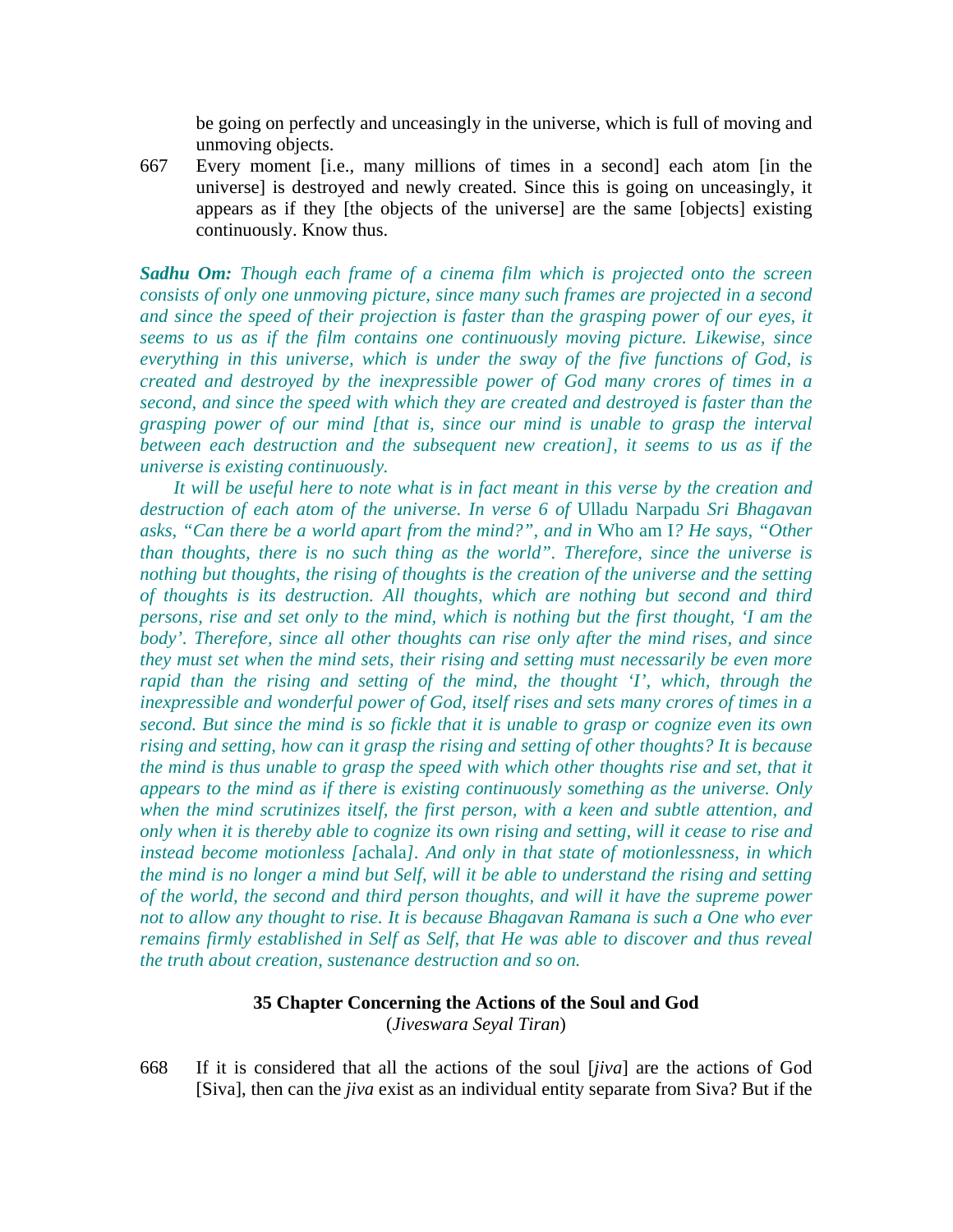be going on perfectly and unceasingly in the universe, which is full of moving and unmoving objects.

667 Every moment [i.e., many millions of times in a second] each atom [in the universe] is destroyed and newly created. Since this is going on unceasingly, it appears as if they [the objects of the universe] are the same [objects] existing continuously. Know thus.

***Sadhu Om:*** *Though each frame of a cinema film which is projected onto the screen consists of only one unmoving picture, since many such frames are projected in a second and since the speed of their projection is faster than the grasping power of our eyes, it seems to us as if the film contains one continuously moving picture. Likewise, since everything in this universe, which is under the sway of the five functions of God, is created and destroyed by the inexpressible power of God many crores of times in a second, and since the speed with which they are created and destroyed is faster than the grasping power of our mind [that is, since our mind is unable to grasp the interval between each destruction and the subsequent new creation], it seems to us as if the universe is existing continuously.*

*It will be useful here to note what is in fact meant in this verse by the creation and destruction of each atom of the universe. In verse 6 of* Ulladu Narpadu *Sri Bhagavan asks, "Can there be a world apart from the mind?", and in* Who am I? *He says, "Other than thoughts, there is no such thing as the world". Therefore, since the universe is nothing but thoughts, the rising of thoughts is the creation of the universe and the setting of thoughts is its destruction. All thoughts, which are nothing but second and third persons, rise and set only to the mind, which is nothing but the first thought, 'I am the body'. Therefore, since all other thoughts can rise only after the mind rises, and since they must set when the mind sets, their rising and setting must necessarily be even more rapid than the rising and setting of the mind, the thought 'I', which, through the inexpressible and wonderful power of God, itself rises and sets many crores of times in a second. But since the mind is so fickle that it is unable to grasp or cognize even its own rising and setting, how can it grasp the rising and setting of other thoughts? It is because the mind is thus unable to grasp the speed with which other thoughts rise and set, that it appears to the mind as if there is existing continuously something as the universe. Only when the mind scrutinizes itself, the first person, with a keen and subtle attention, and only when it is thereby able to cognize its own rising and setting, will it cease to rise and instead become motionless [*achala*]. And only in that state of motionlessness, in which the mind is no longer a mind but Self, will it be able to understand the rising and setting of the world, the second and third person thoughts, and will it have the supreme power not to allow any thought to rise. It is because Bhagavan Ramana is such a One who ever remains firmly established in Self as Self, that He was able to discover and thus reveal the truth about creation, sustenance destruction and so on.*

## 35 Chapter Concerning the Actions of the Soul and God

(*Jiveswara Seyal Tiran*)

668 If it is considered that all the actions of the soul [*jiva*] are the actions of God [Siva], then can the *jiva* exist as an individual entity separate from Siva? But if the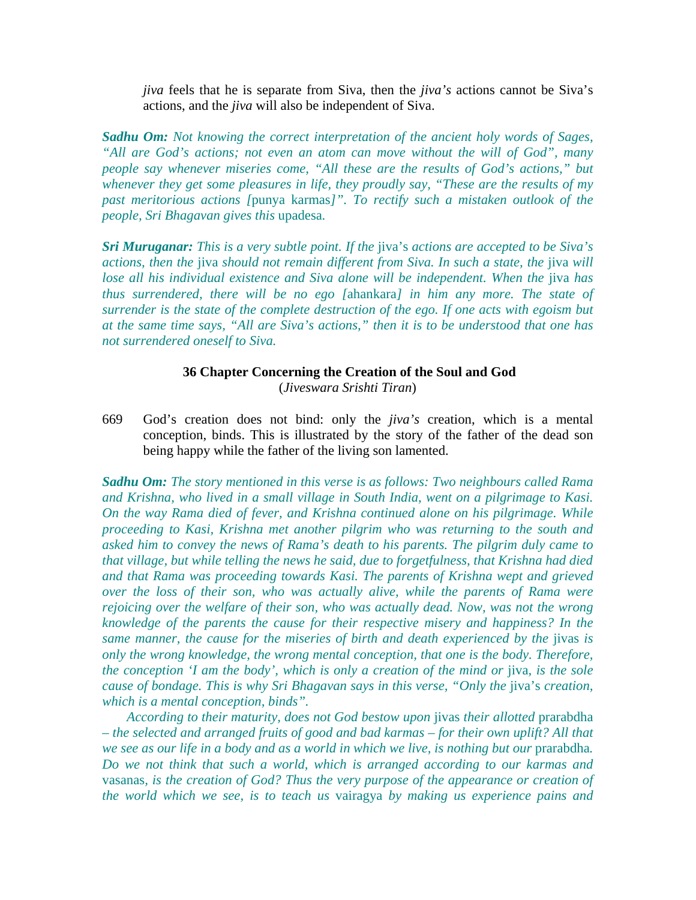*jiva* feels that he is separate from Siva, then the *jiva's* actions cannot be Siva's actions, and the *jiva* will also be independent of Siva.

***Sadhu Om:*** *Not knowing the correct interpretation of the ancient holy words of Sages, "All are God's actions; not even an atom can move without the will of God", many people say whenever miseries come, "All these are the results of God's actions," but whenever they get some pleasures in life, they proudly say, "These are the results of my past meritorious actions [*punya karmas*]". To rectify such a mistaken outlook of the people, Sri Bhagavan gives this* upadesa*.*

***Sri Muruganar:*** *This is a very subtle point. If the* jiva's *actions are accepted to be Siva's actions, then the* jiva *should not remain different from Siva. In such a state, the* jiva *will lose all his individual existence and Siva alone will be independent. When the* jiva *has thus surrendered, there will be no ego [*ahankara*] in him any more. The state of surrender is the state of the complete destruction of the ego. If one acts with egoism but at the same time says, "All are Siva's actions," then it is to be understood that one has not surrendered oneself to Siva.*

### 36 Chapter Concerning the Creation of the Soul and God

(*Jiveswara Srishti Tiran*)

669 God's creation does not bind: only the *jiva's* creation, which is a mental conception, binds. This is illustrated by the story of the father of the dead son being happy while the father of the living son lamented.

***Sadhu Om:*** *The story mentioned in this verse is as follows: Two neighbours called Rama and Krishna, who lived in a small village in South India, went on a pilgrimage to Kasi. On the way Rama died of fever, and Krishna continued alone on his pilgrimage. While proceeding to Kasi, Krishna met another pilgrim who was returning to the south and asked him to convey the news of Rama's death to his parents. The pilgrim duly came to that village, but while telling the news he said, due to forgetfulness, that Krishna had died and that Rama was proceeding towards Kasi. The parents of Krishna wept and grieved over the loss of their son, who was actually alive, while the parents of Rama were rejoicing over the welfare of their son, who was actually dead. Now, was not the wrong knowledge of the parents the cause for their respective misery and happiness? In the same manner, the cause for the miseries of birth and death experienced by the* jivas *is only the wrong knowledge, the wrong mental conception, that one is the body. Therefore, the conception 'I am the body', which is only a creation of the mind or* jiva*, is the sole cause of bondage. This is why Sri Bhagavan says in this verse, "Only the* jiva's *creation, which is a mental conception, binds".*

*According to their maturity, does not God bestow upon* jivas *their allotted* prarabdha *– the selected and arranged fruits of good and bad karmas – for their own uplift? All that we see as our life in a body and as a world in which we live, is nothing but our* prarabdha*. Do we not think that such a world, which is arranged according to our karmas and* vasanas*, is the creation of God? Thus the very purpose of the appearance or creation of the world which we see, is to teach us* vairagya *by making us experience pains and*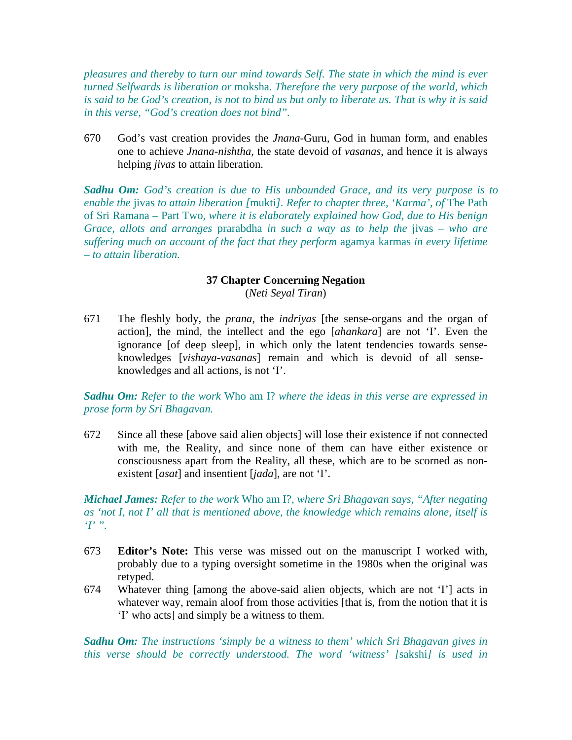*pleasures and thereby to turn our mind towards Self. The state in which the mind is ever turned Selfwards is liberation or* moksha*. Therefore the very purpose of the world, which is said to be God's creation, is not to bind us but only to liberate us. That is why it is said in this verse, "God's creation does not bind".*

670 God's vast creation provides the *Jnana*-Guru, God in human form, and enables one to achieve *Jnana-nishtha*, the state devoid of *vasanas*, and hence it is always helping *jivas* to attain liberation.

***Sadhu Om:*** *God's creation is due to His unbounded Grace, and its very purpose is to enable the* jivas *to attain liberation [*mukti*]. Refer to chapter three, 'Karma', of* The Path of Sri Ramana – Part Two*, where it is elaborately explained how God, due to His benign Grace, allots and arranges* prarabdha *in such a way as to help the* jivas *– who are suffering much on account of the fact that they perform* agamya karmas *in every lifetime – to attain liberation.*

## 37 Chapter Concerning Negation

(*Neti Seyal Tiran*)

671 The fleshly body, the *prana*, the *indriyas* [the sense-organs and the organ of action], the mind, the intellect and the ego [*ahankara*] are not 'I'. Even the ignorance [of deep sleep], in which only the latent tendencies towards sense-knowledges [*vishaya-vasanas*] remain and which is devoid of all sense-knowledges and all actions, is not 'I'.

***Sadhu Om:*** *Refer to the work* Who am I? *where the ideas in this verse are expressed in prose form by Sri Bhagavan.*

672 Since all these [above said alien objects] will lose their existence if not connected with me, the Reality, and since none of them can have either existence or consciousness apart from the Reality, all these, which are to be scorned as non-existent [*asat*] and insentient [*jada*], are not 'I'.

***Michael James:*** *Refer to the work* Who am I?*, where Sri Bhagavan says, "After negating as 'not I, not I' all that is mentioned above, the knowledge which remains alone, itself is 'I' ".*

673 **Editor's Note:** This verse was missed out on the manuscript I worked with, probably due to a typing oversight sometime in the 1980s when the original was retyped.

674 Whatever thing [among the above-said alien objects, which are not 'I'] acts in whatever way, remain aloof from those activities [that is, from the notion that it is 'I' who acts] and simply be a witness to them.

***Sadhu Om:*** *The instructions 'simply be a witness to them' which Sri Bhagavan gives in this verse should be correctly understood. The word 'witness' [*sakshi*] is used in*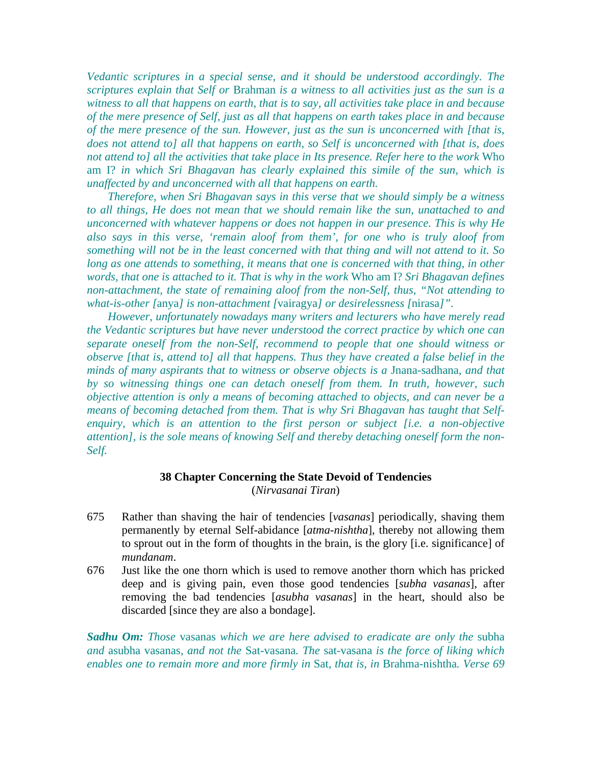*Vedantic scriptures in a special sense, and it should be understood accordingly. The scriptures explain that Self or* Brahman *is a witness to all activities just as the sun is a witness to all that happens on earth, that is to say, all activities take place in and because of the mere presence of Self, just as all that happens on earth takes place in and because of the mere presence of the sun. However, just as the sun is unconcerned with [that is, does not attend to] all that happens on earth, so Self is unconcerned with [that is, does not attend to] all the activities that take place in Its presence. Refer here to the work* Who am I? *in which Sri Bhagavan has clearly explained this simile of the sun, which is unaffected by and unconcerned with all that happens on earth.*

*Therefore, when Sri Bhagavan says in this verse that we should simply be a witness to all things, He does not mean that we should remain like the sun, unattached to and unconcerned with whatever happens or does not happen in our presence. This is why He also says in this verse, 'remain aloof from them', for one who is truly aloof from something will not be in the least concerned with that thing and will not attend to it. So long as one attends to something, it means that one is concerned with that thing, in other words, that one is attached to it. That is why in the work* Who am I? *Sri Bhagavan defines non-attachment, the state of remaining aloof from the non-Self, thus, "Not attending to what-is-other [*anya*] is non-attachment [*vairagya*] or desirelessness [*nirasa*]".*

*However, unfortunately nowadays many writers and lecturers who have merely read the Vedantic scriptures but have never understood the correct practice by which one can separate oneself from the non-Self, recommend to people that one should witness or observe [that is, attend to] all that happens. Thus they have created a false belief in the minds of many aspirants that to witness or observe objects is a* Jnana-sadhana*, and that by so witnessing things one can detach oneself from them. In truth, however, such objective attention is only a means of becoming attached to objects, and can never be a means of becoming detached from them. That is why Sri Bhagavan has taught that Self-enquiry, which is an attention to the first person or subject [i.e. a non-objective attention], is the sole means of knowing Self and thereby detaching oneself form the non-Self.*

## 38 Chapter Concerning the State Devoid of Tendencies

(*Nirvasanai Tiran*)

675 Rather than shaving the hair of tendencies [*vasanas*] periodically, shaving them permanently by eternal Self-abidance [*atma-nishtha*], thereby not allowing them to sprout out in the form of thoughts in the brain, is the glory [i.e. significance] of *mundanam*.

676 Just like the one thorn which is used to remove another thorn which has pricked deep and is giving pain, even those good tendencies [*subha vasanas*], after removing the bad tendencies [*asubha vasanas*] in the heart, should also be discarded [since they are also a bondage].

***Sadhu Om:*** *Those* vasanas *which we are here advised to eradicate are only the* subha *and* asubha vasanas*, and not the* Sat-vasana*. The* sat-vasana *is the force of liking which enables one to remain more and more firmly in* Sat*, that is, in* Brahma-nishtha*. Verse 69*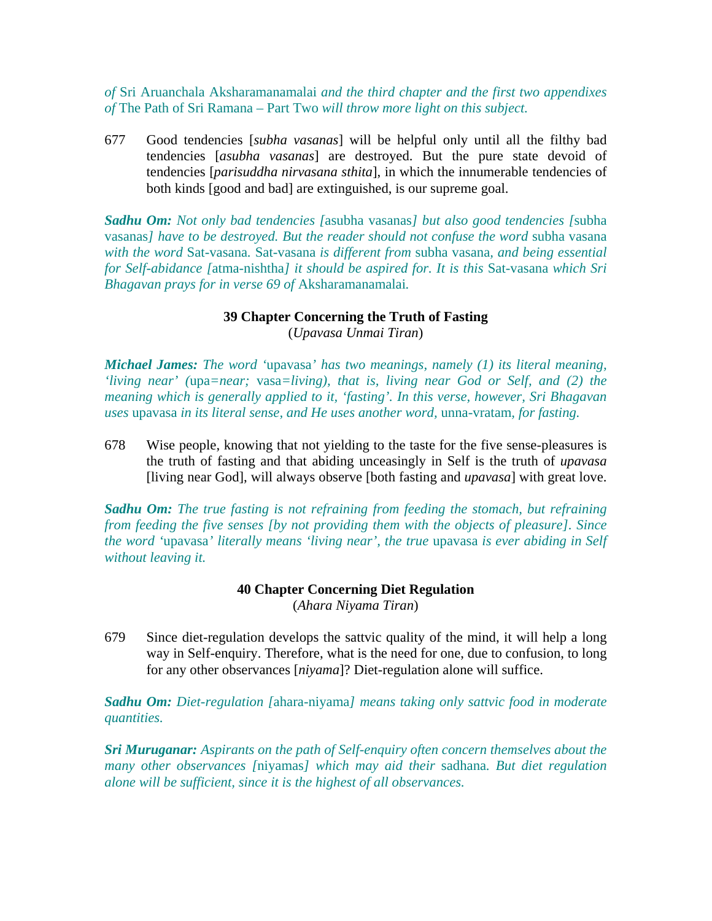*of* Sri Aruanchala Aksharamanamalai *and the third chapter and the first two appendixes of* The Path of Sri Ramana – Part Two *will throw more light on this subject.*

677 Good tendencies [*subha vasanas*] will be helpful only until all the filthy bad tendencies [*asubha vasanas*] are destroyed. But the pure state devoid of tendencies [*parisuddha nirvasana sthita*], in which the innumerable tendencies of both kinds [good and bad] are extinguished, is our supreme goal.

***Sadhu Om:*** *Not only bad tendencies [*asubha vasanas*] but also good tendencies [*subha vasanas*] have to be destroyed. But the reader should not confuse the word* subha vasana *with the word* Sat-vasana*.* Sat-vasana *is different from* subha vasana*, and being essential for Self-abidance [*atma-nishtha*] it should be aspired for. It is this* Sat-vasana *which Sri Bhagavan prays for in verse 69 of* Aksharamanamalai*.*

### 39 Chapter Concerning the Truth of Fasting
(*Upavasa Unmai Tiran*)

***Michael James:*** *The word '*upavasa*' has two meanings, namely (1) its literal meaning, 'living near' (*upa*=near;* vasa*=living), that is, living near God or Self, and (2) the meaning which is generally applied to it, 'fasting'. In this verse, however, Sri Bhagavan uses* upavasa *in its literal sense, and He uses another word,* unna-vratam*, for fasting.*

678 Wise people, knowing that not yielding to the taste for the five sense-pleasures is the truth of fasting and that abiding unceasingly in Self is the truth of *upavasa* [living near God], will always observe [both fasting and *upavasa*] with great love.

***Sadhu Om:*** *The true fasting is not refraining from feeding the stomach, but refraining from feeding the five senses [by not providing them with the objects of pleasure]. Since the word '*upavasa*' literally means 'living near', the true* upavasa *is ever abiding in Self without leaving it.*

### 40 Chapter Concerning Diet Regulation
(*Ahara Niyama Tiran*)

679 Since diet-regulation develops the sattvic quality of the mind, it will help a long way in Self-enquiry. Therefore, what is the need for one, due to confusion, to long for any other observances [*niyama*]? Diet-regulation alone will suffice.

***Sadhu Om:*** *Diet-regulation [*ahara-niyama*] means taking only sattvic food in moderate quantities.*

***Sri Muruganar:*** *Aspirants on the path of Self-enquiry often concern themselves about the many other observances [*niyamas*] which may aid their* sadhana*. But diet regulation alone will be sufficient, since it is the highest of all observances.*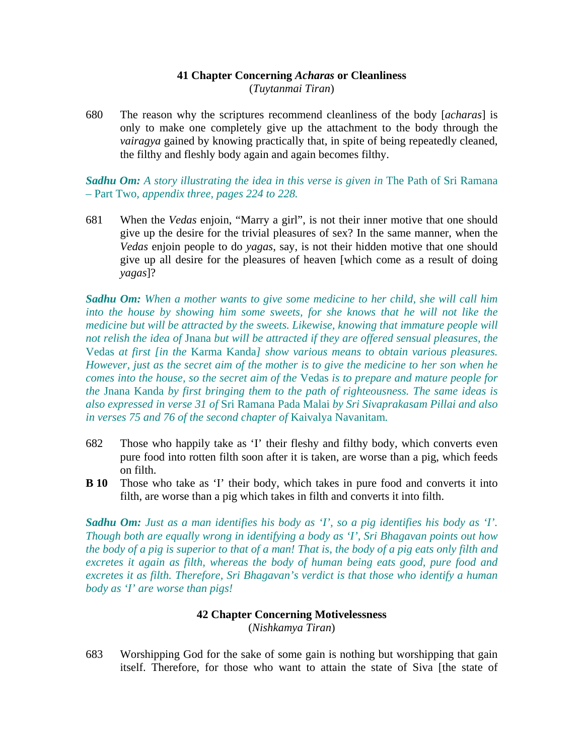### 41 Chapter Concerning *Acharas* or Cleanliness
(*Tuytanmai Tiran*)

680 The reason why the scriptures recommend cleanliness of the body [*acharas*] is only to make one completely give up the attachment to the body through the *vairagya* gained by knowing practically that, in spite of being repeatedly cleaned, the filthy and fleshly body again and again becomes filthy.

***Sadhu Om:*** *A story illustrating the idea in this verse is given in* The Path of Sri Ramana – Part Two*, appendix three, pages 224 to 228.*

681 When the *Vedas* enjoin, "Marry a girl", is not their inner motive that one should give up the desire for the trivial pleasures of sex? In the same manner, when the *Vedas* enjoin people to do *yagas*, say, is not their hidden motive that one should give up all desire for the pleasures of heaven [which come as a result of doing *yagas*]?

***Sadhu Om:*** *When a mother wants to give some medicine to her child, she will call him into the house by showing him some sweets, for she knows that he will not like the medicine but will be attracted by the sweets. Likewise, knowing that immature people will not relish the idea of* Jnana *but will be attracted if they are offered sensual pleasures, the* Vedas *at first [in the* Karma Kanda*] show various means to obtain various pleasures. However, just as the secret aim of the mother is to give the medicine to her son when he comes into the house, so the secret aim of the* Vedas *is to prepare and mature people for the* Jnana Kanda *by first bringing them to the path of righteousness. The same ideas is also expressed in verse 31 of* Sri Ramana Pada Malai *by Sri Sivaprakasam Pillai and also in verses 75 and 76 of the second chapter of* Kaivalya Navanitam*.*

682 Those who happily take as 'I' their fleshy and filthy body, which converts even pure food into rotten filth soon after it is taken, are worse than a pig, which feeds on filth.

**B 10** Those who take as 'I' their body, which takes in pure food and converts it into filth, are worse than a pig which takes in filth and converts it into filth.

***Sadhu Om:*** *Just as a man identifies his body as 'I', so a pig identifies his body as 'I'. Though both are equally wrong in identifying a body as 'I', Sri Bhagavan points out how the body of a pig is superior to that of a man! That is, the body of a pig eats only filth and excretes it again as filth, whereas the body of human being eats good, pure food and excretes it as filth. Therefore, Sri Bhagavan's verdict is that those who identify a human body as 'I' are worse than pigs!*

### 42 Chapter Concerning Motivelessness
(*Nishkamya Tiran*)

683 Worshipping God for the sake of some gain is nothing but worshipping that gain itself. Therefore, for those who want to attain the state of Siva [the state of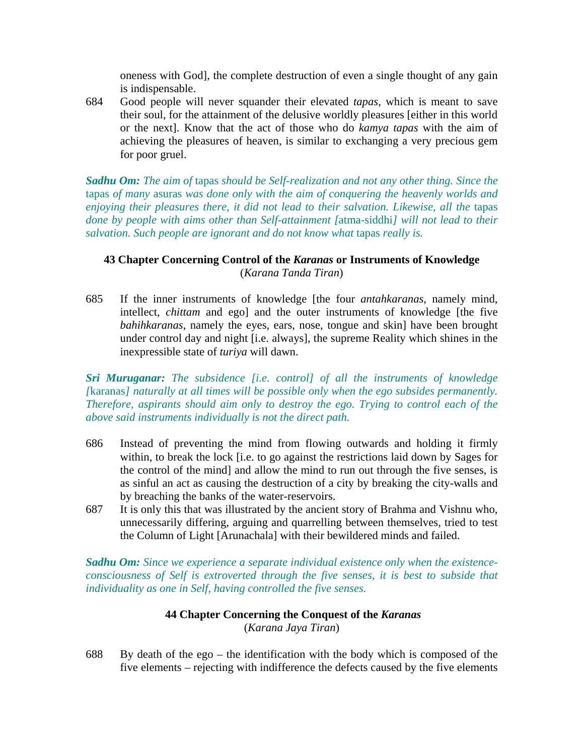oneness with God], the complete destruction of even a single thought of any gain is indispensable.

684 Good people will never squander their elevated *tapas*, which is meant to save their soul, for the attainment of the delusive worldly pleasures [either in this world or the next]. Know that the act of those who do *kamya tapas* with the aim of achieving the pleasures of heaven, is similar to exchanging a very precious gem for poor gruel.

***Sadhu Om:*** *The aim of* tapas *should be Self-realization and not any other thing. Since the* tapas *of many* asuras *was done only with the aim of conquering the heavenly worlds and enjoying their pleasures there, it did not lead to their salvation. Likewise, all the* tapas *done by people with aims other than Self-attainment [*atma-siddhi*] will not lead to their salvation. Such people are ignorant and do not know what* tapas *really is.*

### 43 Chapter Concerning Control of the *Karanas* or Instruments of Knowledge
(*Karana Tanda Tiran*)

685 If the inner instruments of knowledge [the four *antahkaranas*, namely mind, intellect, *chittam* and ego] and the outer instruments of knowledge [the five *bahihkaranas*, namely the eyes, ears, nose, tongue and skin] have been brought under control day and night [i.e. always], the supreme Reality which shines in the inexpressible state of *turiya* will dawn.

***Sri Muruganar:*** *The subsidence [i.e. control] of all the instruments of knowledge [*karanas*] naturally at all times will be possible only when the ego subsides permanently. Therefore, aspirants should aim only to destroy the ego. Trying to control each of the above said instruments individually is not the direct path.*

686 Instead of preventing the mind from flowing outwards and holding it firmly within, to break the lock [i.e. to go against the restrictions laid down by Sages for the control of the mind] and allow the mind to run out through the five senses, is as sinful an act as causing the destruction of a city by breaking the city-walls and by breaching the banks of the water-reservoirs.

687 It is only this that was illustrated by the ancient story of Brahma and Vishnu who, unnecessarily differing, arguing and quarrelling between themselves, tried to test the Column of Light [Arunachala] with their bewildered minds and failed.

***Sadhu Om:*** *Since we experience a separate individual existence only when the existence-consciousness of Self is extroverted through the five senses, it is best to subside that individuality as one in Self, having controlled the five senses.*

### 44 Chapter Concerning the Conquest of the *Karanas*
(*Karana Jaya Tiran*)

688 By death of the ego – the identification with the body which is composed of the five elements – rejecting with indifference the defects caused by the five elements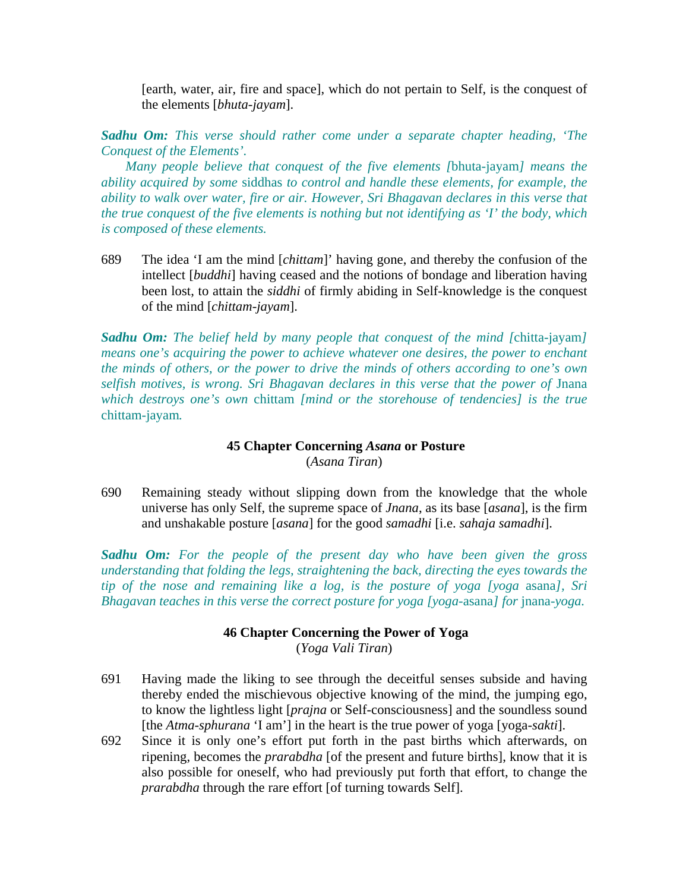[earth, water, air, fire and space], which do not pertain to Self, is the conquest of the elements [*bhuta-jayam*].

***Sadhu Om:*** *This verse should rather come under a separate chapter heading, 'The Conquest of the Elements'.*

*Many people believe that conquest of the five elements [*bhuta-jayam*] means the ability acquired by some* siddhas *to control and handle these elements, for example, the ability to walk over water, fire or air. However, Sri Bhagavan declares in this verse that the true conquest of the five elements is nothing but not identifying as 'I' the body, which is composed of these elements.*

689 The idea 'I am the mind [*chittam*]' having gone, and thereby the confusion of the intellect [*buddhi*] having ceased and the notions of bondage and liberation having been lost, to attain the *siddhi* of firmly abiding in Self-knowledge is the conquest of the mind [*chittam-jayam*].

***Sadhu Om:*** *The belief held by many people that conquest of the mind [*chitta-jayam*] means one's acquiring the power to achieve whatever one desires, the power to enchant the minds of others, or the power to drive the minds of others according to one's own selfish motives, is wrong. Sri Bhagavan declares in this verse that the power of* Jnana *which destroys one's own* chittam *[mind or the storehouse of tendencies] is the true* chittam-jayam*.*

### 45 Chapter Concerning *Asana* or Posture

(*Asana Tiran*)

690 Remaining steady without slipping down from the knowledge that the whole universe has only Self, the supreme space of *Jnana*, as its base [*asana*], is the firm and unshakable posture [*asana*] for the good *samadhi* [i.e. *sahaja samadhi*].

***Sadhu Om:*** *For the people of the present day who have been given the gross understanding that folding the legs, straightening the back, directing the eyes towards the tip of the nose and remaining like a log, is the posture of yoga [yoga* asana*], Sri Bhagavan teaches in this verse the correct posture for yoga [yoga-*asana*] for* jnana-*yoga.*

### 46 Chapter Concerning the Power of Yoga

(*Yoga Vali Tiran*)

691 Having made the liking to see through the deceitful senses subside and having thereby ended the mischievous objective knowing of the mind, the jumping ego, to know the lightless light [*prajna* or Self-consciousness] and the soundless sound [the *Atma-sphurana* 'I am'] in the heart is the true power of yoga [yoga-*sakti*].

692 Since it is only one's effort put forth in the past births which afterwards, on ripening, becomes the *prarabdha* [of the present and future births], know that it is also possible for oneself, who had previously put forth that effort, to change the *prarabdha* through the rare effort [of turning towards Self].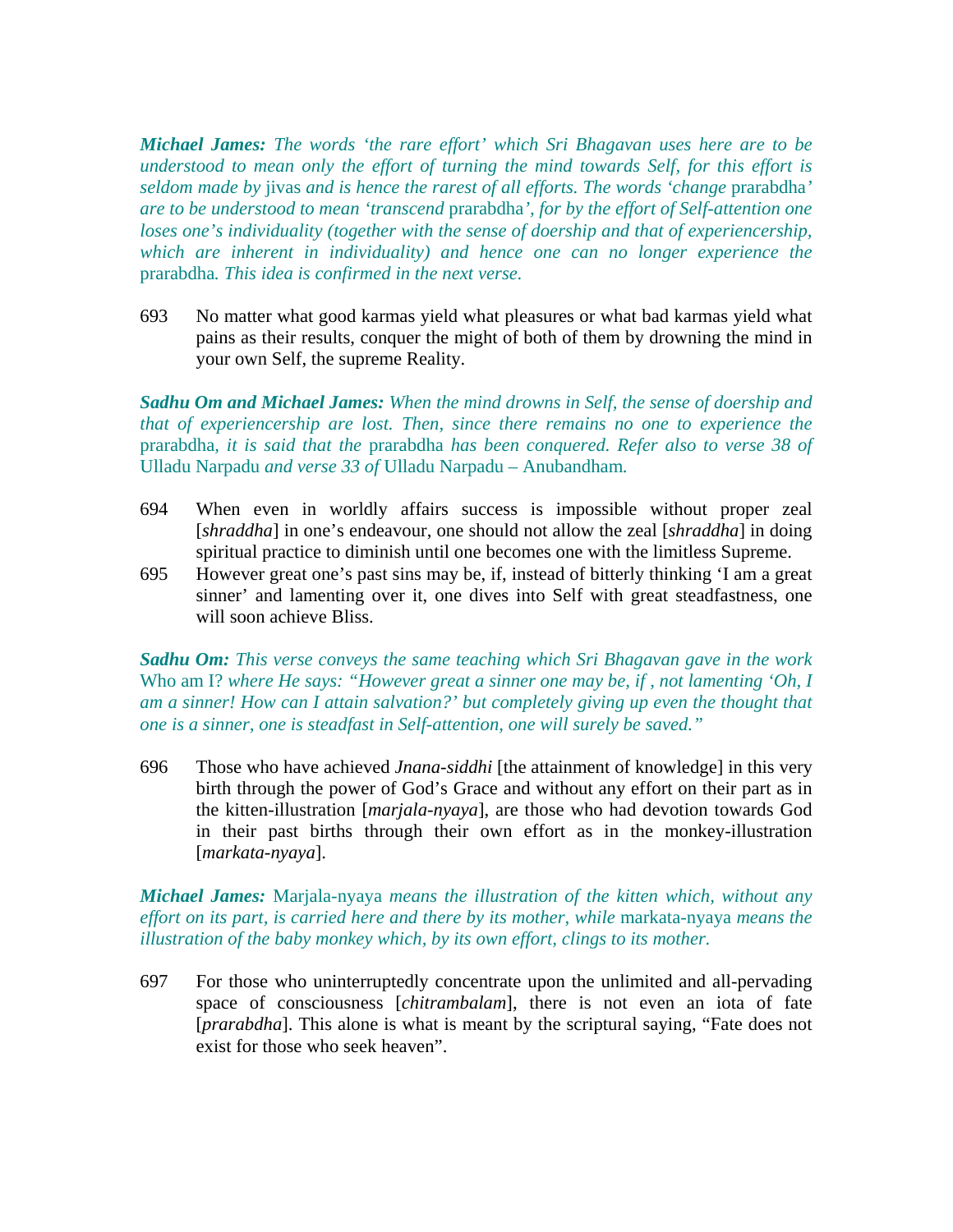***Michael James:*** *The words 'the rare effort' which Sri Bhagavan uses here are to be understood to mean only the effort of turning the mind towards Self, for this effort is seldom made by* jivas *and is hence the rarest of all efforts. The words 'change* prarabdha*' are to be understood to mean 'transcend* prarabdha*', for by the effort of Self-attention one loses one's individuality (together with the sense of doership and that of experiencership, which are inherent in individuality) and hence one can no longer experience the* prarabdha*. This idea is confirmed in the next verse.*

693 No matter what good karmas yield what pleasures or what bad karmas yield what pains as their results, conquer the might of both of them by drowning the mind in your own Self, the supreme Reality.

***Sadhu Om and Michael James:*** *When the mind drowns in Self, the sense of doership and that of experiencership are lost. Then, since there remains no one to experience the* prarabdha*, it is said that the* prarabdha *has been conquered. Refer also to verse 38 of* Ulladu Narpadu *and verse 33 of* Ulladu Narpadu – Anubandham*.*

694 When even in worldly affairs success is impossible without proper zeal [*shraddha*] in one's endeavour, one should not allow the zeal [*shraddha*] in doing spiritual practice to diminish until one becomes one with the limitless Supreme.

695 However great one's past sins may be, if, instead of bitterly thinking 'I am a great sinner' and lamenting over it, one dives into Self with great steadfastness, one will soon achieve Bliss.

***Sadhu Om:*** *This verse conveys the same teaching which Sri Bhagavan gave in the work* Who am I? *where He says: "However great a sinner one may be, if , not lamenting 'Oh, I am a sinner! How can I attain salvation?' but completely giving up even the thought that one is a sinner, one is steadfast in Self-attention, one will surely be saved."*

696 Those who have achieved *Jnana-siddhi* [the attainment of knowledge] in this very birth through the power of God's Grace and without any effort on their part as in the kitten-illustration [*marjala-nyaya*], are those who had devotion towards God in their past births through their own effort as in the monkey-illustration [*markata-nyaya*].

***Michael James:*** Marjala-nyaya *means the illustration of the kitten which, without any effort on its part, is carried here and there by its mother, while* markata-nyaya *means the illustration of the baby monkey which, by its own effort, clings to its mother.*

697 For those who uninterruptedly concentrate upon the unlimited and all-pervading space of consciousness [*chitrambalam*], there is not even an iota of fate [*prarabdha*]. This alone is what is meant by the scriptural saying, "Fate does not exist for those who seek heaven".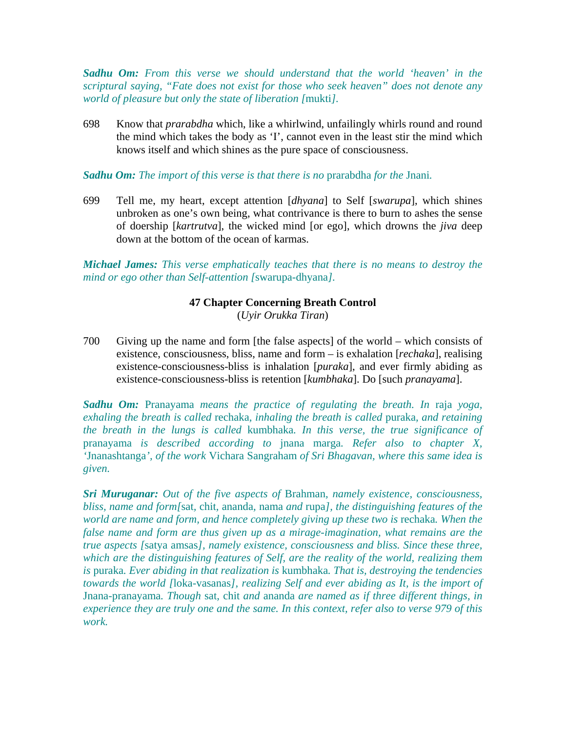***Sadhu Om:*** *From this verse we should understand that the world 'heaven' in the scriptural saying, "Fate does not exist for those who seek heaven" does not denote any world of pleasure but only the state of liberation [*mukti*].*

698 Know that *prarabdha* which, like a whirlwind, unfailingly whirls round and round the mind which takes the body as 'I', cannot even in the least stir the mind which knows itself and which shines as the pure space of consciousness.

***Sadhu Om:*** *The import of this verse is that there is no* prarabdha *for the* Jnani*.*

699 Tell me, my heart, except attention [*dhyana*] to Self [*swarupa*], which shines unbroken as one's own being, what contrivance is there to burn to ashes the sense of doership [*kartrutva*], the wicked mind [or ego], which drowns the *jiva* deep down at the bottom of the ocean of karmas.

***Michael James:*** *This verse emphatically teaches that there is no means to destroy the mind or ego other than Self-attention [*swarupa-dhyana*].*

## 47 Chapter Concerning Breath Control

(*Uyir Orukka Tiran*)

700 Giving up the name and form [the false aspects] of the world – which consists of existence, consciousness, bliss, name and form – is exhalation [*rechaka*], realising existence-consciousness-bliss is inhalation [*puraka*], and ever firmly abiding as existence-consciousness-bliss is retention [*kumbhaka*]. Do [such *pranayama*].

***Sadhu Om:*** Pranayama *means the practice of regulating the breath. In* raja *yoga, exhaling the breath is called* rechaka*, inhaling the breath is called* puraka*, and retaining the breath in the lungs is called* kumbhaka*. In this verse, the true significance of* pranayama *is described according to* jnana marga*. Refer also to chapter X, '*Jnanashtanga*', of the work* Vichara Sangraham *of Sri Bhagavan, where this same idea is given.*

***Sri Muruganar:*** *Out of the five aspects of* Brahman*, namely existence, consciousness, bliss, name and form[*sat, chit, ananda, nama *and* rupa*], the distinguishing features of the world are name and form, and hence completely giving up these two is* rechaka*. When the false name and form are thus given up as a mirage-imagination, what remains are the true aspects [*satya amsas*], namely existence, consciousness and bliss. Since these three, which are the distinguishing features of Self, are the reality of the world, realizing them is* puraka*. Ever abiding in that realization is* kumbhaka*. That is, destroying the tendencies towards the world [*loka-vasanas*], realizing Self and ever abiding as It, is the import of* Jnana-pranayama*. Though* sat*,* chit *and* ananda *are named as if three different things, in experience they are truly one and the same. In this context, refer also to verse 979 of this work.*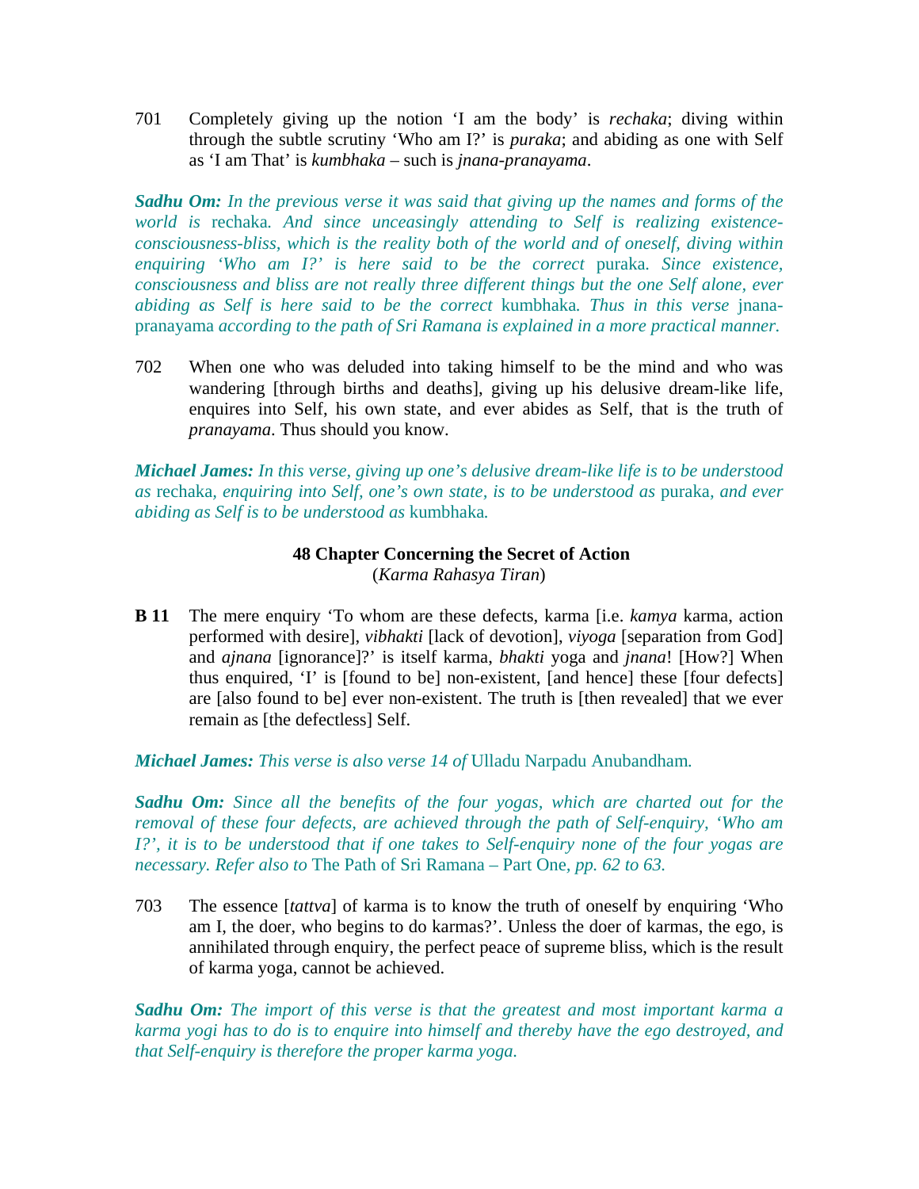701 Completely giving up the notion 'I am the body' is *rechaka*; diving within through the subtle scrutiny 'Who am I?' is *puraka*; and abiding as one with Self as 'I am That' is *kumbhaka* – such is *jnana-pranayama*.

***Sadhu Om:*** *In the previous verse it was said that giving up the names and forms of the world is* rechaka*. And since unceasingly attending to Self is realizing existence-consciousness-bliss, which is the reality both of the world and of oneself, diving within enquiring 'Who am I?' is here said to be the correct* puraka*. Since existence, consciousness and bliss are not really three different things but the one Self alone, ever abiding as Self is here said to be the correct* kumbhaka*. Thus in this verse* jnana-pranayama *according to the path of Sri Ramana is explained in a more practical manner.*

702 When one who was deluded into taking himself to be the mind and who was wandering [through births and deaths], giving up his delusive dream-like life, enquires into Self, his own state, and ever abides as Self, that is the truth of *pranayama*. Thus should you know.

***Michael James:*** *In this verse, giving up one's delusive dream-like life is to be understood as* rechaka*, enquiring into Self, one's own state, is to be understood as* puraka*, and ever abiding as Self is to be understood as* kumbhaka*.*

## 48 Chapter Concerning the Secret of Action
(*Karma Rahasya Tiran*)

**B 11** The mere enquiry 'To whom are these defects, karma [i.e. *kamya* karma, action performed with desire], *vibhakti* [lack of devotion], *viyoga* [separation from God] and *ajnana* [ignorance]?' is itself karma, *bhakti* yoga and *jnana*! [How?] When thus enquired, 'I' is [found to be] non-existent, [and hence] these [four defects] are [also found to be] ever non-existent. The truth is [then revealed] that we ever remain as [the defectless] Self.

***Michael James:*** *This verse is also verse 14 of* Ulladu Narpadu Anubandham*.*

***Sadhu Om:*** *Since all the benefits of the four yogas, which are charted out for the removal of these four defects, are achieved through the path of Self-enquiry, 'Who am I?', it is to be understood that if one takes to Self-enquiry none of the four yogas are necessary. Refer also to* The Path of Sri Ramana – Part One*, pp. 62 to 63.*

703 The essence [*tattva*] of karma is to know the truth of oneself by enquiring 'Who am I, the doer, who begins to do karmas?'. Unless the doer of karmas, the ego, is annihilated through enquiry, the perfect peace of supreme bliss, which is the result of karma yoga, cannot be achieved.

***Sadhu Om:*** *The import of this verse is that the greatest and most important karma a karma yogi has to do is to enquire into himself and thereby have the ego destroyed, and that Self-enquiry is therefore the proper karma yoga.*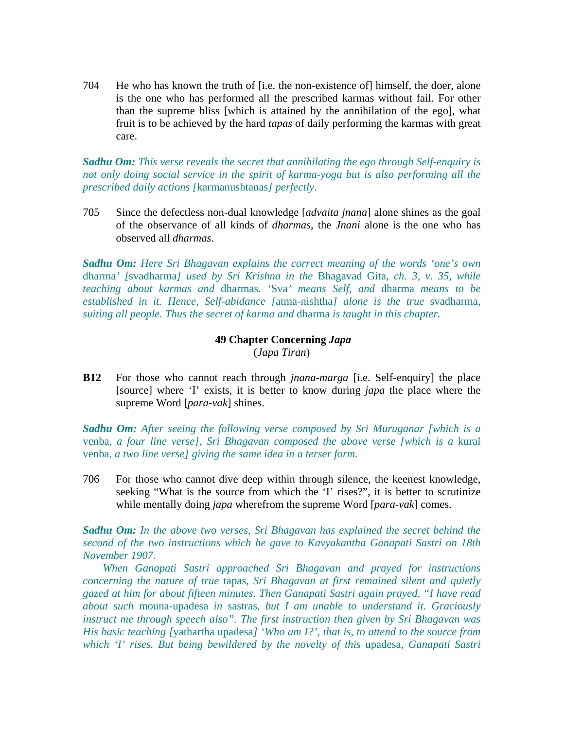704 He who has known the truth of [i.e. the non-existence of] himself, the doer, alone is the one who has performed all the prescribed karmas without fail. For other than the supreme bliss [which is attained by the annihilation of the ego], what fruit is to be achieved by the hard *tapas* of daily performing the karmas with great care.

***Sadhu Om:*** *This verse reveals the secret that annihilating the ego through Self-enquiry is not only doing social service in the spirit of karma-yoga but is also performing all the prescribed daily actions [*karmanushtanas*] perfectly.*

705 Since the defectless non-dual knowledge [*advaita jnana*] alone shines as the goal of the observance of all kinds of *dharmas*, the *Jnani* alone is the one who has observed all *dharmas*.

***Sadhu Om:*** *Here Sri Bhagavan explains the correct meaning of the words 'one's own* dharma*' [*svadharma*] used by Sri Krishna in the* Bhagavad Gita*, ch. 3, v. 35, while teaching about karmas and* dharmas*. '*Sva*' means Self, and* dharma *means to be established in it. Hence, Self-abidance [*atma-nishtha*] alone is the true* svadharma*, suiting all people. Thus the secret of karma and* dharma *is taught in this chapter.*

## 49 Chapter Concerning *Japa*
(*Japa Tiran*)

**B12** For those who cannot reach through *jnana-marga* [i.e. Self-enquiry] the place [source] where 'I' exists, it is better to know during *japa* the place where the supreme Word [*para-vak*] shines.

***Sadhu Om:*** *After seeing the following verse composed by Sri Muruganar [which is a* venba*, a four line verse], Sri Bhagavan composed the above verse [which is a* kural venba*, a two line verse] giving the same idea in a terser form.*

706 For those who cannot dive deep within through silence, the keenest knowledge, seeking "What is the source from which the 'I' rises?", it is better to scrutinize while mentally doing *japa* wherefrom the supreme Word [*para-vak*] comes.

***Sadhu Om:*** *In the above two verses, Sri Bhagavan has explained the secret behind the second of the two instructions which he gave to Kavyakantha Ganapati Sastri on 18th November 1907.*

*When Ganapati Sastri approached Sri Bhagavan and prayed for instructions concerning the nature of true* tapas*, Sri Bhagavan at first remained silent and quietly gazed at him for about fifteen minutes. Then Ganapati Sastri again prayed, "I have read about such* mouna-upadesa *in* sastras*, but I am unable to understand it. Graciously instruct me through speech also". The first instruction then given by Sri Bhagavan was His basic teaching [*yathartha upadesa*] 'Who am I?', that is, to attend to the source from which 'I' rises. But being bewildered by the novelty of this* upadesa*, Ganapati Sastri*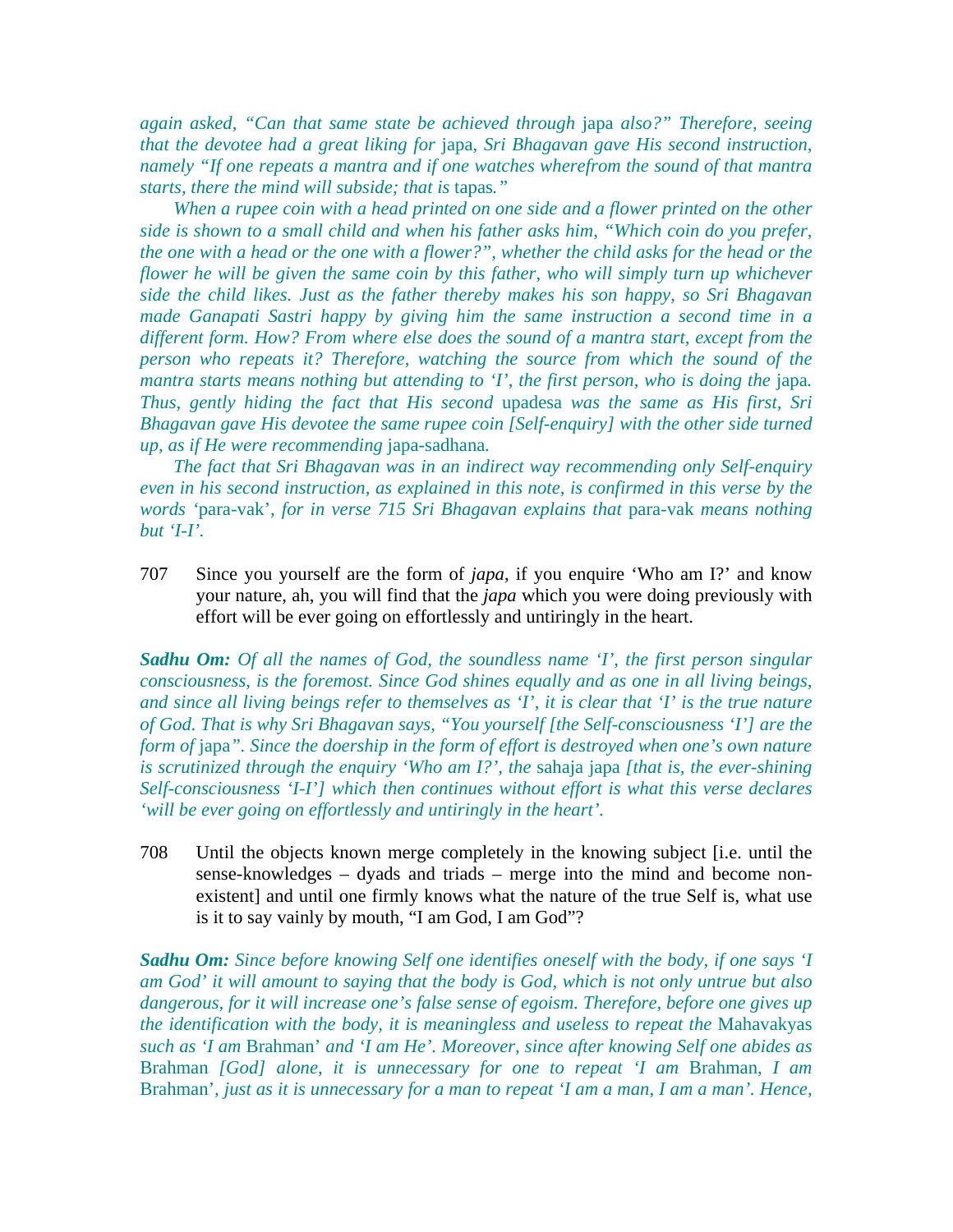*again asked, "Can that same state be achieved through* japa *also?" Therefore, seeing that the devotee had a great liking for* japa*, Sri Bhagavan gave His second instruction, namely "If one repeats a mantra and if one watches wherefrom the sound of that mantra starts, there the mind will subside; that is* tapas*."*

*When a rupee coin with a head printed on one side and a flower printed on the other side is shown to a small child and when his father asks him, "Which coin do you prefer, the one with a head or the one with a flower?", whether the child asks for the head or the flower he will be given the same coin by this father, who will simply turn up whichever side the child likes. Just as the father thereby makes his son happy, so Sri Bhagavan made Ganapati Sastri happy by giving him the same instruction a second time in a different form. How? From where else does the sound of a mantra start, except from the person who repeats it? Therefore, watching the source from which the sound of the mantra starts means nothing but attending to 'I', the first person, who is doing the* japa*. Thus, gently hiding the fact that His second* upadesa *was the same as His first, Sri Bhagavan gave His devotee the same rupee coin [Self-enquiry] with the other side turned up, as if He were recommending* japa-sadhana*.*

*The fact that Sri Bhagavan was in an indirect way recommending only Self-enquiry even in his second instruction, as explained in this note, is confirmed in this verse by the words '*para-vak*', for in verse 715 Sri Bhagavan explains that* para-vak *means nothing but 'I-I'.*

707 Since you yourself are the form of *japa*, if you enquire 'Who am I?' and know your nature, ah, you will find that the *japa* which you were doing previously with effort will be ever going on effortlessly and untiringly in the heart.

***Sadhu Om:*** *Of all the names of God, the soundless name 'I', the first person singular consciousness, is the foremost. Since God shines equally and as one in all living beings, and since all living beings refer to themselves as 'I', it is clear that 'I' is the true nature of God. That is why Sri Bhagavan says, "You yourself [the Self-consciousness 'I'] are the form of* japa*". Since the doership in the form of effort is destroyed when one's own nature is scrutinized through the enquiry 'Who am I?', the* sahaja japa *[that is, the ever-shining Self-consciousness 'I-I'] which then continues without effort is what this verse declares 'will be ever going on effortlessly and untiringly in the heart'.*

708 Until the objects known merge completely in the knowing subject [i.e. until the sense-knowledges – dyads and triads – merge into the mind and become non-existent] and until one firmly knows what the nature of the true Self is, what use is it to say vainly by mouth, "I am God, I am God"?

***Sadhu Om:*** *Since before knowing Self one identifies oneself with the body, if one says 'I am God' it will amount to saying that the body is God, which is not only untrue but also dangerous, for it will increase one's false sense of egoism. Therefore, before one gives up the identification with the body, it is meaningless and useless to repeat the* Mahavakyas *such as 'I am* Brahman*' and 'I am He'. Moreover, since after knowing Self one abides as* Brahman *[God] alone, it is unnecessary for one to repeat 'I am* Brahman*, I am* Brahman*', just as it is unnecessary for a man to repeat 'I am a man, I am a man'. Hence,*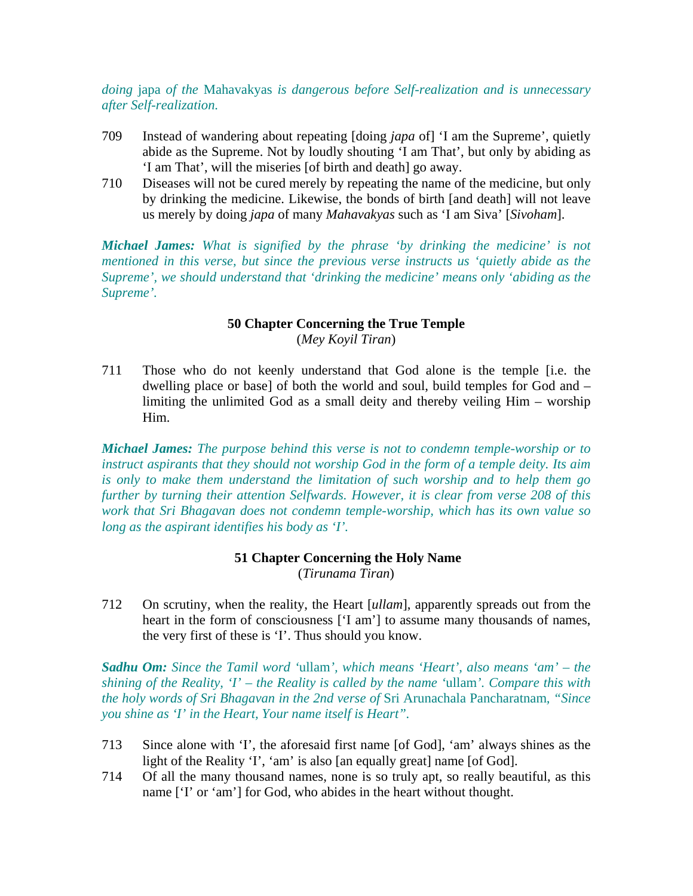*doing* japa *of the* Mahavakyas *is dangerous before Self-realization and is unnecessary after Self-realization.*

709 Instead of wandering about repeating [doing *japa* of] 'I am the Supreme', quietly abide as the Supreme. Not by loudly shouting 'I am That', but only by abiding as 'I am That', will the miseries [of birth and death] go away.

710 Diseases will not be cured merely by repeating the name of the medicine, but only by drinking the medicine. Likewise, the bonds of birth [and death] will not leave us merely by doing *japa* of many *Mahavakyas* such as 'I am Siva' [*Sivoham*].

***Michael James:*** *What is signified by the phrase 'by drinking the medicine' is not mentioned in this verse, but since the previous verse instructs us 'quietly abide as the Supreme', we should understand that 'drinking the medicine' means only 'abiding as the Supreme'.*

### 50 Chapter Concerning the True Temple
(*Mey Koyil Tiran*)

711 Those who do not keenly understand that God alone is the temple [i.e. the dwelling place or base] of both the world and soul, build temples for God and – limiting the unlimited God as a small deity and thereby veiling Him – worship Him.

***Michael James:*** *The purpose behind this verse is not to condemn temple-worship or to instruct aspirants that they should not worship God in the form of a temple deity. Its aim is only to make them understand the limitation of such worship and to help them go further by turning their attention Selfwards. However, it is clear from verse 208 of this work that Sri Bhagavan does not condemn temple-worship, which has its own value so long as the aspirant identifies his body as 'I'.*

### 51 Chapter Concerning the Holy Name
(*Tirunama Tiran*)

712 On scrutiny, when the reality, the Heart [*ullam*], apparently spreads out from the heart in the form of consciousness ['I am'] to assume many thousands of names, the very first of these is 'I'. Thus should you know.

***Sadhu Om:*** *Since the Tamil word '*ullam*', which means 'Heart', also means 'am' – the shining of the Reality, 'I' – the Reality is called by the name '*ullam*'. Compare this with the holy words of Sri Bhagavan in the 2nd verse of* Sri Arunachala Pancharatnam, *"Since you shine as 'I' in the Heart, Your name itself is Heart".*

713 Since alone with 'I', the aforesaid first name [of God], 'am' always shines as the light of the Reality 'I', 'am' is also [an equally great] name [of God].

714 Of all the many thousand names, none is so truly apt, so really beautiful, as this name ['I' or 'am'] for God, who abides in the heart without thought.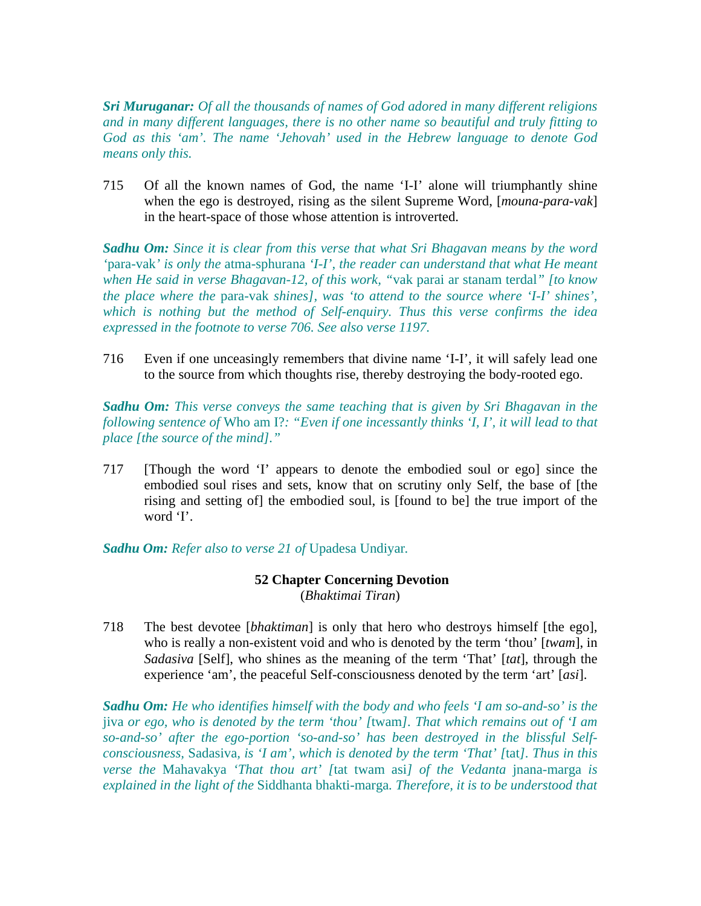***Sri Muruganar:*** *Of all the thousands of names of God adored in many different religions and in many different languages, there is no other name so beautiful and truly fitting to God as this 'am'. The name 'Jehovah' used in the Hebrew language to denote God means only this.*

715 Of all the known names of God, the name 'I-I' alone will triumphantly shine when the ego is destroyed, rising as the silent Supreme Word, [*mouna-para-vak*] in the heart-space of those whose attention is introverted.

***Sadhu Om:*** *Since it is clear from this verse that what Sri Bhagavan means by the word* 'para-vak' *is only the* atma-sphurana *'I-I', the reader can understand that what He meant when He said in verse Bhagavan-12, of this work,* "vak parai ar stanam terdal" *[to know the place where the* para-vak *shines], was 'to attend to the source where 'I-I' shines', which is nothing but the method of Self-enquiry. Thus this verse confirms the idea expressed in the footnote to verse 706. See also verse 1197.*

716 Even if one unceasingly remembers that divine name 'I-I', it will safely lead one to the source from which thoughts rise, thereby destroying the body-rooted ego.

***Sadhu Om:*** *This verse conveys the same teaching that is given by Sri Bhagavan in the following sentence of* Who am I?*: "Even if one incessantly thinks 'I, I', it will lead to that place [the source of the mind]."*

717 [Though the word 'I' appears to denote the embodied soul or ego] since the embodied soul rises and sets, know that on scrutiny only Self, the base of [the rising and setting of] the embodied soul, is [found to be] the true import of the word 'I'.

***Sadhu Om:*** *Refer also to verse 21 of* Upadesa Undiyar*.*

## 52 Chapter Concerning Devotion

(*Bhaktimai Tiran*)

718 The best devotee [*bhaktiman*] is only that hero who destroys himself [the ego], who is really a non-existent void and who is denoted by the term 'thou' [*twam*], in *Sadasiva* [Self], who shines as the meaning of the term 'That' [*tat*], through the experience 'am', the peaceful Self-consciousness denoted by the term 'art' [*asi*].

***Sadhu Om:*** *He who identifies himself with the body and who feels 'I am so-and-so' is the* jiva *or ego, who is denoted by the term 'thou' [*twam*]. That which remains out of 'I am so-and-so' after the ego-portion 'so-and-so' has been destroyed in the blissful Self-consciousness,* Sadasiva*, is 'I am', which is denoted by the term 'That' [*tat*]. Thus in this verse the* Mahavakya *'That thou art' [*tat twam asi*] of the Vedanta* jnana-marga *is explained in the light of the* Siddhanta bhakti-marga*. Therefore, it is to be understood that*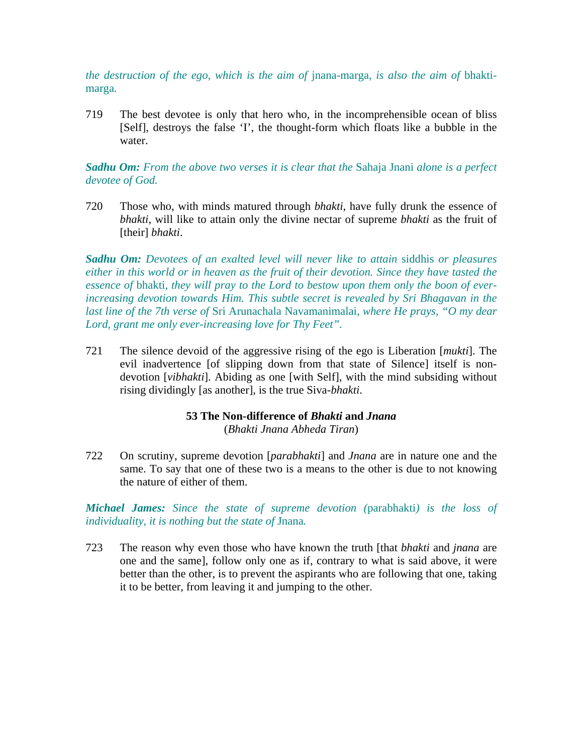*the destruction of the ego, which is the aim of* jnana-marga*, is also the aim of* bhakti-marga*.*

719 The best devotee is only that hero who, in the incomprehensible ocean of bliss [Self], destroys the false 'I', the thought-form which floats like a bubble in the water.

***Sadhu Om:*** *From the above two verses it is clear that the* Sahaja Jnani *alone is a perfect devotee of God.*

720 Those who, with minds matured through *bhakti*, have fully drunk the essence of *bhakti*, will like to attain only the divine nectar of supreme *bhakti* as the fruit of [their] *bhakti*.

***Sadhu Om:*** *Devotees of an exalted level will never like to attain* siddhis *or pleasures either in this world or in heaven as the fruit of their devotion. Since they have tasted the essence of* bhakti*, they will pray to the Lord to bestow upon them only the boon of ever-increasing devotion towards Him. This subtle secret is revealed by Sri Bhagavan in the last line of the 7th verse of* Sri Arunachala Navamanimalai*, where He prays, "O my dear Lord, grant me only ever-increasing love for Thy Feet".*

721 The silence devoid of the aggressive rising of the ego is Liberation [*mukti*]. The evil inadvertence [of slipping down from that state of Silence] itself is non-devotion [*vibhakti*]. Abiding as one [with Self], with the mind subsiding without rising dividingly [as another], is the true Siva-*bhakti*.

## 53 The Non-difference of *Bhakti* and *Jnana*

(*Bhakti Jnana Abheda Tiran*)

722 On scrutiny, supreme devotion [*parabhakti*] and *Jnana* are in nature one and the same. To say that one of these two is a means to the other is due to not knowing the nature of either of them.

***Michael James:*** *Since the state of supreme devotion (*parabhakti*) is the loss of individuality, it is nothing but the state of* Jnana*.*

723 The reason why even those who have known the truth [that *bhakti* and *jnana* are one and the same], follow only one as if, contrary to what is said above, it were better than the other, is to prevent the aspirants who are following that one, taking it to be better, from leaving it and jumping to the other.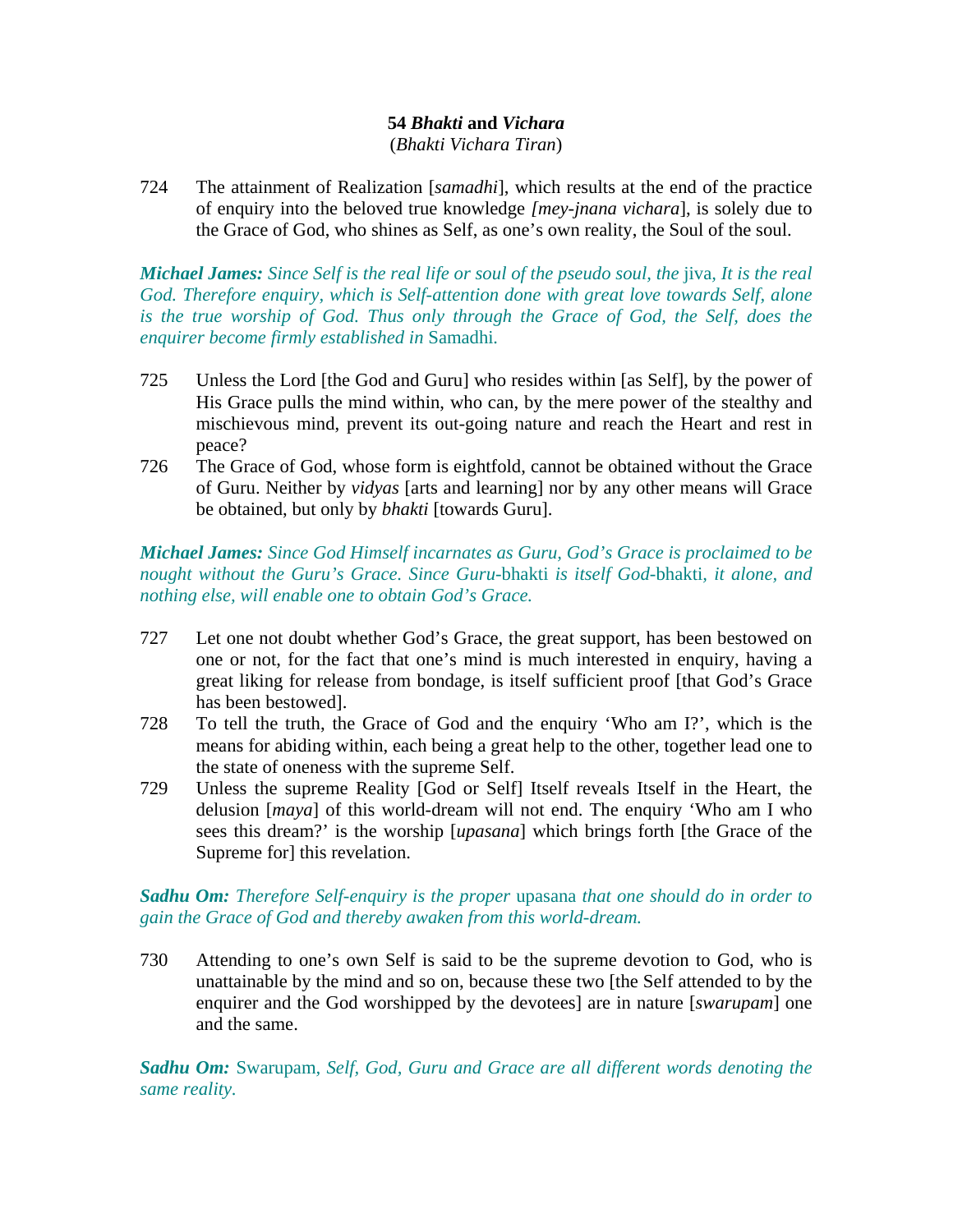## 54 *Bhakti* and *Vichara*

(*Bhakti Vichara Tiran*)

724 The attainment of Realization [*samadhi*], which results at the end of the practice of enquiry into the beloved true knowledge *[mey-jnana vichara*], is solely due to the Grace of God, who shines as Self, as one's own reality, the Soul of the soul.

***Michael James:*** *Since Self is the real life or soul of the pseudo soul, the* jiva, *It is the real God. Therefore enquiry, which is Self-attention done with great love towards Self, alone is the true worship of God. Thus only through the Grace of God, the Self, does the enquirer become firmly established in* Samadhi.

725 Unless the Lord [the God and Guru] who resides within [as Self], by the power of His Grace pulls the mind within, who can, by the mere power of the stealthy and mischievous mind, prevent its out-going nature and reach the Heart and rest in peace?

726 The Grace of God, whose form is eightfold, cannot be obtained without the Grace of Guru. Neither by *vidyas* [arts and learning] nor by any other means will Grace be obtained, but only by *bhakti* [towards Guru].

***Michael James:*** *Since God Himself incarnates as Guru, God's Grace is proclaimed to be nought without the Guru's Grace. Since Guru-*bhakti *is itself God-*bhakti*, it alone, and nothing else, will enable one to obtain God's Grace.*

727 Let one not doubt whether God's Grace, the great support, has been bestowed on one or not, for the fact that one's mind is much interested in enquiry, having a great liking for release from bondage, is itself sufficient proof [that God's Grace has been bestowed].

728 To tell the truth, the Grace of God and the enquiry 'Who am I?', which is the means for abiding within, each being a great help to the other, together lead one to the state of oneness with the supreme Self.

729 Unless the supreme Reality [God or Self] Itself reveals Itself in the Heart, the delusion [*maya*] of this world-dream will not end. The enquiry 'Who am I who sees this dream?' is the worship [*upasana*] which brings forth [the Grace of the Supreme for] this revelation.

***Sadhu Om:*** *Therefore Self-enquiry is the proper* upasana *that one should do in order to gain the Grace of God and thereby awaken from this world-dream.*

730 Attending to one's own Self is said to be the supreme devotion to God, who is unattainable by the mind and so on, because these two [the Self attended to by the enquirer and the God worshipped by the devotees] are in nature [*swarupam*] one and the same.

***Sadhu Om:*** Swarupam, *Self, God, Guru and Grace are all different words denoting the same reality.*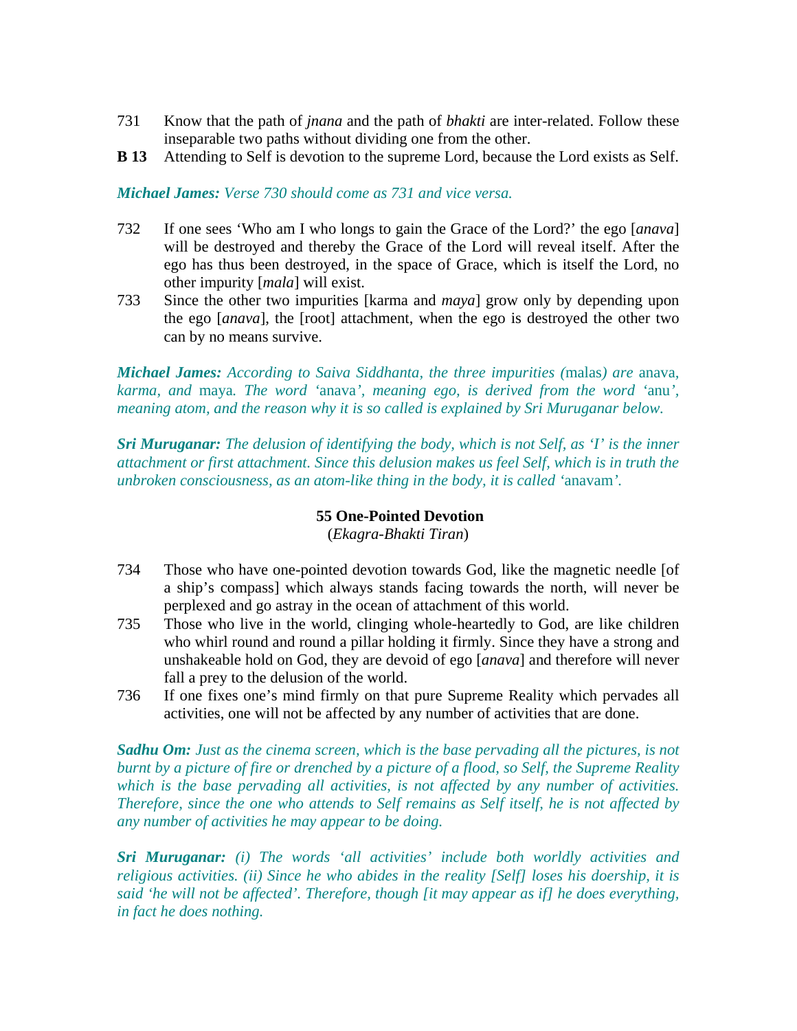731 Know that the path of *jnana* and the path of *bhakti* are inter-related. Follow these inseparable two paths without dividing one from the other.

**B 13** Attending to Self is devotion to the supreme Lord, because the Lord exists as Self.

***Michael James:*** *Verse 730 should come as 731 and vice versa.*

732 If one sees 'Who am I who longs to gain the Grace of the Lord?' the ego [*anava*] will be destroyed and thereby the Grace of the Lord will reveal itself. After the ego has thus been destroyed, in the space of Grace, which is itself the Lord, no other impurity [*mala*] will exist.

733 Since the other two impurities [karma and *maya*] grow only by depending upon the ego [*anava*], the [root] attachment, when the ego is destroyed the other two can by no means survive.

***Michael James:*** *According to Saiva Siddhanta, the three impurities (*malas*) are* anava*, karma, and* maya*. The word '*anava*', meaning ego, is derived from the word '*anu*', meaning atom, and the reason why it is so called is explained by Sri Muruganar below.*

***Sri Muruganar:*** *The delusion of identifying the body, which is not Self, as 'I' is the inner attachment or first attachment. Since this delusion makes us feel Self, which is in truth the unbroken consciousness, as an atom-like thing in the body, it is called '*anavam*'.*

## 55 One-Pointed Devotion

(*Ekagra-Bhakti Tiran*)

734 Those who have one-pointed devotion towards God, like the magnetic needle [of a ship's compass] which always stands facing towards the north, will never be perplexed and go astray in the ocean of attachment of this world.

735 Those who live in the world, clinging whole-heartedly to God, are like children who whirl round and round a pillar holding it firmly. Since they have a strong and unshakeable hold on God, they are devoid of ego [*anava*] and therefore will never fall a prey to the delusion of the world.

736 If one fixes one's mind firmly on that pure Supreme Reality which pervades all activities, one will not be affected by any number of activities that are done.

***Sadhu Om:*** *Just as the cinema screen, which is the base pervading all the pictures, is not burnt by a picture of fire or drenched by a picture of a flood, so Self, the Supreme Reality which is the base pervading all activities, is not affected by any number of activities. Therefore, since the one who attends to Self remains as Self itself, he is not affected by any number of activities he may appear to be doing.*

***Sri Muruganar:*** *(i) The words 'all activities' include both worldly activities and religious activities. (ii) Since he who abides in the reality [Self] loses his doership, it is said 'he will not be affected'. Therefore, though [it may appear as if] he does everything, in fact he does nothing.*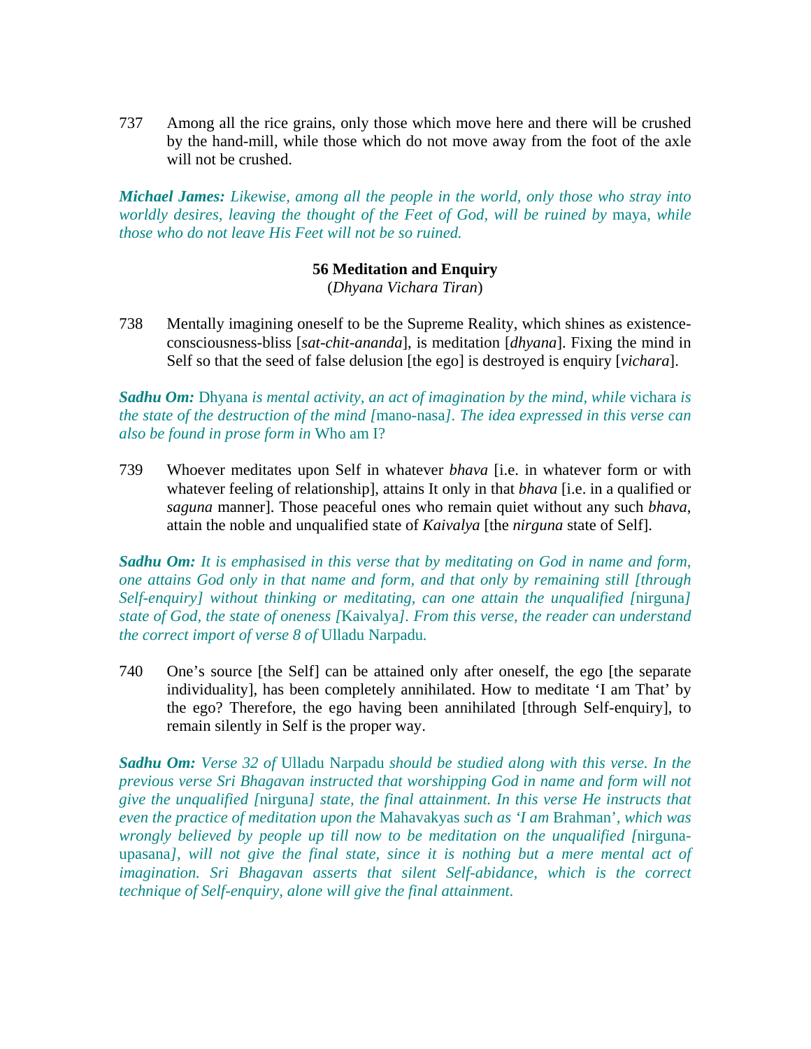737 Among all the rice grains, only those which move here and there will be crushed by the hand-mill, while those which do not move away from the foot of the axle will not be crushed.

***Michael James:*** *Likewise, among all the people in the world, only those who stray into worldly desires, leaving the thought of the Feet of God, will be ruined by* maya*, while those who do not leave His Feet will not be so ruined.*

**56 Meditation and Enquiry**

(*Dhyana Vichara Tiran*)

738 Mentally imagining oneself to be the Supreme Reality, which shines as existence-consciousness-bliss [*sat-chit-ananda*], is meditation [*dhyana*]. Fixing the mind in Self so that the seed of false delusion [the ego] is destroyed is enquiry [*vichara*].

***Sadhu Om:*** Dhyana *is mental activity, an act of imagination by the mind, while* vichara *is the state of the destruction of the mind [*mano-nasa*]. The idea expressed in this verse can also be found in prose form in* Who am I?

739 Whoever meditates upon Self in whatever *bhava* [i.e. in whatever form or with whatever feeling of relationship], attains It only in that *bhava* [i.e. in a qualified or *saguna* manner]. Those peaceful ones who remain quiet without any such *bhava*, attain the noble and unqualified state of *Kaivalya* [the *nirguna* state of Self].

***Sadhu Om:*** *It is emphasised in this verse that by meditating on God in name and form, one attains God only in that name and form, and that only by remaining still [through Self-enquiry] without thinking or meditating, can one attain the unqualified [*nirguna*] state of God, the state of oneness [*Kaivalya*]. From this verse, the reader can understand the correct import of verse 8 of* Ulladu Narpadu*.*

740 One's source [the Self] can be attained only after oneself, the ego [the separate individuality], has been completely annihilated. How to meditate 'I am That' by the ego? Therefore, the ego having been annihilated [through Self-enquiry], to remain silently in Self is the proper way.

***Sadhu Om:*** *Verse 32 of* Ulladu Narpadu *should be studied along with this verse. In the previous verse Sri Bhagavan instructed that worshipping God in name and form will not give the unqualified [*nirguna*] state, the final attainment. In this verse He instructs that even the practice of meditation upon the* Mahavakyas *such as 'I am* Brahman*', which was wrongly believed by people up till now to be meditation on the unqualified [*nirguna-upasana*], will not give the final state, since it is nothing but a mere mental act of imagination. Sri Bhagavan asserts that silent Self-abidance, which is the correct technique of Self-enquiry, alone will give the final attainment.*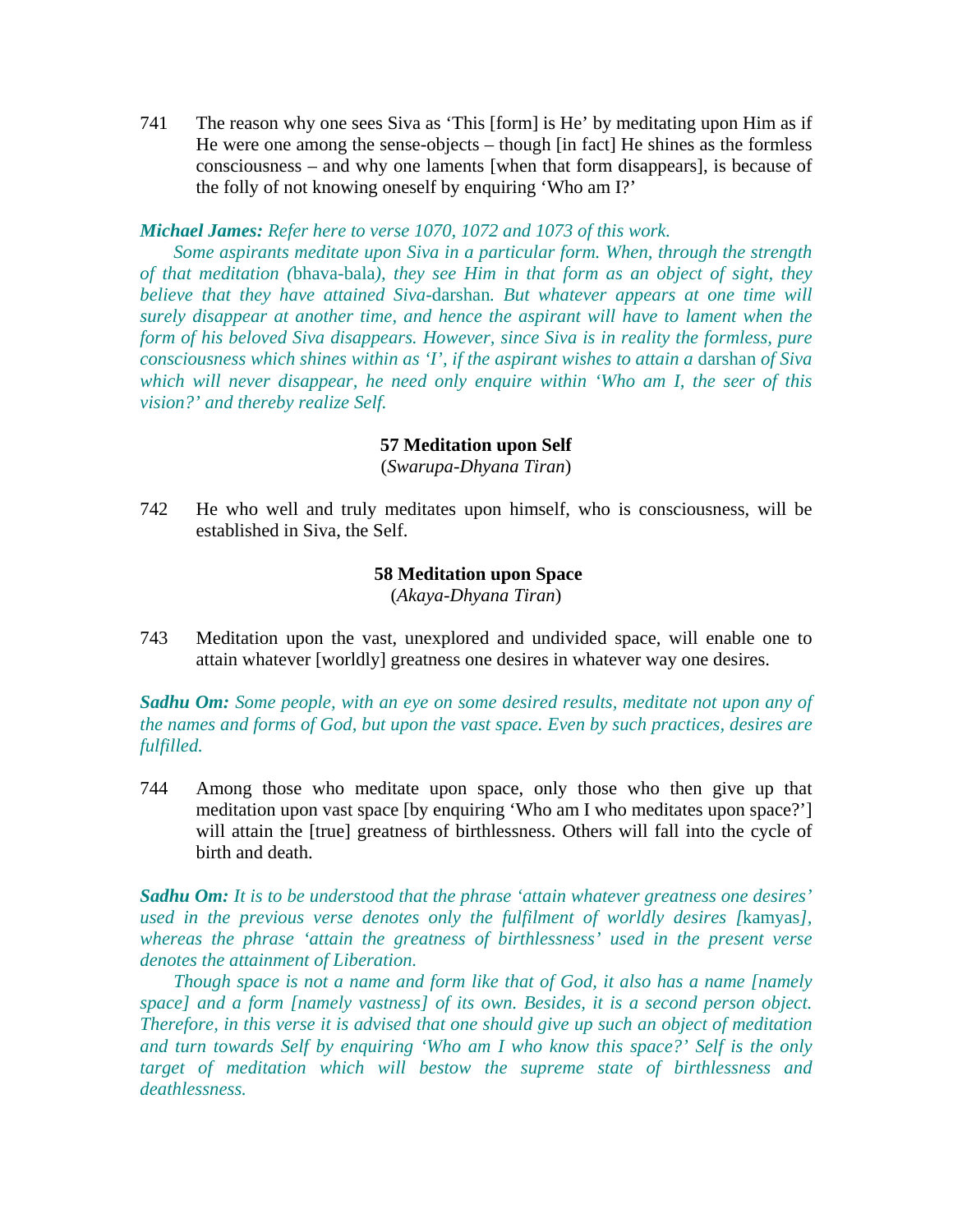741 The reason why one sees Siva as 'This [form] is He' by meditating upon Him as if He were one among the sense-objects – though [in fact] He shines as the formless consciousness – and why one laments [when that form disappears], is because of the folly of not knowing oneself by enquiring 'Who am I?'

***Michael James:*** *Refer here to verse 1070, 1072 and 1073 of this work.*

*Some aspirants meditate upon Siva in a particular form. When, through the strength of that meditation (*bhava-bala*), they see Him in that form as an object of sight, they believe that they have attained Siva-*darshan*. But whatever appears at one time will surely disappear at another time, and hence the aspirant will have to lament when the form of his beloved Siva disappears. However, since Siva is in reality the formless, pure consciousness which shines within as 'I', if the aspirant wishes to attain a* darshan *of Siva which will never disappear, he need only enquire within 'Who am I, the seer of this vision?' and thereby realize Self.*

### 57 Meditation upon Self

(*Swarupa-Dhyana Tiran*)

742 He who well and truly meditates upon himself, who is consciousness, will be established in Siva, the Self.

### 58 Meditation upon Space

(*Akaya-Dhyana Tiran*)

743 Meditation upon the vast, unexplored and undivided space, will enable one to attain whatever [worldly] greatness one desires in whatever way one desires.

***Sadhu Om:*** *Some people, with an eye on some desired results, meditate not upon any of the names and forms of God, but upon the vast space. Even by such practices, desires are fulfilled.*

744 Among those who meditate upon space, only those who then give up that meditation upon vast space [by enquiring 'Who am I who meditates upon space?'] will attain the [true] greatness of birthlessness. Others will fall into the cycle of birth and death.

***Sadhu Om:*** *It is to be understood that the phrase 'attain whatever greatness one desires' used in the previous verse denotes only the fulfilment of worldly desires [*kamyas*], whereas the phrase 'attain the greatness of birthlessness' used in the present verse denotes the attainment of Liberation.*

*Though space is not a name and form like that of God, it also has a name [namely space] and a form [namely vastness] of its own. Besides, it is a second person object. Therefore, in this verse it is advised that one should give up such an object of meditation and turn towards Self by enquiring 'Who am I who know this space?' Self is the only target of meditation which will bestow the supreme state of birthlessness and deathlessness.*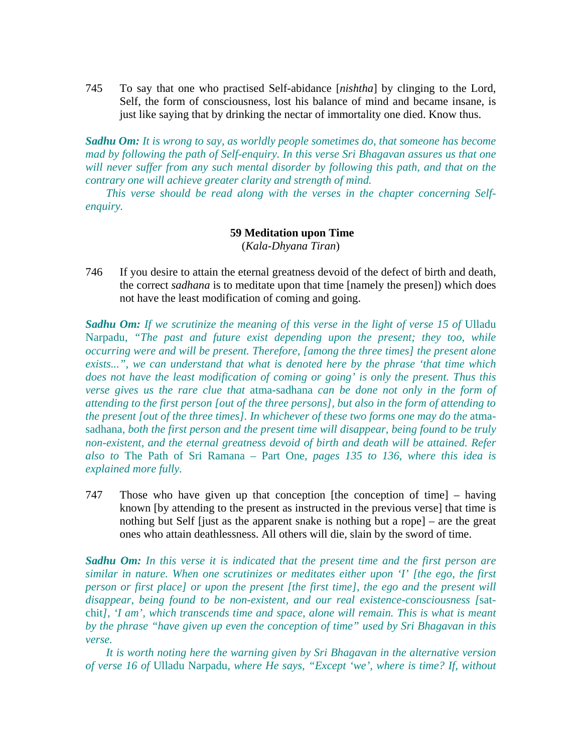745 To say that one who practised Self-abidance [*nishtha*] by clinging to the Lord, Self, the form of consciousness, lost his balance of mind and became insane, is just like saying that by drinking the nectar of immortality one died. Know thus.

***Sadhu Om:*** *It is wrong to say, as worldly people sometimes do, that someone has become mad by following the path of Self-enquiry. In this verse Sri Bhagavan assures us that one will never suffer from any such mental disorder by following this path, and that on the contrary one will achieve greater clarity and strength of mind.*

*This verse should be read along with the verses in the chapter concerning Self-enquiry.*

## 59 Meditation upon Time
(*Kala-Dhyana Tiran*)

746 If you desire to attain the eternal greatness devoid of the defect of birth and death, the correct *sadhana* is to meditate upon that time [namely the presen]) which does not have the least modification of coming and going.

***Sadhu Om:*** *If we scrutinize the meaning of this verse in the light of verse 15 of* Ulladu Narpadu, *"The past and future exist depending upon the present; they too, while occurring were and will be present. Therefore, [among the three times] the present alone exists...", we can understand that what is denoted here by the phrase 'that time which does not have the least modification of coming or going' is only the present. Thus this verse gives us the rare clue that* atma-sadhana *can be done not only in the form of attending to the first person [out of the three persons], but also in the form of attending to the present [out of the three times]. In whichever of these two forms one may do the* atma-sadhana, *both the first person and the present time will disappear, being found to be truly non-existent, and the eternal greatness devoid of birth and death will be attained. Refer also to* The Path of Sri Ramana – Part One, *pages 135 to 136, where this idea is explained more fully.*

747 Those who have given up that conception [the conception of time] – having known [by attending to the present as instructed in the previous verse] that time is nothing but Self [just as the apparent snake is nothing but a rope] – are the great ones who attain deathlessness. All others will die, slain by the sword of time.

***Sadhu Om:*** *In this verse it is indicated that the present time and the first person are similar in nature. When one scrutinizes or meditates either upon 'I' [the ego, the first person or first place] or upon the present [the first time], the ego and the present will disappear, being found to be non-existent, and our real existence-consciousness [*sat-chit*], 'I am', which transcends time and space, alone will remain. This is what is meant by the phrase "have given up even the conception of time" used by Sri Bhagavan in this verse.*

*It is worth noting here the warning given by Sri Bhagavan in the alternative version of verse 16 of* Ulladu Narpadu, *where He says, "Except 'we', where is time? If, without*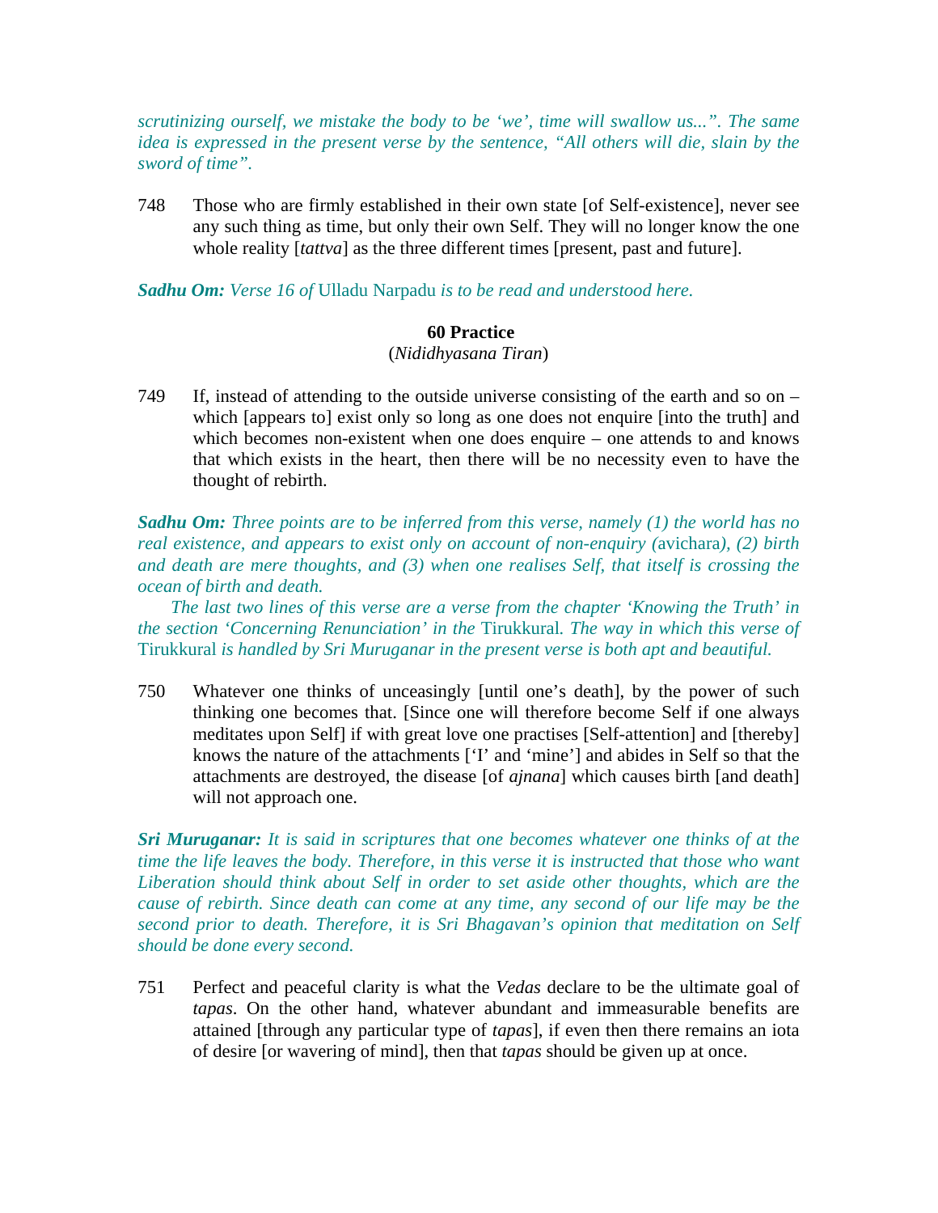*scrutinizing ourself, we mistake the body to be 'we', time will swallow us...". The same idea is expressed in the present verse by the sentence, "All others will die, slain by the sword of time".*

748 Those who are firmly established in their own state [of Self-existence], never see any such thing as time, but only their own Self. They will no longer know the one whole reality [*tattva*] as the three different times [present, past and future].

***Sadhu Om:*** *Verse 16 of* Ulladu Narpadu *is to be read and understood here.*

## 60 Practice

(*Nididhyasana Tiran*)

749 If, instead of attending to the outside universe consisting of the earth and so on – which [appears to] exist only so long as one does not enquire [into the truth] and which becomes non-existent when one does enquire – one attends to and knows that which exists in the heart, then there will be no necessity even to have the thought of rebirth.

***Sadhu Om:*** *Three points are to be inferred from this verse, namely (1) the world has no real existence, and appears to exist only on account of non-enquiry (*avichara*), (2) birth and death are mere thoughts, and (3) when one realises Self, that itself is crossing the ocean of birth and death.*

*The last two lines of this verse are a verse from the chapter 'Knowing the Truth' in the section 'Concerning Renunciation' in the* Tirukkural*. The way in which this verse of* Tirukkural *is handled by Sri Muruganar in the present verse is both apt and beautiful.*

750 Whatever one thinks of unceasingly [until one's death], by the power of such thinking one becomes that. [Since one will therefore become Self if one always meditates upon Self] if with great love one practises [Self-attention] and [thereby] knows the nature of the attachments ['I' and 'mine'] and abides in Self so that the attachments are destroyed, the disease [of *ajnana*] which causes birth [and death] will not approach one.

***Sri Muruganar:*** *It is said in scriptures that one becomes whatever one thinks of at the time the life leaves the body. Therefore, in this verse it is instructed that those who want Liberation should think about Self in order to set aside other thoughts, which are the cause of rebirth. Since death can come at any time, any second of our life may be the second prior to death. Therefore, it is Sri Bhagavan's opinion that meditation on Self should be done every second.*

751 Perfect and peaceful clarity is what the *Vedas* declare to be the ultimate goal of *tapas*. On the other hand, whatever abundant and immeasurable benefits are attained [through any particular type of *tapas*], if even then there remains an iota of desire [or wavering of mind], then that *tapas* should be given up at once.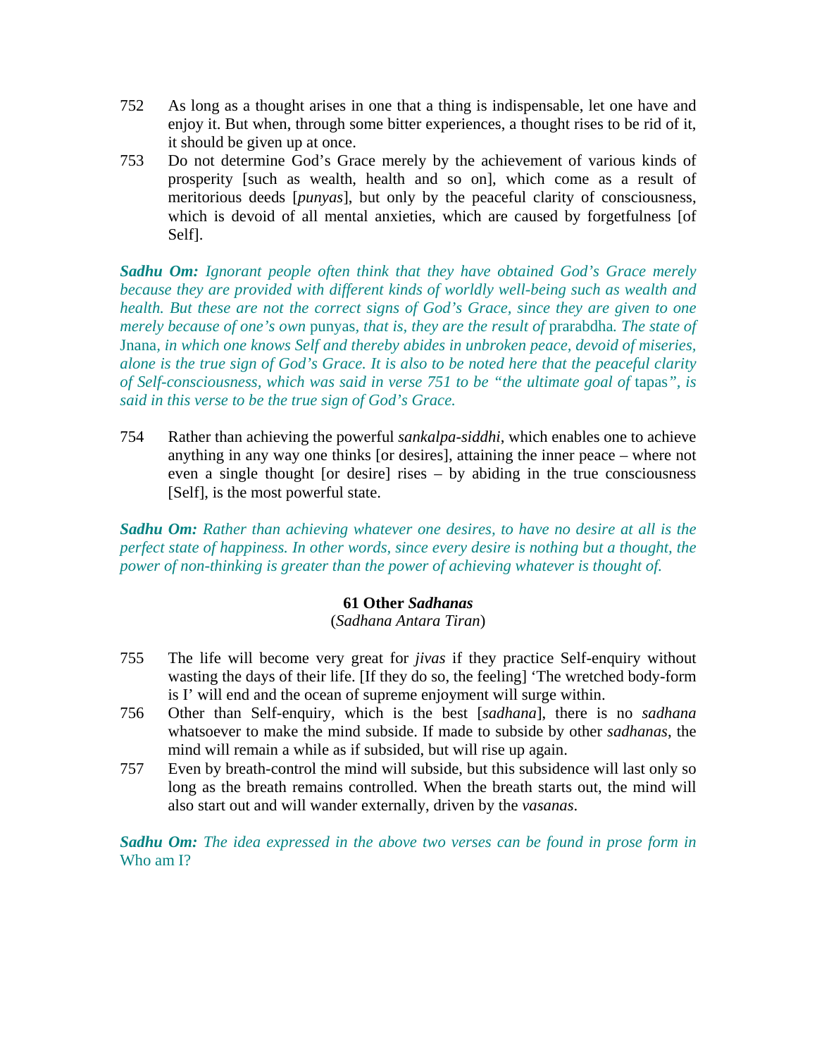752 As long as a thought arises in one that a thing is indispensable, let one have and enjoy it. But when, through some bitter experiences, a thought rises to be rid of it, it should be given up at once.

753 Do not determine God's Grace merely by the achievement of various kinds of prosperity [such as wealth, health and so on], which come as a result of meritorious deeds [*punyas*], but only by the peaceful clarity of consciousness, which is devoid of all mental anxieties, which are caused by forgetfulness [of Self].

***Sadhu Om:*** *Ignorant people often think that they have obtained God's Grace merely because they are provided with different kinds of worldly well-being such as wealth and health. But these are not the correct signs of God's Grace, since they are given to one merely because of one's own* punyas*, that is, they are the result of* prarabdha*. The state of* Jnana*, in which one knows Self and thereby abides in unbroken peace, devoid of miseries, alone is the true sign of God's Grace. It is also to be noted here that the peaceful clarity of Self-consciousness, which was said in verse 751 to be "the ultimate goal of* tapas*", is said in this verse to be the true sign of God's Grace.*

754 Rather than achieving the powerful *sankalpa-siddhi*, which enables one to achieve anything in any way one thinks [or desires], attaining the inner peace – where not even a single thought [or desire] rises – by abiding in the true consciousness [Self], is the most powerful state.

***Sadhu Om:*** *Rather than achieving whatever one desires, to have no desire at all is the perfect state of happiness. In other words, since every desire is nothing but a thought, the power of non-thinking is greater than the power of achieving whatever is thought of.*

## 61 Other *Sadhanas*

(*Sadhana Antara Tiran*)

755 The life will become very great for *jivas* if they practice Self-enquiry without wasting the days of their life. [If they do so, the feeling] 'The wretched body-form is I' will end and the ocean of supreme enjoyment will surge within.

756 Other than Self-enquiry, which is the best [*sadhana*], there is no *sadhana* whatsoever to make the mind subside. If made to subside by other *sadhanas*, the mind will remain a while as if subsided, but will rise up again.

757 Even by breath-control the mind will subside, but this subsidence will last only so long as the breath remains controlled. When the breath starts out, the mind will also start out and will wander externally, driven by the *vasanas*.

***Sadhu Om:*** *The idea expressed in the above two verses can be found in prose form in* Who am I?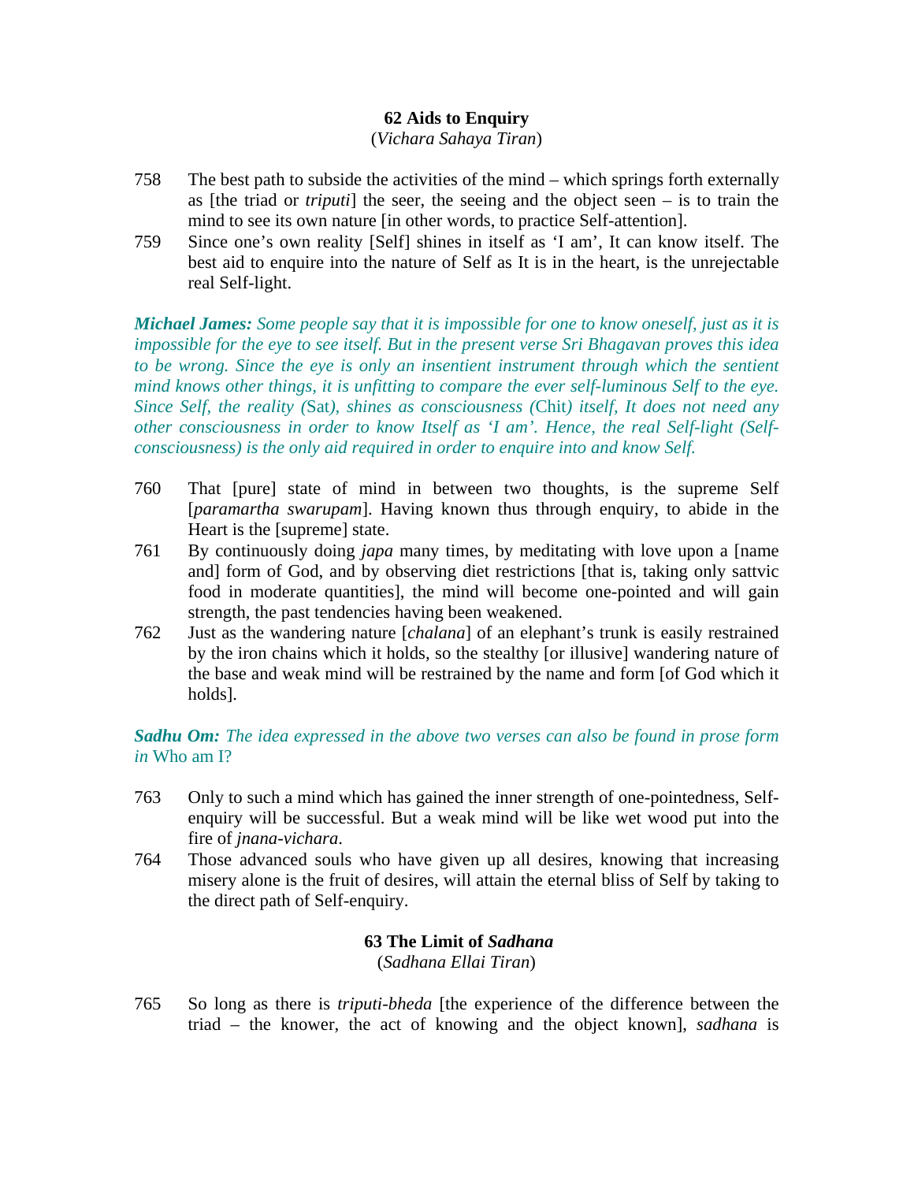## 62 Aids to Enquiry

(*Vichara Sahaya Tiran*)

758 The best path to subside the activities of the mind – which springs forth externally as [the triad or *triputi*] the seer, the seeing and the object seen – is to train the mind to see its own nature [in other words, to practice Self-attention].

759 Since one's own reality [Self] shines in itself as 'I am', It can know itself. The best aid to enquire into the nature of Self as It is in the heart, is the unrejectable real Self-light.

***Michael James:*** *Some people say that it is impossible for one to know oneself, just as it is impossible for the eye to see itself. But in the present verse Sri Bhagavan proves this idea to be wrong. Since the eye is only an insentient instrument through which the sentient mind knows other things, it is unfitting to compare the ever self-luminous Self to the eye. Since Self, the reality (*Sat*), shines as consciousness (*Chit*) itself, It does not need any other consciousness in order to know Itself as 'I am'. Hence, the real Self-light (Self-consciousness) is the only aid required in order to enquire into and know Self.*

760 That [pure] state of mind in between two thoughts, is the supreme Self [*paramartha swarupam*]. Having known thus through enquiry, to abide in the Heart is the [supreme] state.

761 By continuously doing *japa* many times, by meditating with love upon a [name and] form of God, and by observing diet restrictions [that is, taking only sattvic food in moderate quantities], the mind will become one-pointed and will gain strength, the past tendencies having been weakened.

762 Just as the wandering nature [*chalana*] of an elephant's trunk is easily restrained by the iron chains which it holds, so the stealthy [or illusive] wandering nature of the base and weak mind will be restrained by the name and form [of God which it holds].

***Sadhu Om:*** *The idea expressed in the above two verses can also be found in prose form in* Who am I?

763 Only to such a mind which has gained the inner strength of one-pointedness, Self-enquiry will be successful. But a weak mind will be like wet wood put into the fire of *jnana-vichara*.

764 Those advanced souls who have given up all desires, knowing that increasing misery alone is the fruit of desires, will attain the eternal bliss of Self by taking to the direct path of Self-enquiry.

## 63 The Limit of *Sadhana*

(*Sadhana Ellai Tiran*)

765 So long as there is *triputi-bheda* [the experience of the difference between the triad – the knower, the act of knowing and the object known], *sadhana* is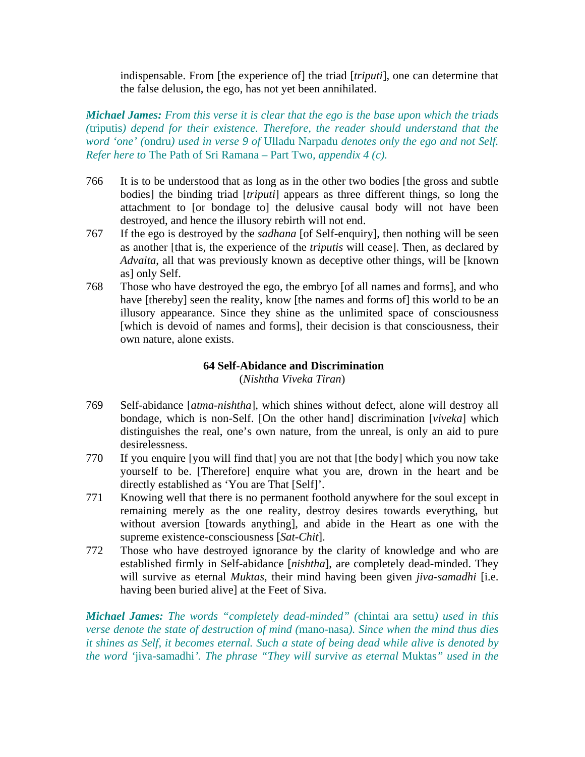indispensable. From [the experience of] the triad [*triputi*], one can determine that the false delusion, the ego, has not yet been annihilated.

***Michael James:*** *From this verse it is clear that the ego is the base upon which the triads (*triputis*) depend for their existence. Therefore, the reader should understand that the word 'one' (*ondru*) used in verse 9 of* Ulladu Narpadu *denotes only the ego and not Self. Refer here to* The Path of Sri Ramana – Part Two*, appendix 4 (c).*

766 It is to be understood that as long as in the other two bodies [the gross and subtle bodies] the binding triad [*triputi*] appears as three different things, so long the attachment to [or bondage to] the delusive causal body will not have been destroyed, and hence the illusory rebirth will not end.

767 If the ego is destroyed by the *sadhana* [of Self-enquiry], then nothing will be seen as another [that is, the experience of the *triputis* will cease]. Then, as declared by *Advaita*, all that was previously known as deceptive other things, will be [known as] only Self.

768 Those who have destroyed the ego, the embryo [of all names and forms], and who have [thereby] seen the reality, know [the names and forms of] this world to be an illusory appearance. Since they shine as the unlimited space of consciousness [which is devoid of names and forms], their decision is that consciousness, their own nature, alone exists.

### 64 Self-Abidance and Discrimination

(*Nishtha Viveka Tiran*)

769 Self-abidance [*atma-nishtha*], which shines without defect, alone will destroy all bondage, which is non-Self. [On the other hand] discrimination [*viveka*] which distinguishes the real, one's own nature, from the unreal, is only an aid to pure desirelessness.

770 If you enquire [you will find that] you are not that [the body] which you now take yourself to be. [Therefore] enquire what you are, drown in the heart and be directly established as 'You are That [Self]'.

771 Knowing well that there is no permanent foothold anywhere for the soul except in remaining merely as the one reality, destroy desires towards everything, but without aversion [towards anything], and abide in the Heart as one with the supreme existence-consciousness [*Sat-Chit*].

772 Those who have destroyed ignorance by the clarity of knowledge and who are established firmly in Self-abidance [*nishtha*], are completely dead-minded. They will survive as eternal *Muktas*, their mind having been given *jiva-samadhi* [i.e. having been buried alive] at the Feet of Siva.

***Michael James:*** *The words "completely dead-minded" (*chintai ara settu*) used in this verse denote the state of destruction of mind (*mano-nasa*). Since when the mind thus dies it shines as Self, it becomes eternal. Such a state of being dead while alive is denoted by the word '*jiva-samadhi*'. The phrase "They will survive as eternal* Muktas*" used in the*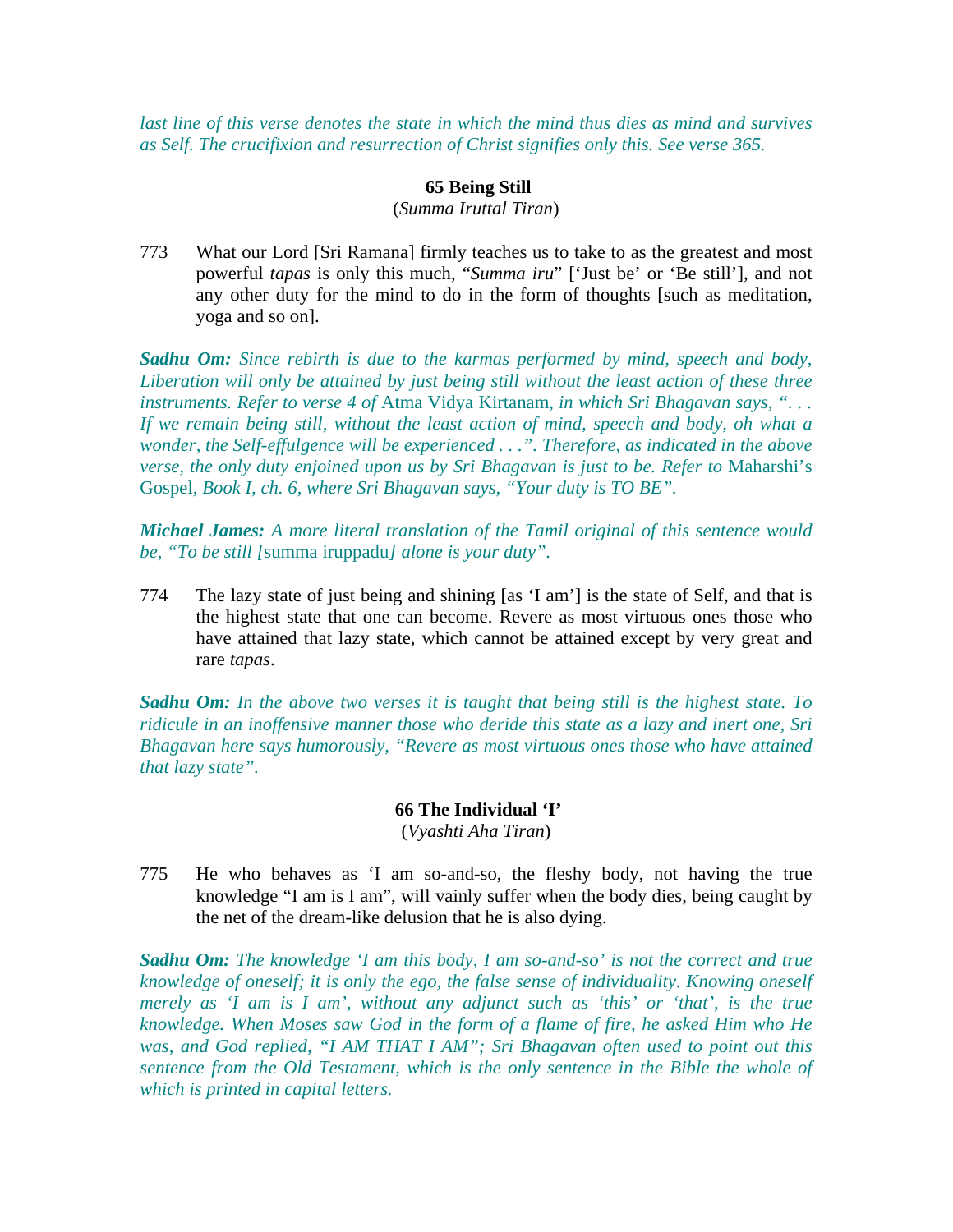*last line of this verse denotes the state in which the mind thus dies as mind and survives as Self. The crucifixion and resurrection of Christ signifies only this. See verse 365.*

### 65 Being Still

(*Summa Iruttal Tiran*)

773 What our Lord [Sri Ramana] firmly teaches us to take to as the greatest and most powerful *tapas* is only this much, "*Summa iru*" ['Just be' or 'Be still'], and not any other duty for the mind to do in the form of thoughts [such as meditation, yoga and so on].

***Sadhu Om:*** *Since rebirth is due to the karmas performed by mind, speech and body, Liberation will only be attained by just being still without the least action of these three instruments. Refer to verse 4 of* Atma Vidya Kirtanam*, in which Sri Bhagavan says, ". . . If we remain being still, without the least action of mind, speech and body, oh what a wonder, the Self-effulgence will be experienced . . .". Therefore, as indicated in the above verse, the only duty enjoined upon us by Sri Bhagavan is just to be. Refer to* Maharshi's Gospel*, Book I, ch. 6, where Sri Bhagavan says, "Your duty is TO BE".*

***Michael James:*** *A more literal translation of the Tamil original of this sentence would be, "To be still [*summa iruppadu*] alone is your duty".*

774 The lazy state of just being and shining [as 'I am'] is the state of Self, and that is the highest state that one can become. Revere as most virtuous ones those who have attained that lazy state, which cannot be attained except by very great and rare *tapas*.

***Sadhu Om:*** *In the above two verses it is taught that being still is the highest state. To ridicule in an inoffensive manner those who deride this state as a lazy and inert one, Sri Bhagavan here says humorously, "Revere as most virtuous ones those who have attained that lazy state".*

### 66 The Individual 'I'

(*Vyashti Aha Tiran*)

775 He who behaves as 'I am so-and-so, the fleshy body, not having the true knowledge "I am is I am", will vainly suffer when the body dies, being caught by the net of the dream-like delusion that he is also dying.

***Sadhu Om:*** *The knowledge 'I am this body, I am so-and-so' is not the correct and true knowledge of oneself; it is only the ego, the false sense of individuality. Knowing oneself merely as 'I am is I am', without any adjunct such as 'this' or 'that', is the true knowledge. When Moses saw God in the form of a flame of fire, he asked Him who He was, and God replied, "I AM THAT I AM"; Sri Bhagavan often used to point out this sentence from the Old Testament, which is the only sentence in the Bible the whole of which is printed in capital letters.*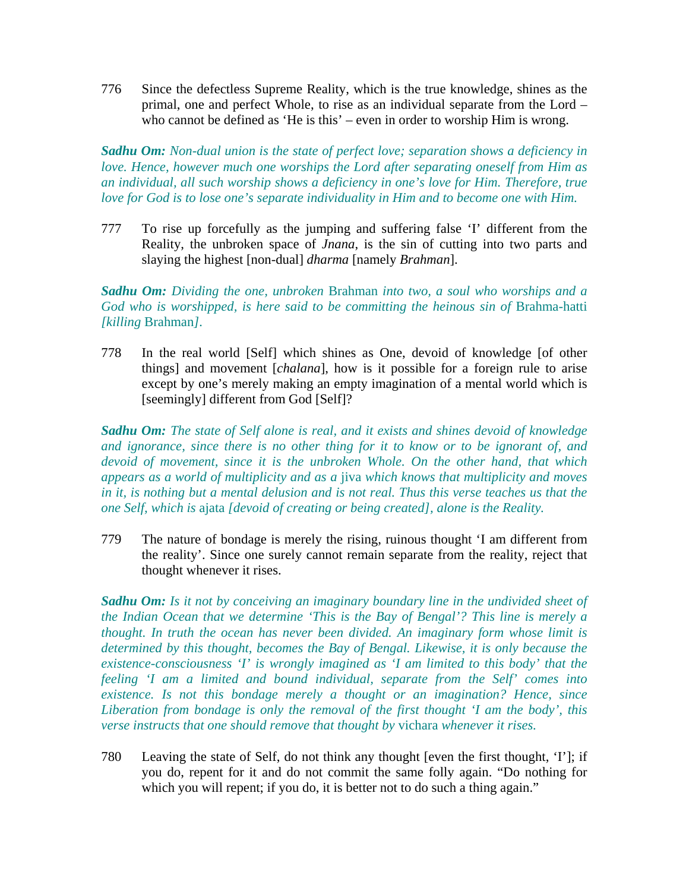776 Since the defectless Supreme Reality, which is the true knowledge, shines as the primal, one and perfect Whole, to rise as an individual separate from the Lord – who cannot be defined as 'He is this' – even in order to worship Him is wrong.

***Sadhu Om:*** *Non-dual union is the state of perfect love; separation shows a deficiency in love. Hence, however much one worships the Lord after separating oneself from Him as an individual, all such worship shows a deficiency in one's love for Him. Therefore, true love for God is to lose one's separate individuality in Him and to become one with Him.*

777 To rise up forcefully as the jumping and suffering false 'I' different from the Reality, the unbroken space of *Jnana*, is the sin of cutting into two parts and slaying the highest [non-dual] *dharma* [namely *Brahman*].

***Sadhu Om:*** *Dividing the one, unbroken* Brahman *into two, a soul who worships and a God who is worshipped, is here said to be committing the heinous sin of* Brahma-hatti *[killing* Brahman*].*

778 In the real world [Self] which shines as One, devoid of knowledge [of other things] and movement [*chalana*], how is it possible for a foreign rule to arise except by one's merely making an empty imagination of a mental world which is [seemingly] different from God [Self]?

***Sadhu Om:*** *The state of Self alone is real, and it exists and shines devoid of knowledge and ignorance, since there is no other thing for it to know or to be ignorant of, and devoid of movement, since it is the unbroken Whole. On the other hand, that which appears as a world of multiplicity and as a* jiva *which knows that multiplicity and moves in it, is nothing but a mental delusion and is not real. Thus this verse teaches us that the one Self, which is* ajata *[devoid of creating or being created], alone is the Reality.*

779 The nature of bondage is merely the rising, ruinous thought 'I am different from the reality'. Since one surely cannot remain separate from the reality, reject that thought whenever it rises.

***Sadhu Om:*** *Is it not by conceiving an imaginary boundary line in the undivided sheet of the Indian Ocean that we determine 'This is the Bay of Bengal'? This line is merely a thought. In truth the ocean has never been divided. An imaginary form whose limit is determined by this thought, becomes the Bay of Bengal. Likewise, it is only because the existence-consciousness 'I' is wrongly imagined as 'I am limited to this body' that the feeling 'I am a limited and bound individual, separate from the Self' comes into existence. Is not this bondage merely a thought or an imagination? Hence, since Liberation from bondage is only the removal of the first thought 'I am the body', this verse instructs that one should remove that thought by* vichara *whenever it rises.*

780 Leaving the state of Self, do not think any thought [even the first thought, 'I']; if you do, repent for it and do not commit the same folly again. "Do nothing for which you will repent; if you do, it is better not to do such a thing again."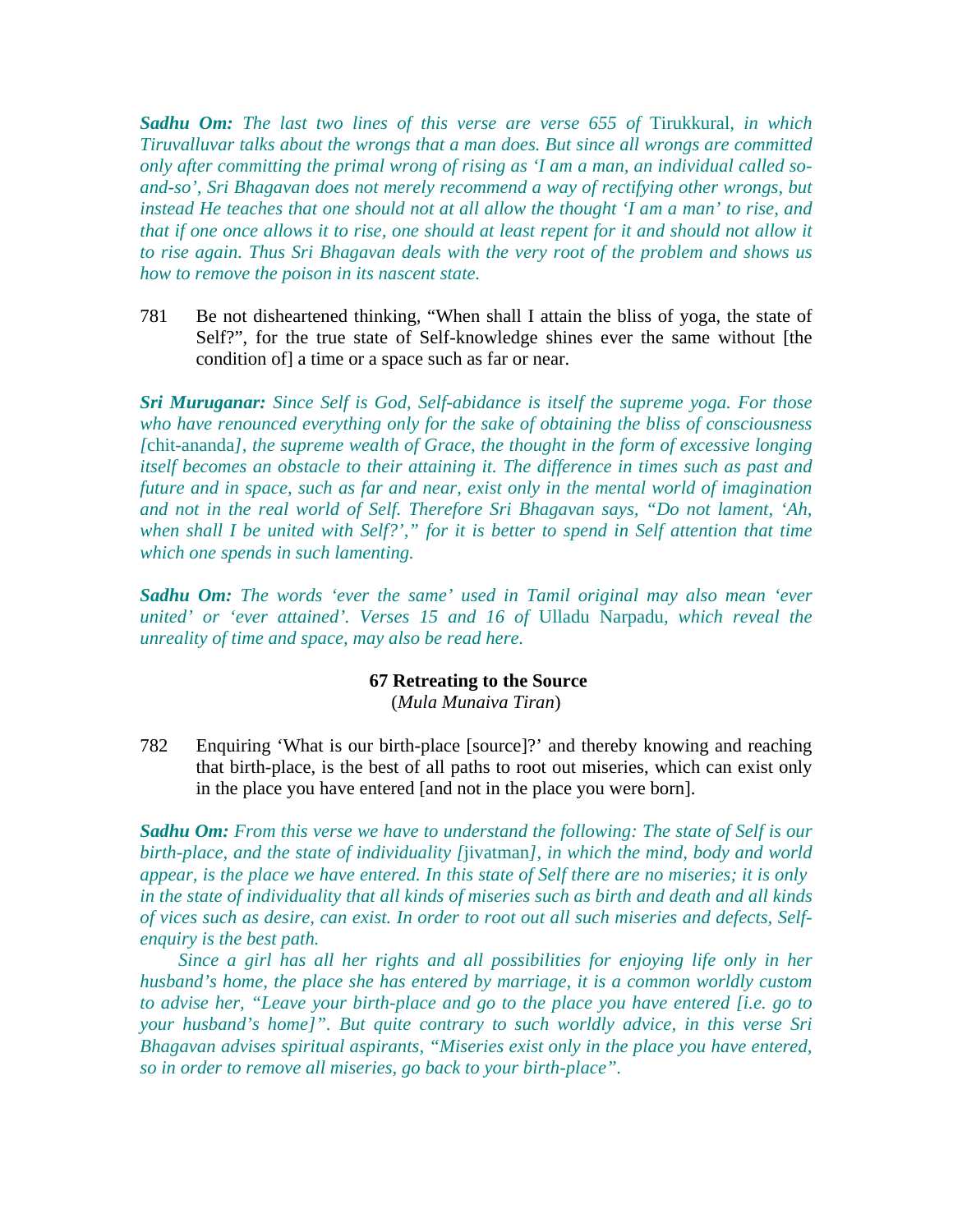***Sadhu Om:*** *The last two lines of this verse are verse 655 of* Tirukkural*, in which Tiruvalluvar talks about the wrongs that a man does. But since all wrongs are committed only after committing the primal wrong of rising as 'I am a man, an individual called so-and-so', Sri Bhagavan does not merely recommend a way of rectifying other wrongs, but instead He teaches that one should not at all allow the thought 'I am a man' to rise, and that if one once allows it to rise, one should at least repent for it and should not allow it to rise again. Thus Sri Bhagavan deals with the very root of the problem and shows us how to remove the poison in its nascent state.*

781 Be not disheartened thinking, "When shall I attain the bliss of yoga, the state of Self?", for the true state of Self-knowledge shines ever the same without [the condition of] a time or a space such as far or near.

***Sri Muruganar:*** *Since Self is God, Self-abidance is itself the supreme yoga. For those who have renounced everything only for the sake of obtaining the bliss of consciousness [*chit-ananda*], the supreme wealth of Grace, the thought in the form of excessive longing itself becomes an obstacle to their attaining it. The difference in times such as past and future and in space, such as far and near, exist only in the mental world of imagination and not in the real world of Self. Therefore Sri Bhagavan says, "Do not lament, 'Ah, when shall I be united with Self?'," for it is better to spend in Self attention that time which one spends in such lamenting.*

***Sadhu Om:*** *The words 'ever the same' used in Tamil original may also mean 'ever united' or 'ever attained'. Verses 15 and 16 of* Ulladu Narpadu*, which reveal the unreality of time and space, may also be read here.*

### 67 Retreating to the Source

(*Mula Munaiva Tiran*)

782 Enquiring 'What is our birth-place [source]?' and thereby knowing and reaching that birth-place, is the best of all paths to root out miseries, which can exist only in the place you have entered [and not in the place you were born].

***Sadhu Om:*** *From this verse we have to understand the following: The state of Self is our birth-place, and the state of individuality [*jivatman*], in which the mind, body and world appear, is the place we have entered. In this state of Self there are no miseries; it is only in the state of individuality that all kinds of miseries such as birth and death and all kinds of vices such as desire, can exist. In order to root out all such miseries and defects, Self-enquiry is the best path.*

*Since a girl has all her rights and all possibilities for enjoying life only in her husband's home, the place she has entered by marriage, it is a common worldly custom to advise her, "Leave your birth-place and go to the place you have entered [i.e. go to your husband's home]". But quite contrary to such worldly advice, in this verse Sri Bhagavan advises spiritual aspirants, "Miseries exist only in the place you have entered, so in order to remove all miseries, go back to your birth-place".*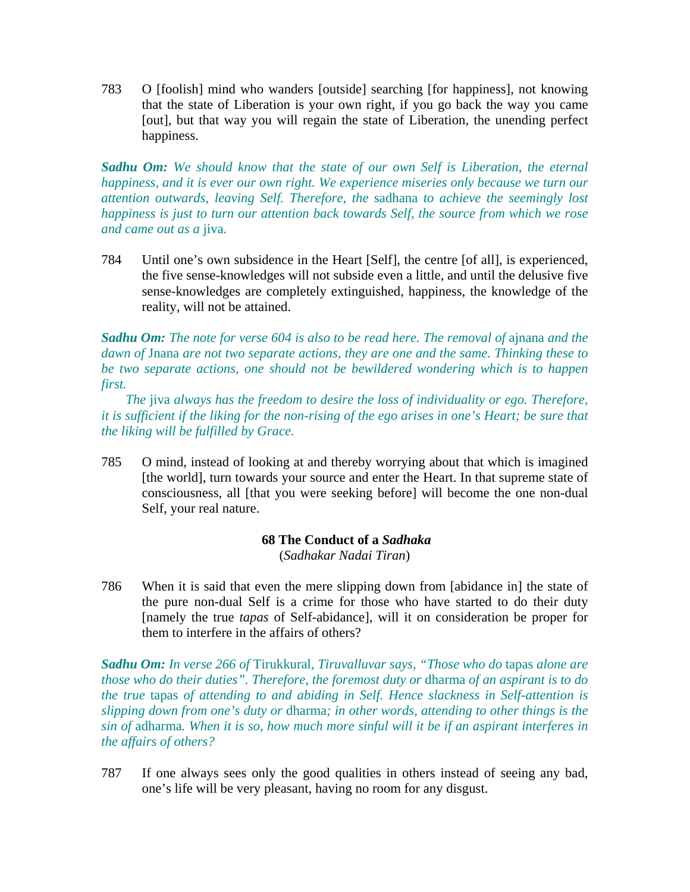783 O [foolish] mind who wanders [outside] searching [for happiness], not knowing that the state of Liberation is your own right, if you go back the way you came [out], but that way you will regain the state of Liberation, the unending perfect happiness.

***Sadhu Om:*** *We should know that the state of our own Self is Liberation, the eternal happiness, and it is ever our own right. We experience miseries only because we turn our attention outwards, leaving Self. Therefore, the* sadhana *to achieve the seemingly lost happiness is just to turn our attention back towards Self, the source from which we rose and came out as a* jiva*.*

784 Until one's own subsidence in the Heart [Self], the centre [of all], is experienced, the five sense-knowledges will not subside even a little, and until the delusive five sense-knowledges are completely extinguished, happiness, the knowledge of the reality, will not be attained.

***Sadhu Om:*** *The note for verse 604 is also to be read here. The removal of* ajnana *and the dawn of* Jnana *are not two separate actions, they are one and the same. Thinking these to be two separate actions, one should not be bewildered wondering which is to happen first.*

*The* jiva *always has the freedom to desire the loss of individuality or ego. Therefore, it is sufficient if the liking for the non-rising of the ego arises in one's Heart; be sure that the liking will be fulfilled by Grace.*

785 O mind, instead of looking at and thereby worrying about that which is imagined [the world], turn towards your source and enter the Heart. In that supreme state of consciousness, all [that you were seeking before] will become the one non-dual Self, your real nature.

### 68 The Conduct of a *Sadhaka*

(*Sadhakar Nadai Tiran*)

786 When it is said that even the mere slipping down from [abidance in] the state of the pure non-dual Self is a crime for those who have started to do their duty [namely the true *tapas* of Self-abidance], will it on consideration be proper for them to interfere in the affairs of others?

***Sadhu Om:*** *In verse 266 of* Tirukkural*, Tiruvalluvar says, "Those who do* tapas *alone are those who do their duties". Therefore, the foremost duty or* dharma *of an aspirant is to do the true* tapas *of attending to and abiding in Self. Hence slackness in Self-attention is slipping down from one's duty or* dharma*; in other words, attending to other things is the sin of* adharma*. When it is so, how much more sinful will it be if an aspirant interferes in the affairs of others?*

787 If one always sees only the good qualities in others instead of seeing any bad, one's life will be very pleasant, having no room for any disgust.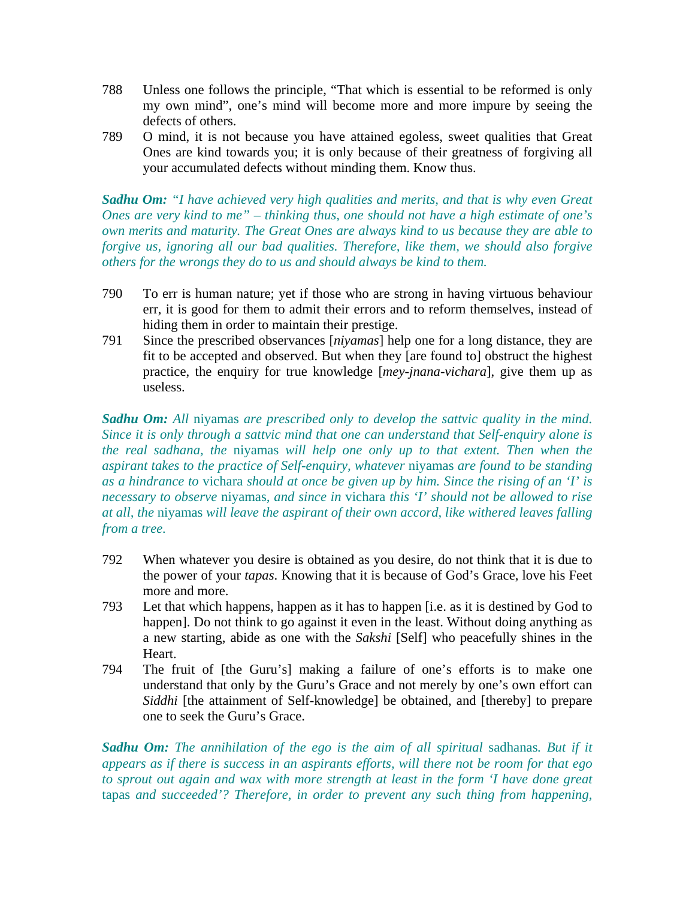788 Unless one follows the principle, "That which is essential to be reformed is only my own mind", one's mind will become more and more impure by seeing the defects of others.

789 O mind, it is not because you have attained egoless, sweet qualities that Great Ones are kind towards you; it is only because of their greatness of forgiving all your accumulated defects without minding them. Know thus.

***Sadhu Om:*** *"I have achieved very high qualities and merits, and that is why even Great Ones are very kind to me" – thinking thus, one should not have a high estimate of one's own merits and maturity. The Great Ones are always kind to us because they are able to forgive us, ignoring all our bad qualities. Therefore, like them, we should also forgive others for the wrongs they do to us and should always be kind to them.*

790 To err is human nature; yet if those who are strong in having virtuous behaviour err, it is good for them to admit their errors and to reform themselves, instead of hiding them in order to maintain their prestige.

791 Since the prescribed observances [*niyamas*] help one for a long distance, they are fit to be accepted and observed. But when they [are found to] obstruct the highest practice, the enquiry for true knowledge [*mey-jnana-vichara*], give them up as useless.

***Sadhu Om:*** *All* niyamas *are prescribed only to develop the sattvic quality in the mind. Since it is only through a sattvic mind that one can understand that Self-enquiry alone is the real sadhana, the* niyamas *will help one only up to that extent. Then when the aspirant takes to the practice of Self-enquiry, whatever* niyamas *are found to be standing as a hindrance to* vichara *should at once be given up by him. Since the rising of an 'I' is necessary to observe* niyamas, *and since in* vichara *this 'I' should not be allowed to rise at all, the* niyamas *will leave the aspirant of their own accord, like withered leaves falling from a tree.*

792 When whatever you desire is obtained as you desire, do not think that it is due to the power of your *tapas*. Knowing that it is because of God's Grace, love his Feet more and more.

793 Let that which happens, happen as it has to happen [i.e. as it is destined by God to happen]. Do not think to go against it even in the least. Without doing anything as a new starting, abide as one with the *Sakshi* [Self] who peacefully shines in the Heart.

794 The fruit of [the Guru's] making a failure of one's efforts is to make one understand that only by the Guru's Grace and not merely by one's own effort can *Siddhi* [the attainment of Self-knowledge] be obtained, and [thereby] to prepare one to seek the Guru's Grace.

***Sadhu Om:*** *The annihilation of the ego is the aim of all spiritual* sadhanas*. But if it appears as if there is success in an aspirants efforts, will there not be room for that ego to sprout out again and wax with more strength at least in the form 'I have done great* tapas *and succeeded'? Therefore, in order to prevent any such thing from happening,*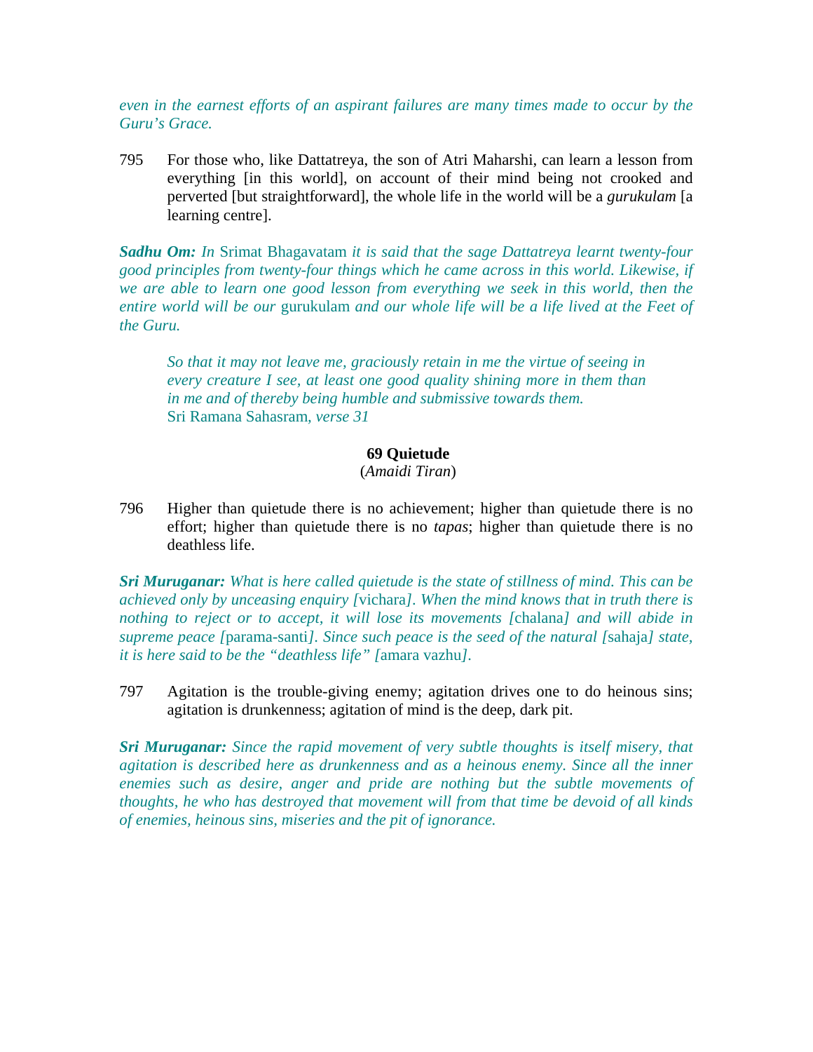*even in the earnest efforts of an aspirant failures are many times made to occur by the Guru's Grace.*

795 For those who, like Dattatreya, the son of Atri Maharshi, can learn a lesson from everything [in this world], on account of their mind being not crooked and perverted [but straightforward], the whole life in the world will be a *gurukulam* [a learning centre].

***Sadhu Om:*** *In* Srimat Bhagavatam *it is said that the sage Dattatreya learnt twenty-four good principles from twenty-four things which he came across in this world. Likewise, if we are able to learn one good lesson from everything we seek in this world, then the entire world will be our* gurukulam *and our whole life will be a life lived at the Feet of the Guru.*

> *So that it may not leave me, graciously retain in me the virtue of seeing in every creature I see, at least one good quality shining more in them than in me and of thereby being humble and submissive towards them.*
> Sri Ramana Sahasram*, verse 31*

## 69 Quietude

(*Amaidi Tiran*)

796 Higher than quietude there is no achievement; higher than quietude there is no effort; higher than quietude there is no *tapas*; higher than quietude there is no deathless life.

***Sri Muruganar:*** *What is here called quietude is the state of stillness of mind. This can be achieved only by unceasing enquiry [*vichara*]. When the mind knows that in truth there is nothing to reject or to accept, it will lose its movements [*chalana*] and will abide in supreme peace [*parama-santi*]. Since such peace is the seed of the natural [*sahaja*] state, it is here said to be the "deathless life" [*amara vazhu*].*

797 Agitation is the trouble-giving enemy; agitation drives one to do heinous sins; agitation is drunkenness; agitation of mind is the deep, dark pit.

***Sri Muruganar:*** *Since the rapid movement of very subtle thoughts is itself misery, that agitation is described here as drunkenness and as a heinous enemy. Since all the inner enemies such as desire, anger and pride are nothing but the subtle movements of thoughts, he who has destroyed that movement will from that time be devoid of all kinds of enemies, heinous sins, miseries and the pit of ignorance.*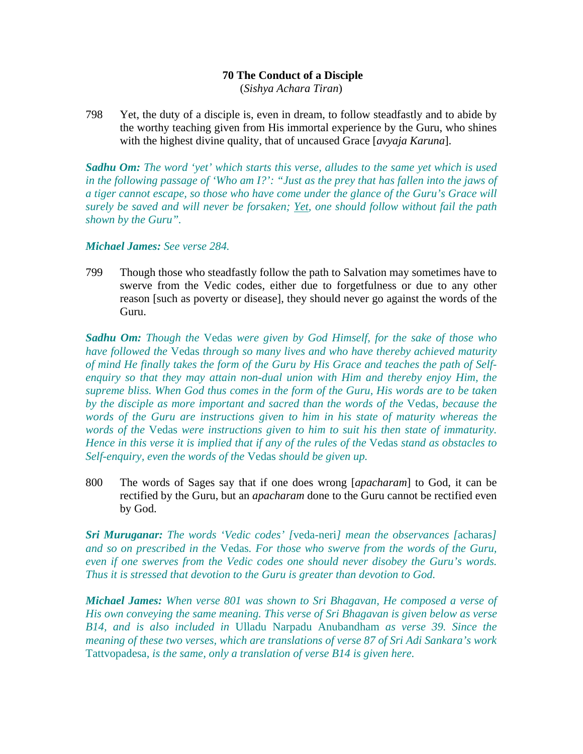### 70 The Conduct of a Disciple

(*Sishya Achara Tiran*)

798 Yet, the duty of a disciple is, even in dream, to follow steadfastly and to abide by the worthy teaching given from His immortal experience by the Guru, who shines with the highest divine quality, that of uncaused Grace [*avyaja Karuna*].

***Sadhu Om:*** *The word 'yet' which starts this verse, alludes to the same yet which is used in the following passage of 'Who am I?': "Just as the prey that has fallen into the jaws of a tiger cannot escape, so those who have come under the glance of the Guru's Grace will surely be saved and will never be forsaken;* <u>*Yet*</u>*, one should follow without fail the path shown by the Guru".*

***Michael James:*** *See verse 284.*

799 Though those who steadfastly follow the path to Salvation may sometimes have to swerve from the Vedic codes, either due to forgetfulness or due to any other reason [such as poverty or disease], they should never go against the words of the Guru.

***Sadhu Om:*** *Though the* Vedas *were given by God Himself, for the sake of those who have followed the* Vedas *through so many lives and who have thereby achieved maturity of mind He finally takes the form of the Guru by His Grace and teaches the path of Self-enquiry so that they may attain non-dual union with Him and thereby enjoy Him, the supreme bliss. When God thus comes in the form of the Guru, His words are to be taken by the disciple as more important and sacred than the words of the* Vedas*, because the words of the Guru are instructions given to him in his state of maturity whereas the words of the* Vedas *were instructions given to him to suit his then state of immaturity. Hence in this verse it is implied that if any of the rules of the* Vedas *stand as obstacles to Self-enquiry, even the words of the* Vedas *should be given up.*

800 The words of Sages say that if one does wrong [*apacharam*] to God, it can be rectified by the Guru, but an *apacharam* done to the Guru cannot be rectified even by God.

***Sri Muruganar:*** *The words 'Vedic codes' [*veda-neri*] mean the observances [*acharas*] and so on prescribed in the* Vedas*. For those who swerve from the words of the Guru, even if one swerves from the Vedic codes one should never disobey the Guru's words. Thus it is stressed that devotion to the Guru is greater than devotion to God.*

***Michael James:*** *When verse 801 was shown to Sri Bhagavan, He composed a verse of His own conveying the same meaning. This verse of Sri Bhagavan is given below as verse B14, and is also included in* Ulladu Narpadu Anubandham *as verse 39. Since the meaning of these two verses, which are translations of verse 87 of Sri Adi Sankara's work* Tattvopadesa*, is the same, only a translation of verse B14 is given here.*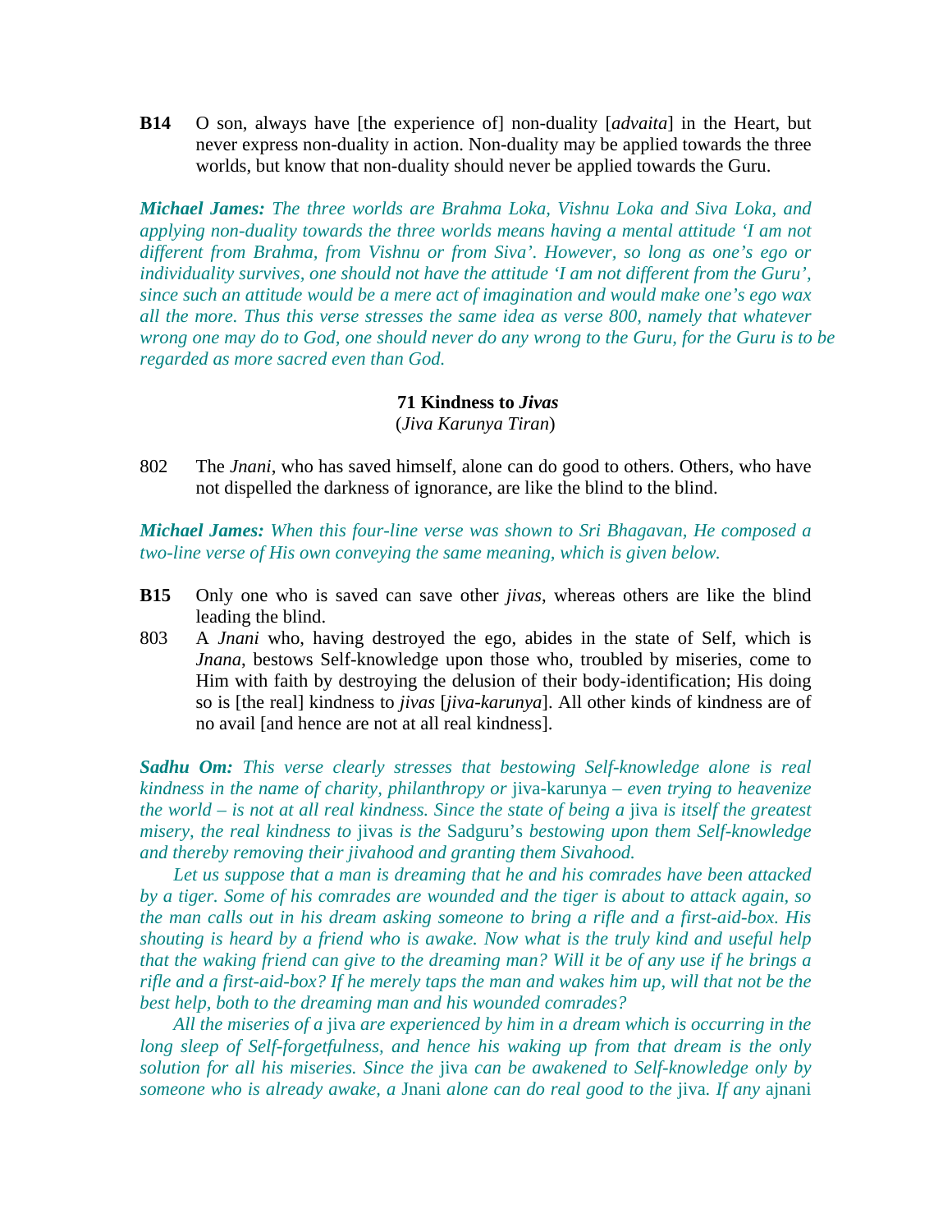**B14** O son, always have [the experience of] non-duality [*advaita*] in the Heart, but never express non-duality in action. Non-duality may be applied towards the three worlds, but know that non-duality should never be applied towards the Guru.

***Michael James:*** *The three worlds are Brahma Loka, Vishnu Loka and Siva Loka, and applying non-duality towards the three worlds means having a mental attitude 'I am not different from Brahma, from Vishnu or from Siva'. However, so long as one's ego or individuality survives, one should not have the attitude 'I am not different from the Guru', since such an attitude would be a mere act of imagination and would make one's ego wax all the more. Thus this verse stresses the same idea as verse 800, namely that whatever wrong one may do to God, one should never do any wrong to the Guru, for the Guru is to be regarded as more sacred even than God.*

## 71 Kindness to *Jivas*

(*Jiva Karunya Tiran*)

802 The *Jnani*, who has saved himself, alone can do good to others. Others, who have not dispelled the darkness of ignorance, are like the blind to the blind.

***Michael James:*** *When this four-line verse was shown to Sri Bhagavan, He composed a two-line verse of His own conveying the same meaning, which is given below.*

**B15** Only one who is saved can save other *jivas*, whereas others are like the blind leading the blind.

803 A *Jnani* who, having destroyed the ego, abides in the state of Self, which is *Jnana*, bestows Self-knowledge upon those who, troubled by miseries, come to Him with faith by destroying the delusion of their body-identification; His doing so is [the real] kindness to *jivas* [*jiva-karunya*]. All other kinds of kindness are of no avail [and hence are not at all real kindness].

***Sadhu Om:*** *This verse clearly stresses that bestowing Self-knowledge alone is real kindness in the name of charity, philanthropy or* jiva-karunya *– even trying to heavenize the world – is not at all real kindness. Since the state of being a* jiva *is itself the greatest misery, the real kindness to* jivas *is the* Sadguru's *bestowing upon them Self-knowledge and thereby removing their jivahood and granting them Sivahood.*

*Let us suppose that a man is dreaming that he and his comrades have been attacked by a tiger. Some of his comrades are wounded and the tiger is about to attack again, so the man calls out in his dream asking someone to bring a rifle and a first-aid-box. His shouting is heard by a friend who is awake. Now what is the truly kind and useful help that the waking friend can give to the dreaming man? Will it be of any use if he brings a rifle and a first-aid-box? If he merely taps the man and wakes him up, will that not be the best help, both to the dreaming man and his wounded comrades?*

*All the miseries of a* jiva *are experienced by him in a dream which is occurring in the long sleep of Self-forgetfulness, and hence his waking up from that dream is the only solution for all his miseries. Since the* jiva *can be awakened to Self-knowledge only by someone who is already awake, a* Jnani *alone can do real good to the* jiva*. If any* ajnani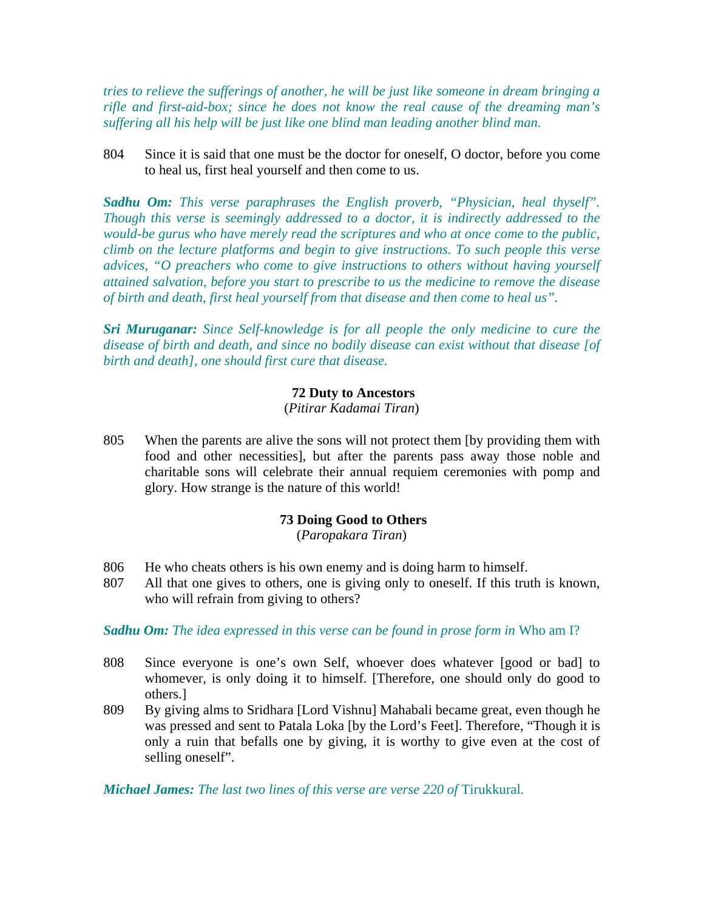*tries to relieve the sufferings of another, he will be just like someone in dream bringing a rifle and first-aid-box; since he does not know the real cause of the dreaming man's suffering all his help will be just like one blind man leading another blind man.*

804 Since it is said that one must be the doctor for oneself, O doctor, before you come to heal us, first heal yourself and then come to us.

***Sadhu Om:*** *This verse paraphrases the English proverb, "Physician, heal thyself". Though this verse is seemingly addressed to a doctor, it is indirectly addressed to the would-be gurus who have merely read the scriptures and who at once come to the public, climb on the lecture platforms and begin to give instructions. To such people this verse advices, "O preachers who come to give instructions to others without having yourself attained salvation, before you start to prescribe to us the medicine to remove the disease of birth and death, first heal yourself from that disease and then come to heal us".*

***Sri Muruganar:*** *Since Self-knowledge is for all people the only medicine to cure the disease of birth and death, and since no bodily disease can exist without that disease [of birth and death], one should first cure that disease.*

### 72 Duty to Ancestors
(*Pitirar Kadamai Tiran*)

805 When the parents are alive the sons will not protect them [by providing them with food and other necessities], but after the parents pass away those noble and charitable sons will celebrate their annual requiem ceremonies with pomp and glory. How strange is the nature of this world!

### 73 Doing Good to Others
(*Paropakara Tiran*)

806 He who cheats others is his own enemy and is doing harm to himself.

807 All that one gives to others, one is giving only to oneself. If this truth is known, who will refrain from giving to others?

***Sadhu Om:*** *The idea expressed in this verse can be found in prose form in* Who am I?

808 Since everyone is one's own Self, whoever does whatever [good or bad] to whomever, is only doing it to himself. [Therefore, one should only do good to others.]

809 By giving alms to Sridhara [Lord Vishnu] Mahabali became great, even though he was pressed and sent to Patala Loka [by the Lord's Feet]. Therefore, "Though it is only a ruin that befalls one by giving, it is worthy to give even at the cost of selling oneself".

***Michael James:*** *The last two lines of this verse are verse 220 of* Tirukkural*.*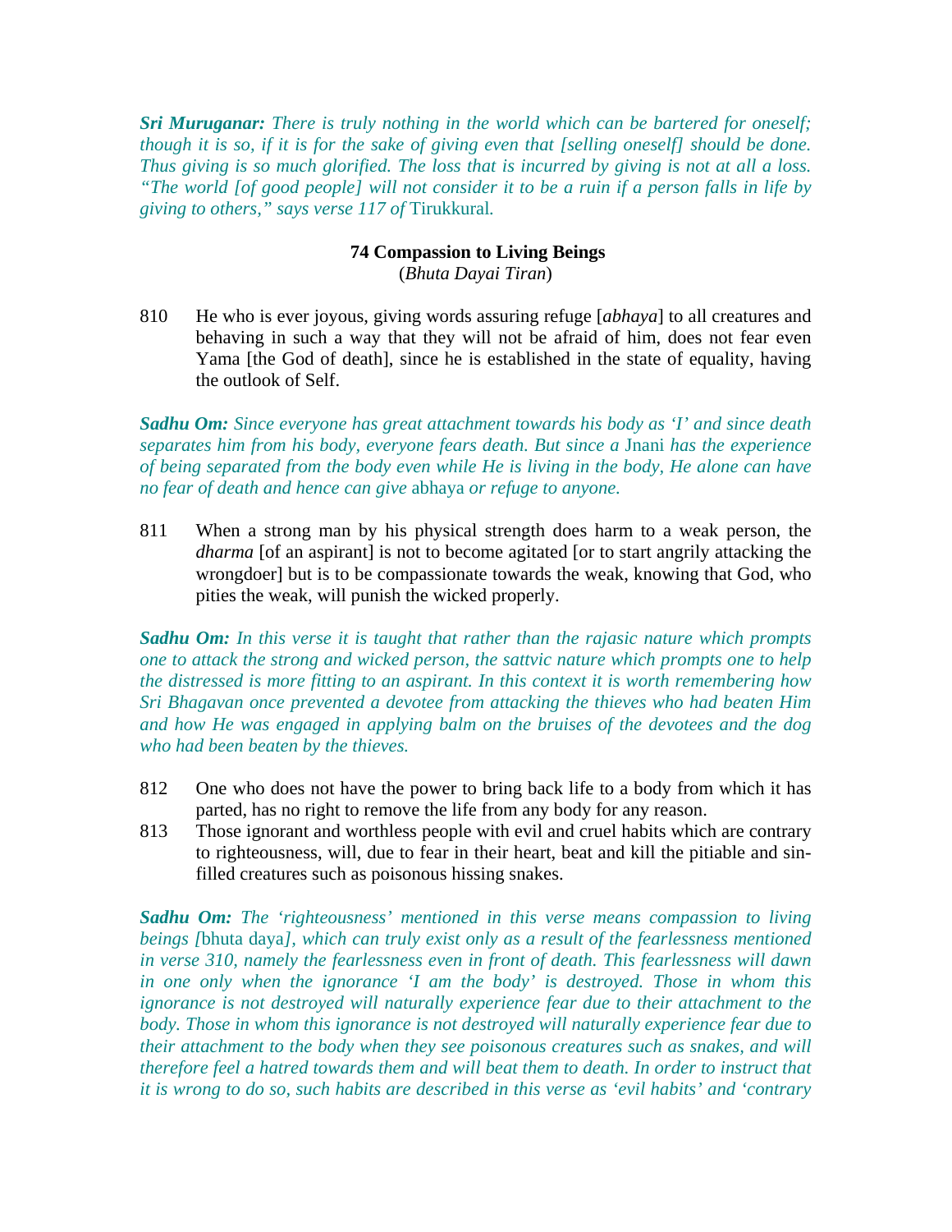***Sri Muruganar:*** *There is truly nothing in the world which can be bartered for oneself; though it is so, if it is for the sake of giving even that [selling oneself] should be done. Thus giving is so much glorified. The loss that is incurred by giving is not at all a loss. "The world [of good people] will not consider it to be a ruin if a person falls in life by giving to others," says verse 117 of* Tirukkural*.*

### 74 Compassion to Living Beings
(*Bhuta Dayai Tiran*)

810 He who is ever joyous, giving words assuring refuge [*abhaya*] to all creatures and behaving in such a way that they will not be afraid of him, does not fear even Yama [the God of death], since he is established in the state of equality, having the outlook of Self.

***Sadhu Om:*** *Since everyone has great attachment towards his body as 'I' and since death separates him from his body, everyone fears death. But since a* Jnani *has the experience of being separated from the body even while He is living in the body, He alone can have no fear of death and hence can give* abhaya *or refuge to anyone.*

811 When a strong man by his physical strength does harm to a weak person, the *dharma* [of an aspirant] is not to become agitated [or to start angrily attacking the wrongdoer] but is to be compassionate towards the weak, knowing that God, who pities the weak, will punish the wicked properly.

***Sadhu Om:*** *In this verse it is taught that rather than the rajasic nature which prompts one to attack the strong and wicked person, the sattvic nature which prompts one to help the distressed is more fitting to an aspirant. In this context it is worth remembering how Sri Bhagavan once prevented a devotee from attacking the thieves who had beaten Him and how He was engaged in applying balm on the bruises of the devotees and the dog who had been beaten by the thieves.*

812 One who does not have the power to bring back life to a body from which it has parted, has no right to remove the life from any body for any reason.

813 Those ignorant and worthless people with evil and cruel habits which are contrary to righteousness, will, due to fear in their heart, beat and kill the pitiable and sin-filled creatures such as poisonous hissing snakes.

***Sadhu Om:*** *The 'righteousness' mentioned in this verse means compassion to living beings [*bhuta daya*], which can truly exist only as a result of the fearlessness mentioned in verse 310, namely the fearlessness even in front of death. This fearlessness will dawn in one only when the ignorance 'I am the body' is destroyed. Those in whom this ignorance is not destroyed will naturally experience fear due to their attachment to the body. Those in whom this ignorance is not destroyed will naturally experience fear due to their attachment to the body when they see poisonous creatures such as snakes, and will therefore feel a hatred towards them and will beat them to death. In order to instruct that it is wrong to do so, such habits are described in this verse as 'evil habits' and 'contrary*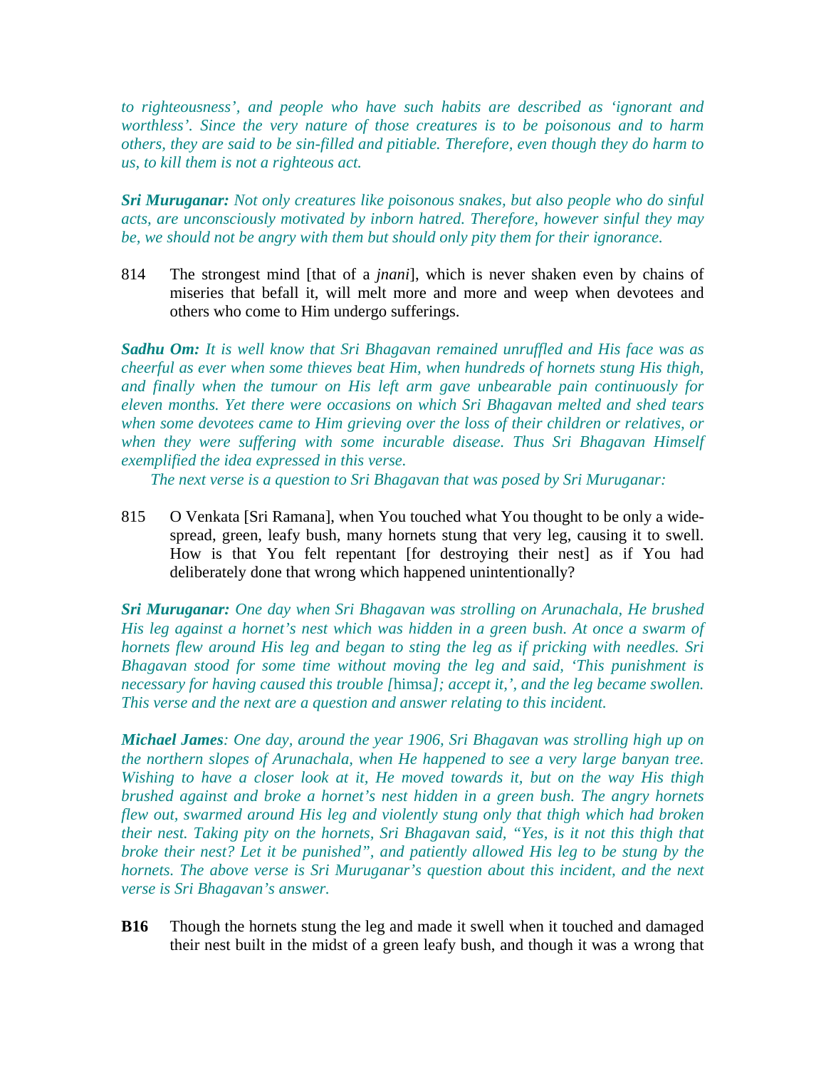*to righteousness', and people who have such habits are described as 'ignorant and worthless'. Since the very nature of those creatures is to be poisonous and to harm others, they are said to be sin-filled and pitiable. Therefore, even though they do harm to us, to kill them is not a righteous act.*

***Sri Muruganar:*** *Not only creatures like poisonous snakes, but also people who do sinful acts, are unconsciously motivated by inborn hatred. Therefore, however sinful they may be, we should not be angry with them but should only pity them for their ignorance.*

814 The strongest mind [that of a *jnani*], which is never shaken even by chains of miseries that befall it, will melt more and more and weep when devotees and others who come to Him undergo sufferings.

***Sadhu Om:*** *It is well know that Sri Bhagavan remained unruffled and His face was as cheerful as ever when some thieves beat Him, when hundreds of hornets stung His thigh, and finally when the tumour on His left arm gave unbearable pain continuously for eleven months. Yet there were occasions on which Sri Bhagavan melted and shed tears when some devotees came to Him grieving over the loss of their children or relatives, or when they were suffering with some incurable disease. Thus Sri Bhagavan Himself exemplified the idea expressed in this verse.*

*The next verse is a question to Sri Bhagavan that was posed by Sri Muruganar:*

815 O Venkata [Sri Ramana], when You touched what You thought to be only a wide-spread, green, leafy bush, many hornets stung that very leg, causing it to swell. How is that You felt repentant [for destroying their nest] as if You had deliberately done that wrong which happened unintentionally?

***Sri Muruganar:*** *One day when Sri Bhagavan was strolling on Arunachala, He brushed His leg against a hornet's nest which was hidden in a green bush. At once a swarm of hornets flew around His leg and began to sting the leg as if pricking with needles. Sri Bhagavan stood for some time without moving the leg and said, 'This punishment is necessary for having caused this trouble [*himsa*]; accept it,', and the leg became swollen. This verse and the next are a question and answer relating to this incident.*

***Michael James****: One day, around the year 1906, Sri Bhagavan was strolling high up on the northern slopes of Arunachala, when He happened to see a very large banyan tree. Wishing to have a closer look at it, He moved towards it, but on the way His thigh brushed against and broke a hornet's nest hidden in a green bush. The angry hornets flew out, swarmed around His leg and violently stung only that thigh which had broken their nest. Taking pity on the hornets, Sri Bhagavan said, "Yes, is it not this thigh that broke their nest? Let it be punished", and patiently allowed His leg to be stung by the hornets. The above verse is Sri Muruganar's question about this incident, and the next verse is Sri Bhagavan's answer.*

**B16** Though the hornets stung the leg and made it swell when it touched and damaged their nest built in the midst of a green leafy bush, and though it was a wrong that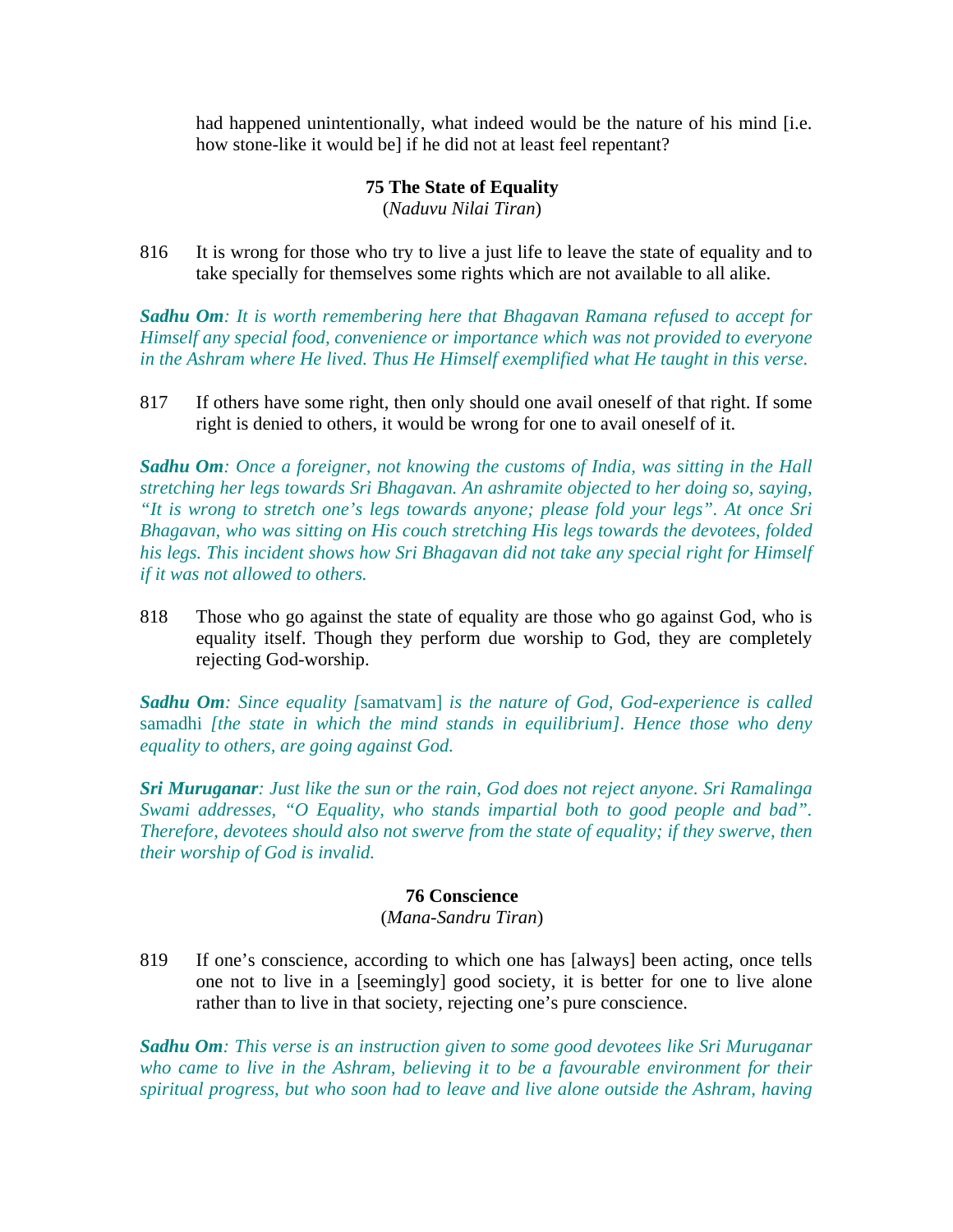had happened unintentionally, what indeed would be the nature of his mind [i.e. how stone-like it would be] if he did not at least feel repentant?

## 75 The State of Equality

(*Naduvu Nilai Tiran*)

816 It is wrong for those who try to live a just life to leave the state of equality and to take specially for themselves some rights which are not available to all alike.

***Sadhu Om**: It is worth remembering here that Bhagavan Ramana refused to accept for Himself any special food, convenience or importance which was not provided to everyone in the Ashram where He lived. Thus He Himself exemplified what He taught in this verse.*

817 If others have some right, then only should one avail oneself of that right. If some right is denied to others, it would be wrong for one to avail oneself of it.

***Sadhu Om**: Once a foreigner, not knowing the customs of India, was sitting in the Hall stretching her legs towards Sri Bhagavan. An ashramite objected to her doing so, saying, "It is wrong to stretch one's legs towards anyone; please fold your legs". At once Sri Bhagavan, who was sitting on His couch stretching His legs towards the devotees, folded his legs. This incident shows how Sri Bhagavan did not take any special right for Himself if it was not allowed to others.*

818 Those who go against the state of equality are those who go against God, who is equality itself. Though they perform due worship to God, they are completely rejecting God-worship.

***Sadhu Om**: Since equality [*samatvam*] is the nature of God, God-experience is called* samadhi *[the state in which the mind stands in equilibrium]. Hence those who deny equality to others, are going against God.*

***Sri Muruganar**: Just like the sun or the rain, God does not reject anyone. Sri Ramalinga Swami addresses, "O Equality, who stands impartial both to good people and bad". Therefore, devotees should also not swerve from the state of equality; if they swerve, then their worship of God is invalid.*

## 76 Conscience

(*Mana-Sandru Tiran*)

819 If one's conscience, according to which one has [always] been acting, once tells one not to live in a [seemingly] good society, it is better for one to live alone rather than to live in that society, rejecting one's pure conscience.

***Sadhu Om**: This verse is an instruction given to some good devotees like Sri Muruganar who came to live in the Ashram, believing it to be a favourable environment for their spiritual progress, but who soon had to leave and live alone outside the Ashram, having*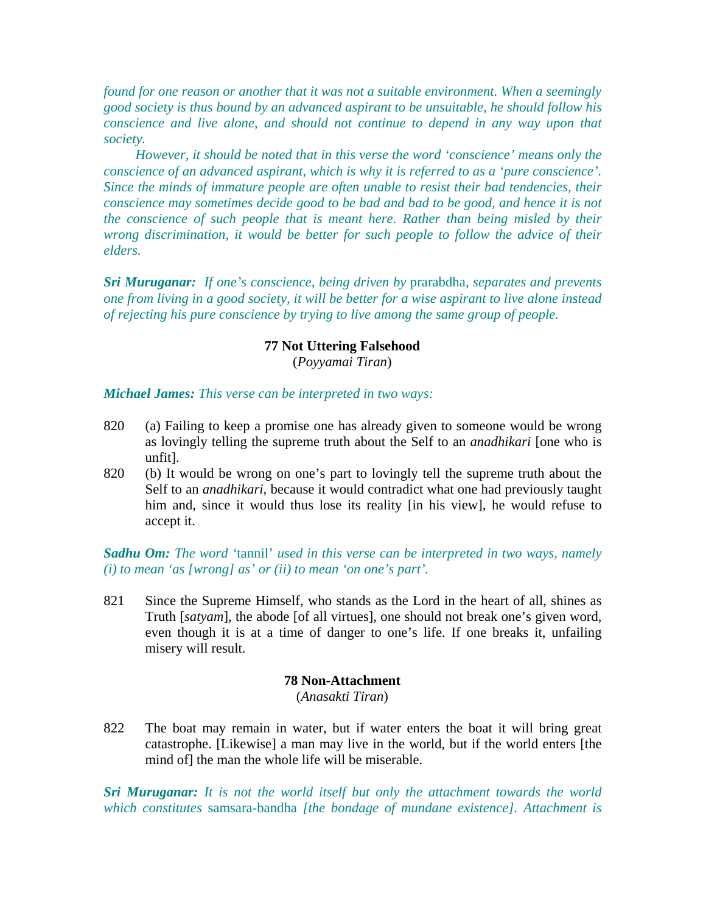*found for one reason or another that it was not a suitable environment. When a seemingly good society is thus found by an advanced aspirant to be unsuitable, he should follow his conscience and live alone, and should not continue to depend in any way upon that society.*

*However, it should be noted that in this verse the word 'conscience' means only the conscience of an advanced aspirant, which is why it is referred to as a 'pure conscience'. Since the minds of immature people are often unable to resist their bad tendencies, their conscience may sometimes decide good to be bad and bad to be good, and hence it is not the conscience of such people that is meant here. Rather than being misled by their wrong discrimination, it would be better for such people to follow the advice of their elders.*

***Sri Muruganar:*** *If one's conscience, being driven by* prarabdha*, separates and prevents one from living in a good society, it will be better for a wise aspirant to live alone instead of rejecting his pure conscience by trying to live among the same group of people.*

### 77 Not Uttering Falsehood
(*Poyyamai Tiran*)

***Michael James:*** *This verse can be interpreted in two ways:*

820 (a) Failing to keep a promise one has already given to someone would be wrong as lovingly telling the supreme truth about the Self to an *anadhikari* [one who is unfit].

820 (b) It would be wrong on one's part to lovingly tell the supreme truth about the Self to an *anadhikari*, because it would contradict what one had previously taught him and, since it would thus lose its reality [in his view], he would refuse to accept it.

***Sadhu Om:*** *The word '*tannil*' used in this verse can be interpreted in two ways, namely (i) to mean 'as [wrong] as' or (ii) to mean 'on one's part'.*

821 Since the Supreme Himself, who stands as the Lord in the heart of all, shines as Truth [*satyam*], the abode [of all virtues], one should not break one's given word, even though it is at a time of danger to one's life. If one breaks it, unfailing misery will result.

### 78 Non-Attachment
(*Anasakti Tiran*)

822 The boat may remain in water, but if water enters the boat it will bring great catastrophe. [Likewise] a man may live in the world, but if the world enters [the mind of] the man the whole life will be miserable.

***Sri Muruganar:*** *It is not the world itself but only the attachment towards the world which constitutes* samsara-bandha *[the bondage of mundane existence]. Attachment is*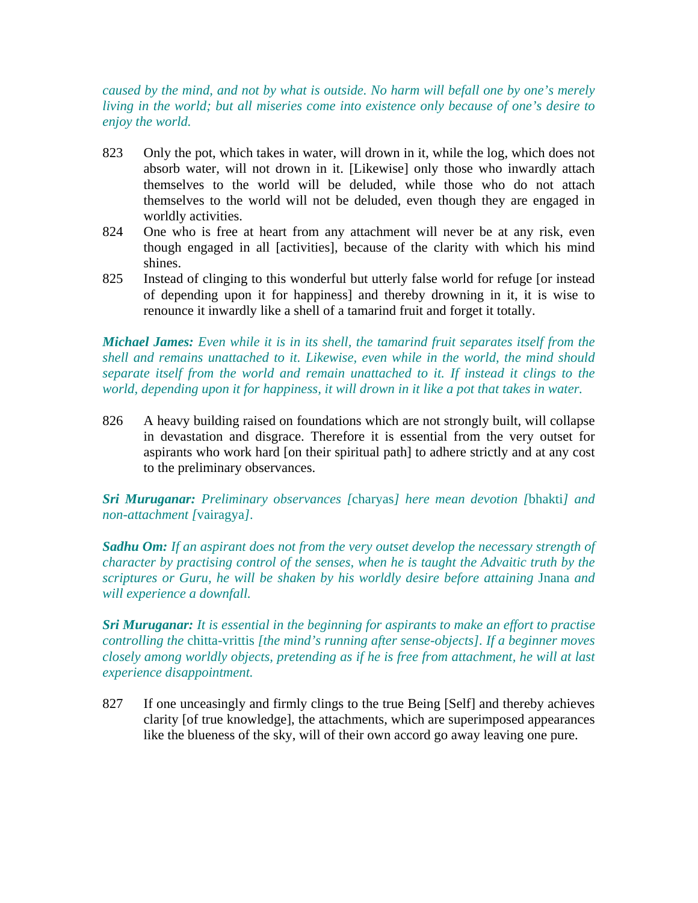*caused by the mind, and not by what is outside. No harm will befall one by one's merely living in the world; but all miseries come into existence only because of one's desire to enjoy the world.*

823 Only the pot, which takes in water, will drown in it, while the log, which does not absorb water, will not drown in it. [Likewise] only those who inwardly attach themselves to the world will be deluded, while those who do not attach themselves to the world will not be deluded, even though they are engaged in worldly activities.

824 One who is free at heart from any attachment will never be at any risk, even though engaged in all [activities], because of the clarity with which his mind shines.

825 Instead of clinging to this wonderful but utterly false world for refuge [or instead of depending upon it for happiness] and thereby drowning in it, it is wise to renounce it inwardly like a shell of a tamarind fruit and forget it totally.

***Michael James:*** *Even while it is in its shell, the tamarind fruit separates itself from the shell and remains unattached to it. Likewise, even while in the world, the mind should separate itself from the world and remain unattached to it. If instead it clings to the world, depending upon it for happiness, it will drown in it like a pot that takes in water.*

826 A heavy building raised on foundations which are not strongly built, will collapse in devastation and disgrace. Therefore it is essential from the very outset for aspirants who work hard [on their spiritual path] to adhere strictly and at any cost to the preliminary observances.

***Sri Muruganar:*** *Preliminary observances [*charyas*] here mean devotion [*bhakti*] and non-attachment [*vairagya*].*

***Sadhu Om:*** *If an aspirant does not from the very outset develop the necessary strength of character by practising control of the senses, when he is taught the Advaitic truth by the scriptures or Guru, he will be shaken by his worldly desire before attaining* Jnana *and will experience a downfall.*

***Sri Muruganar:*** *It is essential in the beginning for aspirants to make an effort to practise controlling the* chitta-vrittis *[the mind's running after sense-objects]. If a beginner moves closely among worldly objects, pretending as if he is free from attachment, he will at last experience disappointment.*

827 If one unceasingly and firmly clings to the true Being [Self] and thereby achieves clarity [of true knowledge], the attachments, which are superimposed appearances like the blueness of the sky, will of their own accord go away leaving one pure.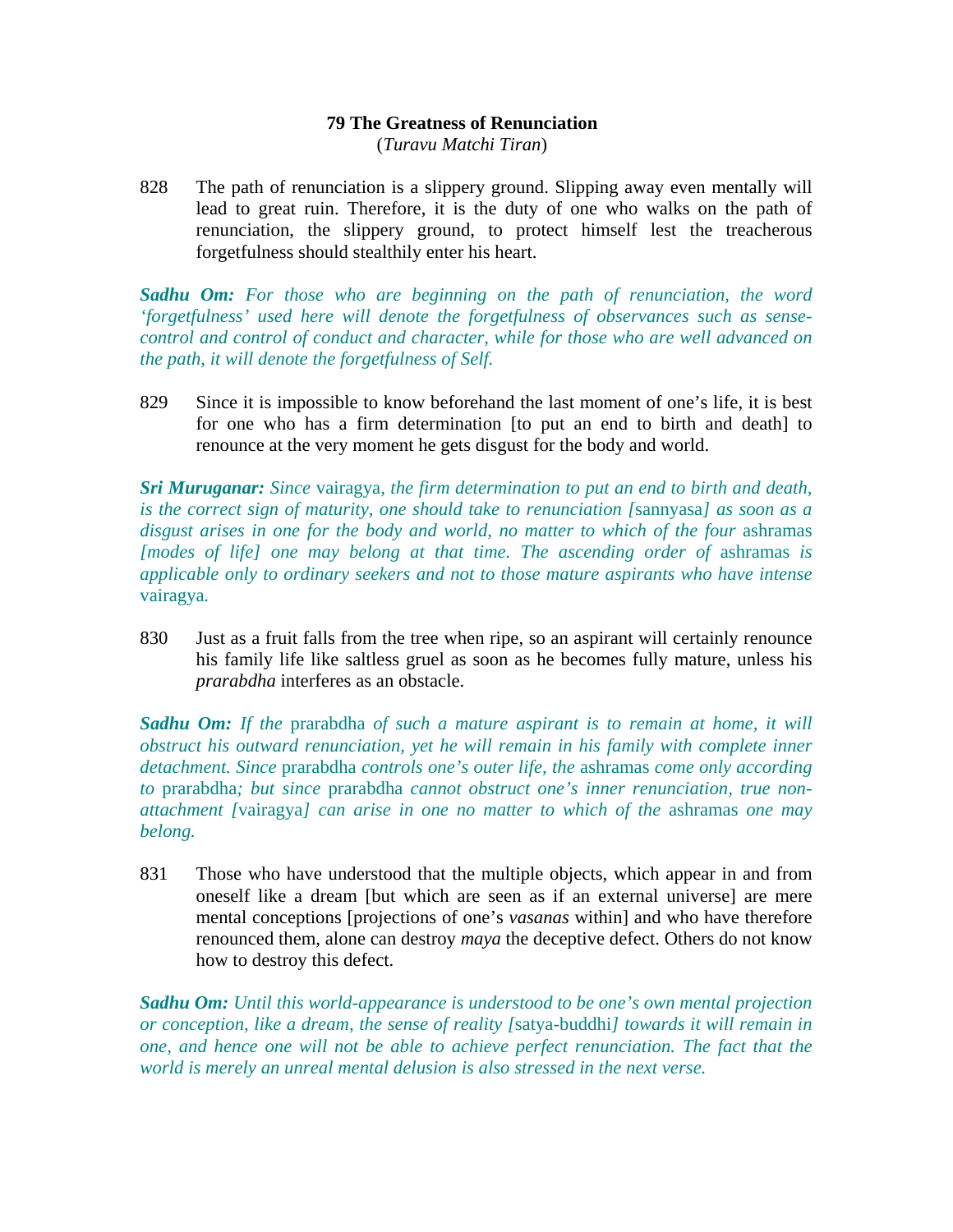## 79 The Greatness of Renunciation

(*Turavu Matchi Tiran*)

828 The path of renunciation is a slippery ground. Slipping away even mentally will lead to great ruin. Therefore, it is the duty of one who walks on the path of renunciation, the slippery ground, to protect himself lest the treacherous forgetfulness should stealthily enter his heart.

***Sadhu Om:*** *For those who are beginning on the path of renunciation, the word 'forgetfulness' used here will denote the forgetfulness of observances such as sense-control and control of conduct and character, while for those who are well advanced on the path, it will denote the forgetfulness of Self.*

829 Since it is impossible to know beforehand the last moment of one's life, it is best for one who has a firm determination [to put an end to birth and death] to renounce at the very moment he gets disgust for the body and world.

***Sri Muruganar:*** *Since* vairagya, *the firm determination to put an end to birth and death, is the correct sign of maturity, one should take to renunciation [*sannyasa*] as soon as a disgust arises in one for the body and world, no matter to which of the four* ashramas *[modes of life] one may belong at that time. The ascending order of* ashramas *is applicable only to ordinary seekers and not to those mature aspirants who have intense* vairagya.

830 Just as a fruit falls from the tree when ripe, so an aspirant will certainly renounce his family life like saltless gruel as soon as he becomes fully mature, unless his *prarabdha* interferes as an obstacle.

***Sadhu Om:*** *If the* prarabdha *of such a mature aspirant is to remain at home, it will obstruct his outward renunciation, yet he will remain in his family with complete inner detachment. Since* prarabdha *controls one's outer life, the* ashramas *come only according to* prarabdha*; but since* prarabdha *cannot obstruct one's inner renunciation, true non-attachment [*vairagya*] can arise in one no matter to which of the* ashramas *one may belong.*

831 Those who have understood that the multiple objects, which appear in and from oneself like a dream [but which are seen as if an external universe] are mere mental conceptions [projections of one's *vasanas* within] and who have therefore renounced them, alone can destroy *maya* the deceptive defect. Others do not know how to destroy this defect.

***Sadhu Om:*** *Until this world-appearance is understood to be one's own mental projection or conception, like a dream, the sense of reality [*satya-buddhi*] towards it will remain in one, and hence one will not be able to achieve perfect renunciation. The fact that the world is merely an unreal mental delusion is also stressed in the next verse.*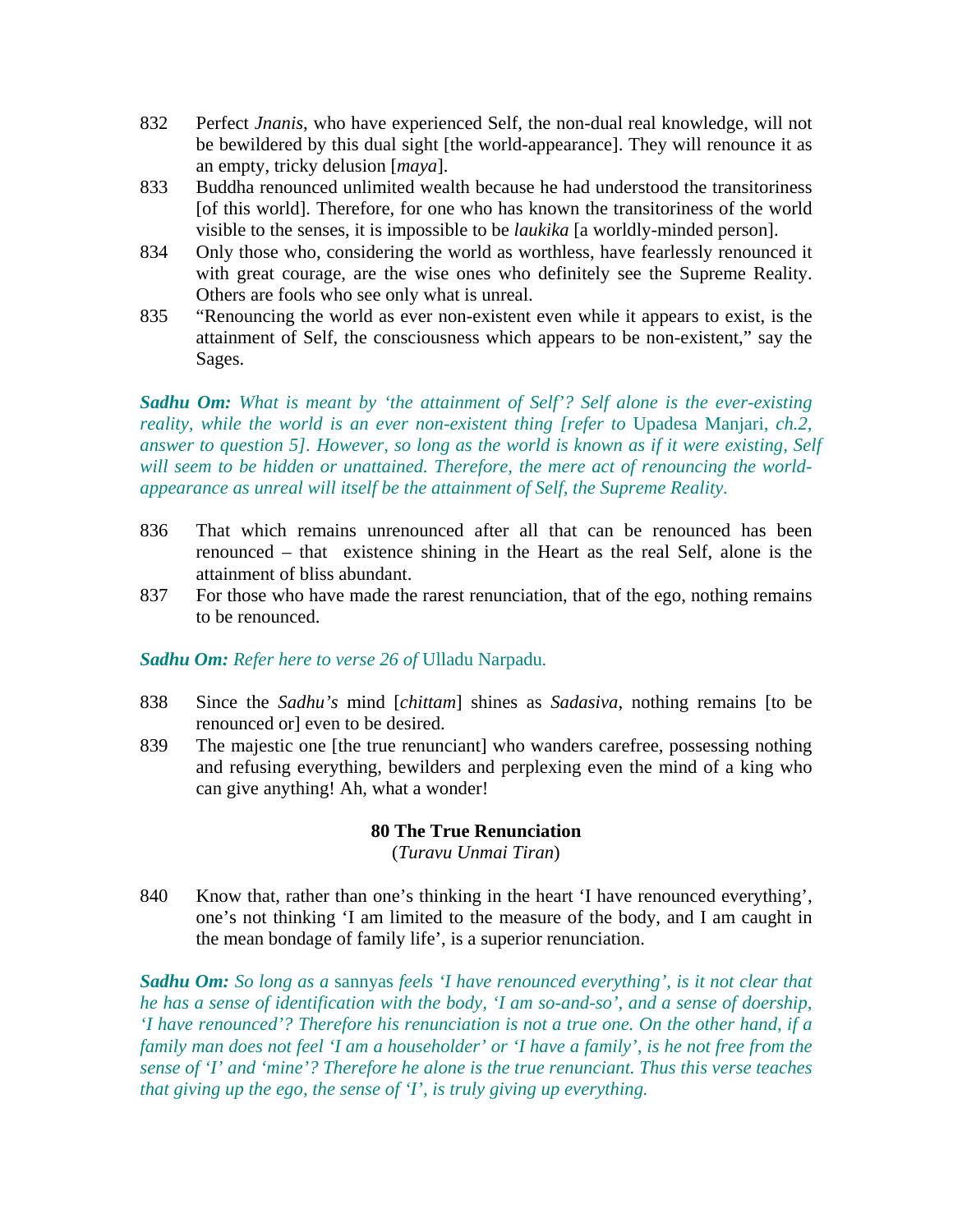832 Perfect *Jnanis*, who have experienced Self, the non-dual real knowledge, will not be bewildered by this dual sight [the world-appearance]. They will renounce it as an empty, tricky delusion [*maya*].

833 Buddha renounced unlimited wealth because he had understood the transitoriness [of this world]. Therefore, for one who has known the transitoriness of the world visible to the senses, it is impossible to be *laukika* [a worldly-minded person].

834 Only those who, considering the world as worthless, have fearlessly renounced it with great courage, are the wise ones who definitely see the Supreme Reality. Others are fools who see only what is unreal.

835 "Renouncing the world as ever non-existent even while it appears to exist, is the attainment of Self, the consciousness which appears to be non-existent," say the Sages.

***Sadhu Om:*** *What is meant by 'the attainment of Self'? Self alone is the ever-existing reality, while the world is an ever non-existent thing [refer to* Upadesa Manjari, *ch.2, answer to question 5]. However, so long as the world is known as if it were existing, Self will seem to be hidden or unattained. Therefore, the mere act of renouncing the world-appearance as unreal will itself be the attainment of Self, the Supreme Reality.*

836 That which remains unrenounced after all that can be renounced has been renounced – that existence shining in the Heart as the real Self, alone is the attainment of bliss abundant.

837 For those who have made the rarest renunciation, that of the ego, nothing remains to be renounced.

***Sadhu Om:*** *Refer here to verse 26 of* Ulladu Narpadu.

838 Since the *Sadhu's* mind [*chittam*] shines as *Sadasiva*, nothing remains [to be renounced or] even to be desired.

839 The majestic one [the true renunciant] who wanders carefree, possessing nothing and refusing everything, bewilders and perplexing even the mind of a king who can give anything! Ah, what a wonder!

## 80 The True Renunciation

(*Turavu Unmai Tiran*)

840 Know that, rather than one's thinking in the heart 'I have renounced everything', one's not thinking 'I am limited to the measure of the body, and I am caught in the mean bondage of family life', is a superior renunciation.

***Sadhu Om:*** *So long as a* sannyas *feels 'I have renounced everything', is it not clear that he has a sense of identification with the body, 'I am so-and-so', and a sense of doership, 'I have renounced'? Therefore his renunciation is not a true one. On the other hand, if a family man does not feel 'I am a householder' or 'I have a family', is he not free from the sense of 'I' and 'mine'? Therefore he alone is the true renunciant. Thus this verse teaches that giving up the ego, the sense of 'I', is truly giving up everything.*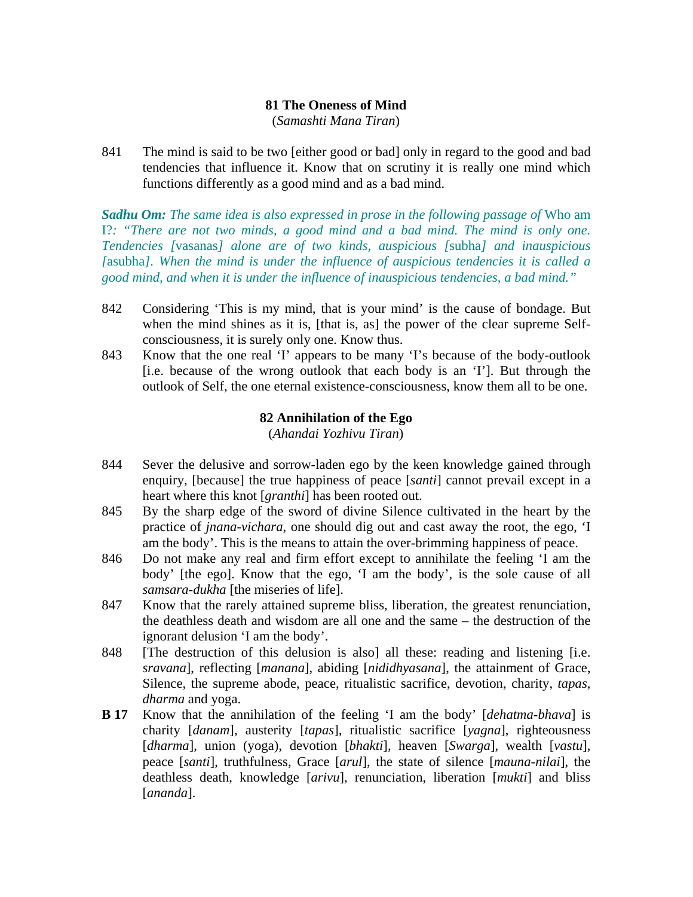## 81 The Oneness of Mind

(*Samashti Mana Tiran*)

841 The mind is said to be two [either good or bad] only in regard to the good and bad tendencies that influence it. Know that on scrutiny it is really one mind which functions differently as a good mind and as a bad mind.

***Sadhu Om:*** *The same idea is also expressed in prose in the following passage of* Who am I?*: "There are not two minds, a good mind and a bad mind. The mind is only one. Tendencies [*vasanas*] alone are of two kinds, auspicious [*subha*] and inauspicious [*asubha*]. When the mind is under the influence of auspicious tendencies it is called a good mind, and when it is under the influence of inauspicious tendencies, a bad mind."*

842 Considering 'This is my mind, that is your mind' is the cause of bondage. But when the mind shines as it is, [that is, as] the power of the clear supreme Self-consciousness, it is surely only one. Know thus.

843 Know that the one real 'I' appears to be many 'I's because of the body-outlook [i.e. because of the wrong outlook that each body is an 'I']. But through the outlook of Self, the one eternal existence-consciousness, know them all to be one.

## 82 Annihilation of the Ego

(*Ahandai Yozhivu Tiran*)

844 Sever the delusive and sorrow-laden ego by the keen knowledge gained through enquiry, [because] the true happiness of peace [*santi*] cannot prevail except in a heart where this knot [*granthi*] has been rooted out.

845 By the sharp edge of the sword of divine Silence cultivated in the heart by the practice of *jnana-vichara*, one should dig out and cast away the root, the ego, 'I am the body'. This is the means to attain the over-brimming happiness of peace.

846 Do not make any real and firm effort except to annihilate the feeling 'I am the body' [the ego]. Know that the ego, 'I am the body', is the sole cause of all *samsara-dukha* [the miseries of life].

847 Know that the rarely attained supreme bliss, liberation, the greatest renunciation, the deathless death and wisdom are all one and the same – the destruction of the ignorant delusion 'I am the body'.

848 [The destruction of this delusion is also] all these: reading and listening [i.e. *sravana*], reflecting [*manana*], abiding [*nididhyasana*], the attainment of Grace, Silence, the supreme abode, peace, ritualistic sacrifice, devotion, charity, *tapas*, *dharma* and yoga.

**B 17** Know that the annihilation of the feeling 'I am the body' [*dehatma-bhava*] is charity [*danam*], austerity [*tapas*], ritualistic sacrifice [*yagna*], righteousness [*dharma*], union (yoga), devotion [*bhakti*], heaven [*Swarga*], wealth [*vastu*], peace [*santi*], truthfulness, Grace [*arul*], the state of silence [*mauna-nilai*], the deathless death, knowledge [*arivu*], renunciation, liberation [*mukti*] and bliss [*ananda*].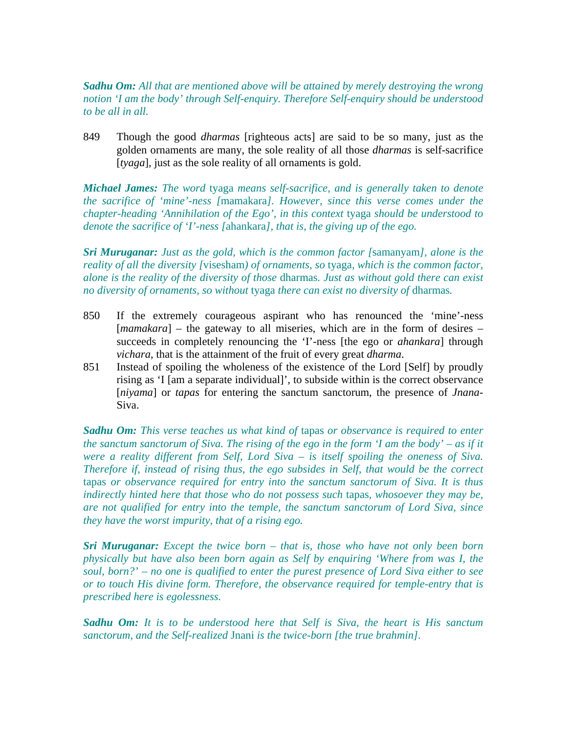***Sadhu Om:*** *All that are mentioned above will be attained by merely destroying the wrong notion 'I am the body' through Self-enquiry. Therefore Self-enquiry should be understood to be all in all.*

849 Though the good *dharmas* [righteous acts] are said to be so many, just as the golden ornaments are many, the sole reality of all those *dharmas* is self-sacrifice [*tyaga*], just as the sole reality of all ornaments is gold.

***Michael James:*** *The word* tyaga *means self-sacrifice, and is generally taken to denote the sacrifice of 'mine'-ness [*mamakara*]. However, since this verse comes under the chapter-heading 'Annihilation of the Ego', in this context* tyaga *should be understood to denote the sacrifice of 'I'-ness [*ahankara*], that is, the giving up of the ego.*

***Sri Muruganar:*** *Just as the gold, which is the common factor [*samanyam*], alone is the reality of all the diversity [*visesham*) of ornaments, so* tyaga*, which is the common factor, alone is the reality of the diversity of those* dharmas*. Just as without gold there can exist no diversity of ornaments, so without* tyaga *there can exist no diversity of* dharmas*.*

850 If the extremely courageous aspirant who has renounced the 'mine'-ness [*mamakara*] – the gateway to all miseries, which are in the form of desires – succeeds in completely renouncing the 'I'-ness [the ego or *ahankara*] through *vichara*, that is the attainment of the fruit of every great *dharma*.

851 Instead of spoiling the wholeness of the existence of the Lord [Self] by proudly rising as 'I [am a separate individual]', to subside within is the correct observance [*niyama*] or *tapas* for entering the sanctum sanctorum, the presence of *Jnana*-Siva.

***Sadhu Om:*** *This verse teaches us what kind of* tapas *or observance is required to enter the sanctum sanctorum of Siva. The rising of the ego in the form 'I am the body' – as if it were a reality different from Self, Lord Siva – is itself spoiling the oneness of Siva. Therefore if, instead of rising thus, the ego subsides in Self, that would be the correct* tapas *or observance required for entry into the sanctum sanctorum of Siva. It is thus indirectly hinted here that those who do not possess such* tapas*, whosoever they may be, are not qualified for entry into the temple, the sanctum sanctorum of Lord Siva, since they have the worst impurity, that of a rising ego.*

***Sri Muruganar:*** *Except the twice born – that is, those who have not only been born physically but have also been born again as Self by enquiring 'Where from was I, the soul, born?' – no one is qualified to enter the purest presence of Lord Siva either to see or to touch His divine form. Therefore, the observance required for temple-entry that is prescribed here is egolessness.*

***Sadhu Om:*** *It is to be understood here that Self is Siva, the heart is His sanctum sanctorum, and the Self-realized* Jnani *is the twice-born [the true brahmin].*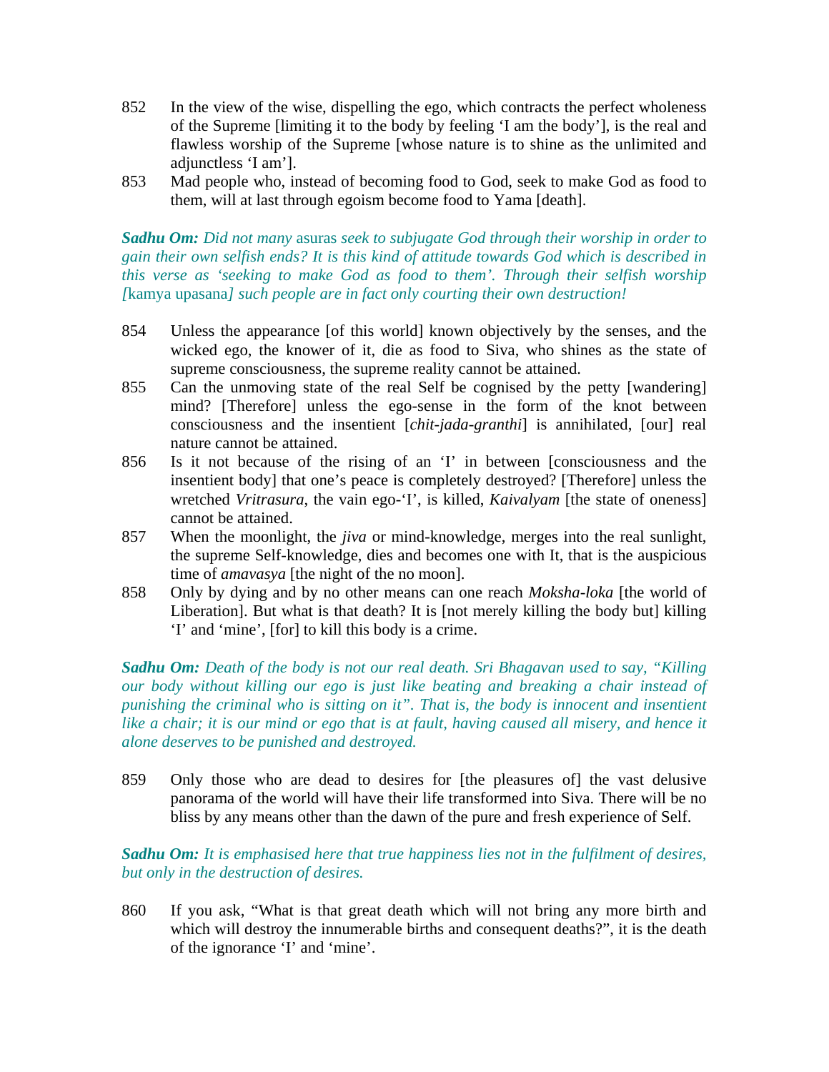852 In the view of the wise, dispelling the ego, which contracts the perfect wholeness of the Supreme [limiting it to the body by feeling 'I am the body'], is the real and flawless worship of the Supreme [whose nature is to shine as the unlimited and adjunctless 'I am'].

853 Mad people who, instead of becoming food to God, seek to make God as food to them, will at last through egoism become food to Yama [death].

***Sadhu Om:*** *Did not many* asuras *seek to subjugate God through their worship in order to gain their own selfish ends? It is this kind of attitude towards God which is described in this verse as 'seeking to make God as food to them'. Through their selfish worship [*kamya upasana*] such people are in fact only courting their own destruction!*

854 Unless the appearance [of this world] known objectively by the senses, and the wicked ego, the knower of it, die as food to Siva, who shines as the state of supreme consciousness, the supreme reality cannot be attained.

855 Can the unmoving state of the real Self be cognised by the petty [wandering] mind? [Therefore] unless the ego-sense in the form of the knot between consciousness and the insentient [*chit-jada-granthi*] is annihilated, [our] real nature cannot be attained.

856 Is it not because of the rising of an 'I' in between [consciousness and the insentient body] that one's peace is completely destroyed? [Therefore] unless the wretched *Vritrasura*, the vain ego-'I', is killed, *Kaivalyam* [the state of oneness] cannot be attained.

857 When the moonlight, the *jiva* or mind-knowledge, merges into the real sunlight, the supreme Self-knowledge, dies and becomes one with It, that is the auspicious time of *amavasya* [the night of the no moon].

858 Only by dying and by no other means can one reach *Moksha-loka* [the world of Liberation]. But what is that death? It is [not merely killing the body but] killing 'I' and 'mine', [for] to kill this body is a crime.

***Sadhu Om:*** *Death of the body is not our real death. Sri Bhagavan used to say, "Killing our body without killing our ego is just like beating and breaking a chair instead of punishing the criminal who is sitting on it". That is, the body is innocent and insentient like a chair; it is our mind or ego that is at fault, having caused all misery, and hence it alone deserves to be punished and destroyed.*

859 Only those who are dead to desires for [the pleasures of] the vast delusive panorama of the world will have their life transformed into Siva. There will be no bliss by any means other than the dawn of the pure and fresh experience of Self.

***Sadhu Om:*** *It is emphasised here that true happiness lies not in the fulfilment of desires, but only in the destruction of desires.*

860 If you ask, "What is that great death which will not bring any more birth and which will destroy the innumerable births and consequent deaths?", it is the death of the ignorance 'I' and 'mine'.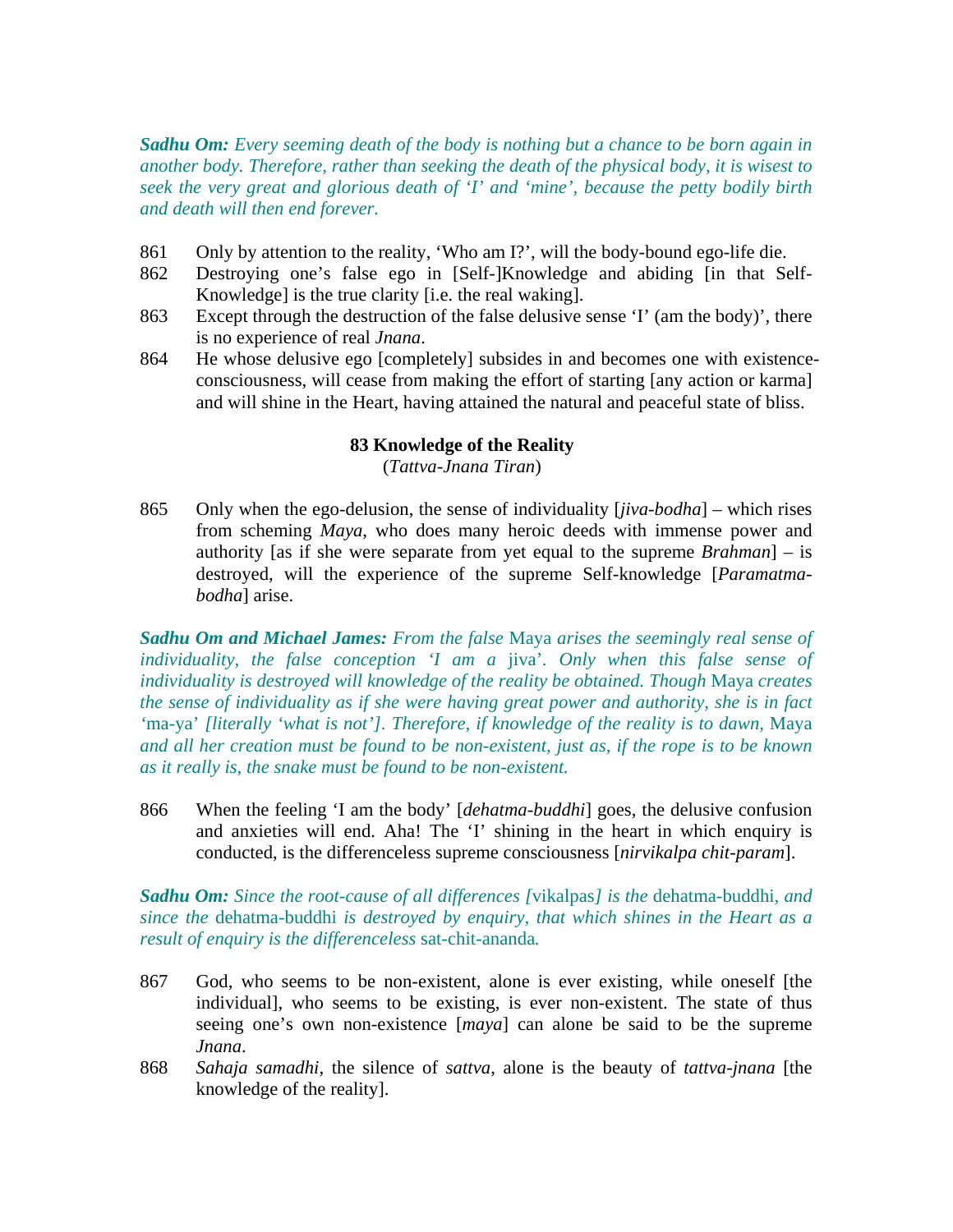***Sadhu Om:*** *Every seeming death of the body is nothing but a chance to be born again in another body. Therefore, rather than seeking the death of the physical body, it is wisest to seek the very great and glorious death of 'I' and 'mine', because the petty bodily birth and death will then end forever.*

861 Only by attention to the reality, 'Who am I?', will the body-bound ego-life die.

862 Destroying one's false ego in [Self-]Knowledge and abiding [in that Self-Knowledge] is the true clarity [i.e. the real waking].

863 Except through the destruction of the false delusive sense 'I' (am the body)', there is no experience of real *Jnana*.

864 He whose delusive ego [completely] subsides in and becomes one with existence-consciousness, will cease from making the effort of starting [any action or karma] and will shine in the Heart, having attained the natural and peaceful state of bliss.

### 83 Knowledge of the Reality
(*Tattva-Jnana Tiran*)

865 Only when the ego-delusion, the sense of individuality [*jiva-bodha*] – which rises from scheming *Maya*, who does many heroic deeds with immense power and authority [as if she were separate from yet equal to the supreme *Brahman*] – is destroyed, will the experience of the supreme Self-knowledge [*Paramatma-bodha*] arise.

***Sadhu Om and Michael James:*** *From the false* Maya *arises the seemingly real sense of individuality, the false conception 'I am a* jiva*'. Only when this false sense of individuality is destroyed will knowledge of the reality be obtained. Though* Maya *creates the sense of individuality as if she were having great power and authority, she is in fact '*ma-ya*' [literally 'what is not']. Therefore, if knowledge of the reality is to dawn,* Maya *and all her creation must be found to be non-existent, just as, if the rope is to be known as it really is, the snake must be found to be non-existent.*

866 When the feeling 'I am the body' [*dehatma-buddhi*] goes, the delusive confusion and anxieties will end. Aha! The 'I' shining in the heart in which enquiry is conducted, is the differenceless supreme consciousness [*nirvikalpa chit-param*].

***Sadhu Om:*** *Since the root-cause of all differences [*vikalpas*] is the* dehatma-buddhi*, and since the* dehatma-buddhi *is destroyed by enquiry, that which shines in the Heart as a result of enquiry is the differenceless* sat-chit-ananda*.*

867 God, who seems to be non-existent, alone is ever existing, while oneself [the individual], who seems to be existing, is ever non-existent. The state of thus seeing one's own non-existence [*maya*] can alone be said to be the supreme *Jnana*.

868 *Sahaja samadhi*, the silence of *sattva*, alone is the beauty of *tattva-jnana* [the knowledge of the reality].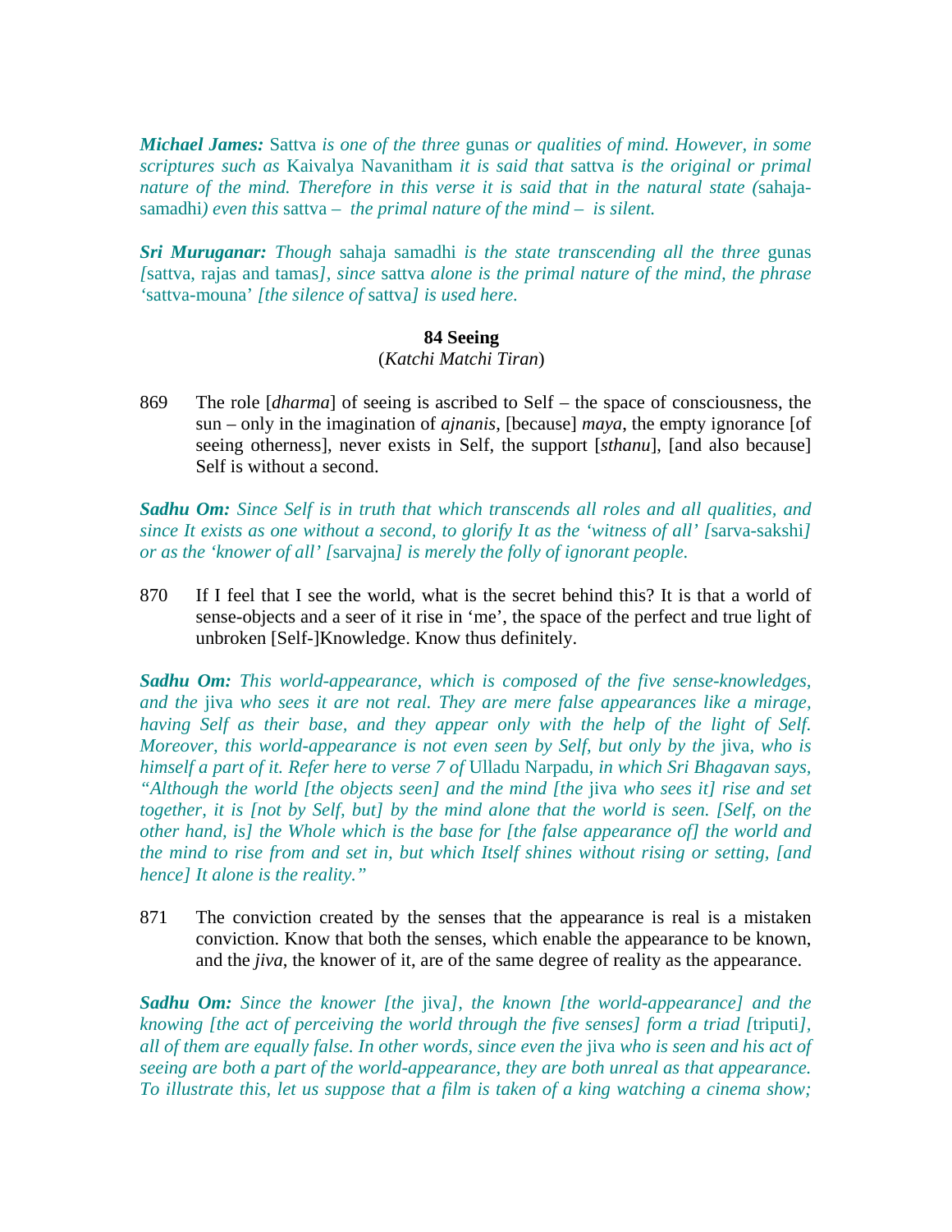***Michael James:*** *Sattva is one of the three gunas or qualities of mind. However, in some scriptures such as Kaivalya Navanitham it is said that sattva is the original or primal nature of the mind. Therefore in this verse it is said that in the natural state (sahaja-samadhi) even this sattva – the primal nature of the mind – is silent.*

***Sri Muruganar:*** *Though sahaja samadhi is the state transcending all the three gunas [sattva, rajas and tamas], since sattva alone is the primal nature of the mind, the phrase 'sattva-mouna' [the silence of sattva] is used here.*

## 84 Seeing

(*Katchi Matchi Tiran*)

869 The role [*dharma*] of seeing is ascribed to Self – the space of consciousness, the sun – only in the imagination of *ajnanis*, [because] *maya*, the empty ignorance [of seeing otherness], never exists in Self, the support [*sthanu*], [and also because] Self is without a second.

***Sadhu Om:*** *Since Self is in truth that which transcends all roles and all qualities, and since It exists as one without a second, to glorify It as the 'witness of all' [sarva-sakshi] or as the 'knower of all' [sarvajna] is merely the folly of ignorant people.*

870 If I feel that I see the world, what is the secret behind this? It is that a world of sense-objects and a seer of it rise in 'me', the space of the perfect and true light of unbroken [Self-]Knowledge. Know thus definitely.

***Sadhu Om:*** *This world-appearance, which is composed of the five sense-knowledges, and the jiva who sees it are not real. They are mere false appearances like a mirage, having Self as their base, and they appear only with the help of the light of Self. Moreover, this world-appearance is not even seen by Self, but only by the jiva, who is himself a part of it. Refer here to verse 7 of Ulladu Narpadu, in which Sri Bhagavan says, "Although the world [the objects seen] and the mind [the jiva who sees it] rise and set together, it is [not by Self, but] by the mind alone that the world is seen. [Self, on the other hand, is] the Whole which is the base for [the false appearance of] the world and the mind to rise from and set in, but which Itself shines without rising or setting, [and hence] It alone is the reality."*

871 The conviction created by the senses that the appearance is real is a mistaken conviction. Know that both the senses, which enable the appearance to be known, and the *jiva*, the knower of it, are of the same degree of reality as the appearance.

***Sadhu Om:*** *Since the knower [the jiva], the known [the world-appearance] and the knowing [the act of perceiving the world through the five senses] form a triad [triputi], all of them are equally false. In other words, since even the jiva who is seen and his act of seeing are both a part of the world-appearance, they are both unreal as that appearance. To illustrate this, let us suppose that a film is taken of a king watching a cinema show;*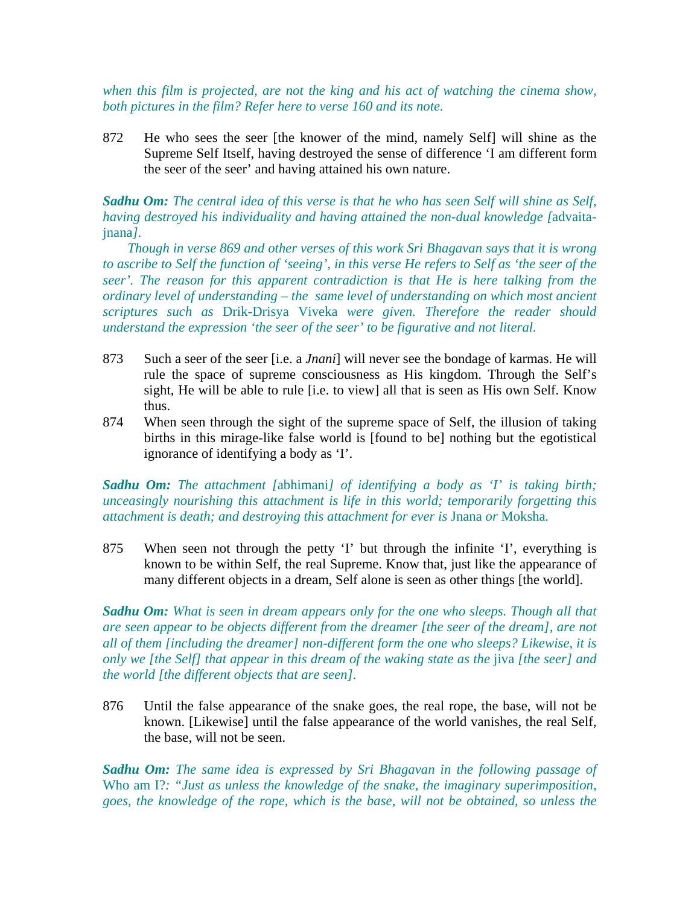*when this film is projected, are not the king and his act of watching the cinema show, both pictures in the film? Refer here to verse 160 and its note.*

872 He who sees the seer [the knower of the mind, namely Self] will shine as the Supreme Self Itself, having destroyed the sense of difference 'I am different form the seer of the seer' and having attained his own nature.

***Sadhu Om:*** *The central idea of this verse is that he who has seen Self will shine as Self, having destroyed his individuality and having attained the non-dual knowledge [*advaita-jnana*].*

*Though in verse 869 and other verses of this work Sri Bhagavan says that it is wrong to ascribe to Self the function of 'seeing', in this verse He refers to Self as 'the seer of the seer'. The reason for this apparent contradiction is that He is here talking from the ordinary level of understanding – the same level of understanding on which most ancient scriptures such as* Drik-Drisya Viveka *were given. Therefore the reader should understand the expression 'the seer of the seer' to be figurative and not literal.*

873 Such a seer of the seer [i.e. a *Jnani*] will never see the bondage of karmas. He will rule the space of supreme consciousness as His kingdom. Through the Self's sight, He will be able to rule [i.e. to view] all that is seen as His own Self. Know thus.

874 When seen through the sight of the supreme space of Self, the illusion of taking births in this mirage-like false world is [found to be] nothing but the egotistical ignorance of identifying a body as 'I'.

***Sadhu Om:*** *The attachment [*abhimani*] of identifying a body as 'I' is taking birth; unceasingly nourishing this attachment is life in this world; temporarily forgetting this attachment is death; and destroying this attachment for ever is* Jnana *or* Moksha*.*

875 When seen not through the petty 'I' but through the infinite 'I', everything is known to be within Self, the real Supreme. Know that, just like the appearance of many different objects in a dream, Self alone is seen as other things [the world].

***Sadhu Om:*** *What is seen in dream appears only for the one who sleeps. Though all that are seen appear to be objects different from the dreamer [the seer of the dream], are not all of them [including the dreamer] non-different form the one who sleeps? Likewise, it is only we [the Self] that appear in this dream of the waking state as the* jiva *[the seer] and the world [the different objects that are seen].*

876 Until the false appearance of the snake goes, the real rope, the base, will not be known. [Likewise] until the false appearance of the world vanishes, the real Self, the base, will not be seen.

***Sadhu Om:*** *The same idea is expressed by Sri Bhagavan in the following passage of* Who am I?*: "Just as unless the knowledge of the snake, the imaginary superimposition, goes, the knowledge of the rope, which is the base, will not be obtained, so unless the*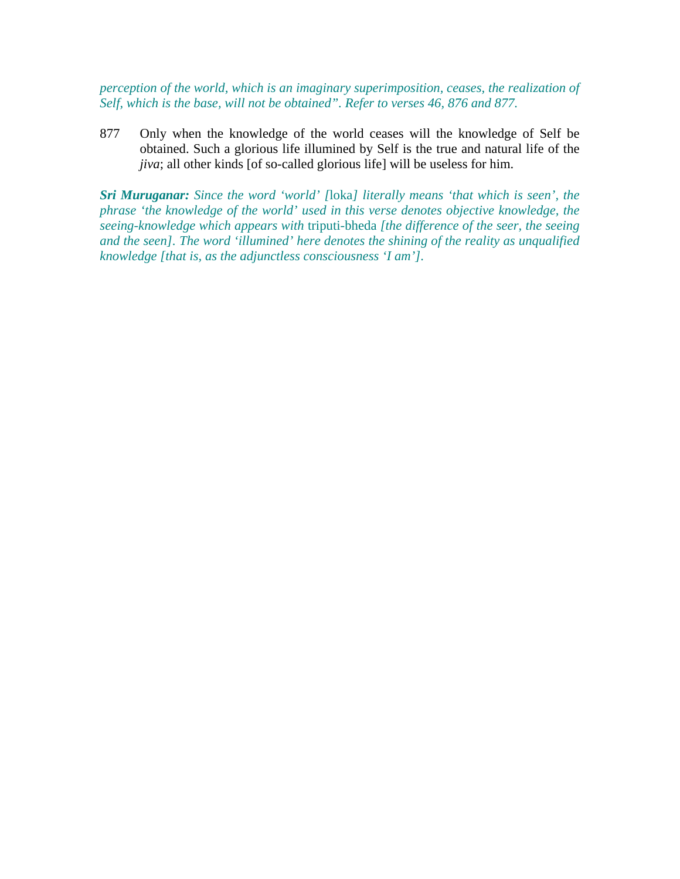*perception of the world, which is an imaginary superimposition, ceases, the realization of Self, which is the base, will not be obtained". Refer to verses 46, 876 and 877.*

877 Only when the knowledge of the world ceases will the knowledge of Self be obtained. Such a glorious life illumined by Self is the true and natural life of the *jiva*; all other kinds [of so-called glorious life] will be useless for him.

***Sri Muruganar:*** *Since the word 'world' [*loka*] literally means 'that which is seen', the phrase 'the knowledge of the world' used in this verse denotes objective knowledge, the seeing-knowledge which appears with* triputi-bheda *[the difference of the seer, the seeing and the seen]. The word 'illumined' here denotes the shining of the reality as unqualified knowledge [that is, as the adjunctless consciousness 'I am'].*